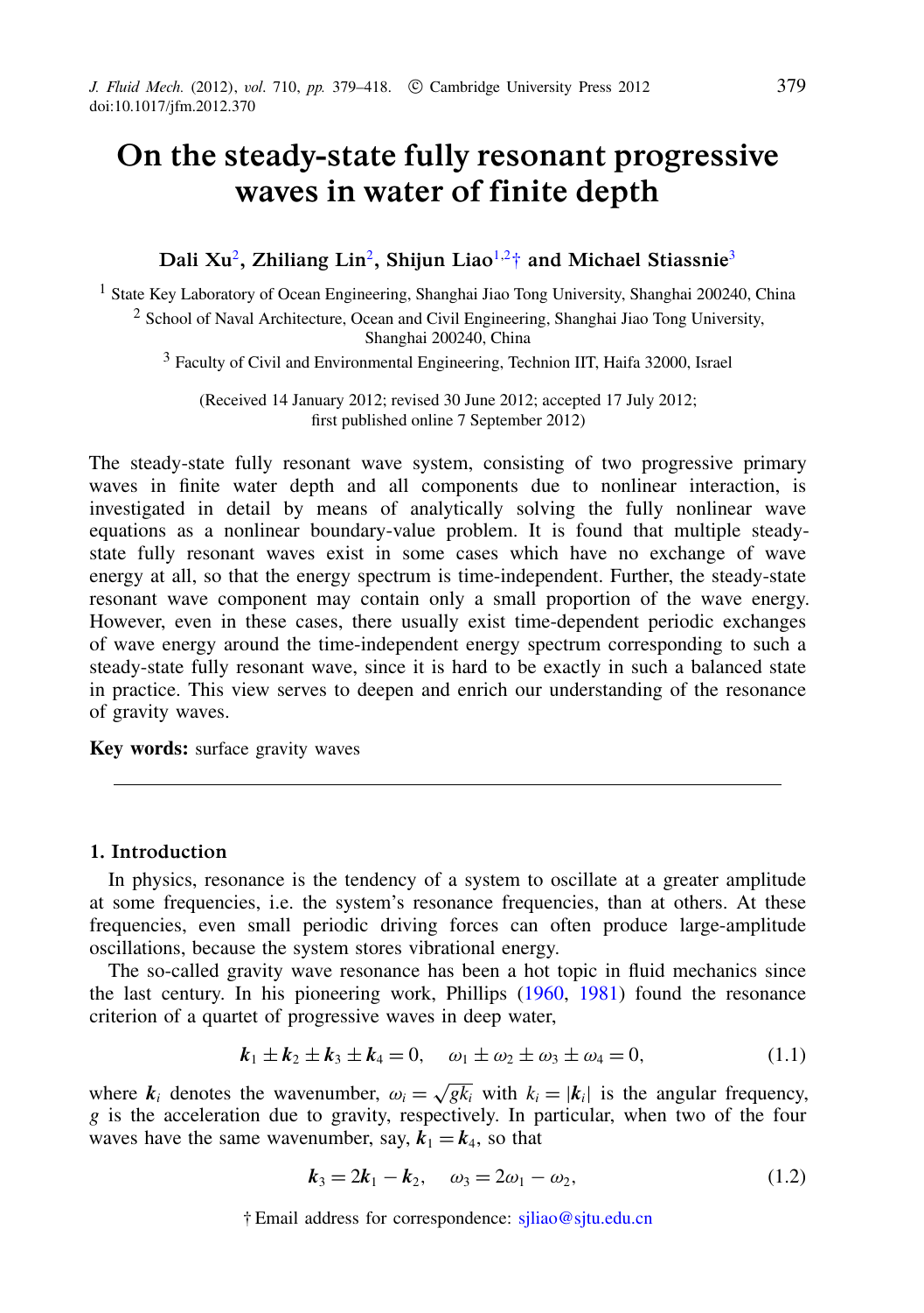# On the steady-state fully resonant progressive waves in water of finite depth

**Dali Xu[2], Zhiliang Lin[2], Shijun Liao[1,2]† and Michael Stiassnie[3]**

[1] State Key Laboratory of Ocean Engineering, Shanghai Jiao Tong University, Shanghai 200240, China

[2] School of Naval Architecture, Ocean and Civil Engineering, Shanghai Jiao Tong University, Shanghai 200240, China

[3] Faculty of Civil and Environmental Engineering, Technion IIT, Haifa 32000, Israel

(Received 14 January 2012; revised 30 June 2012; accepted 17 July 2012; first published online 7 September 2012)

The steady-state fully resonant wave system, consisting of two progressive primary waves in finite water depth and all components due to nonlinear interaction, is investigated in detail by means of analytically solving the fully nonlinear wave equations as a nonlinear boundary-value problem. It is found that multiple steady-state fully resonant waves exist in some cases which have no exchange of wave energy at all, so that the energy spectrum is time-independent. Further, the steady-state resonant wave component may contain only a small proportion of the wave energy. However, even in these cases, there usually exist time-dependent periodic exchanges of wave energy around the time-independent energy spectrum corresponding to such a steady-state fully resonant wave, since it is hard to be exactly in such a balanced state in practice. This view serves to deepen and enrich our understanding of the resonance of gravity waves.

**Key words:** surface gravity waves

---

## 1. Introduction

In physics, resonance is the tendency of a system to oscillate at a greater amplitude at some frequencies, i.e. the system's resonance frequencies, than at others. At these frequencies, even small periodic driving forces can often produce large-amplitude oscillations, because the system stores vibrational energy.

The so-called gravity wave resonance has been a hot topic in fluid mechanics since the last century. In his pioneering work, Phillips (1960, 1981) found the resonance criterion of a quartet of progressive waves in deep water,

$$\boldsymbol{k}_1 \pm \boldsymbol{k}_2 \pm \boldsymbol{k}_3 \pm \boldsymbol{k}_4 = 0, \quad \omega_1 \pm \omega_2 \pm \omega_3 \pm \omega_4 = 0, \tag{1.1}$$

where $\boldsymbol{k}_i$ denotes the wavenumber, $\omega_i = \sqrt{gk_i}$ with $k_i = |\boldsymbol{k}_i|$ is the angular frequency, $g$ is the acceleration due to gravity, respectively. In particular, when two of the four waves have the same wavenumber, say, $\boldsymbol{k}_1 = \boldsymbol{k}_4$, so that

$$\boldsymbol{k}_3 = 2\boldsymbol{k}_1 - \boldsymbol{k}_2, \quad \omega_3 = 2\omega_1 - \omega_2, \tag{1.2}$$

† Email address for correspondence: sjliao@sjtu.edu.cn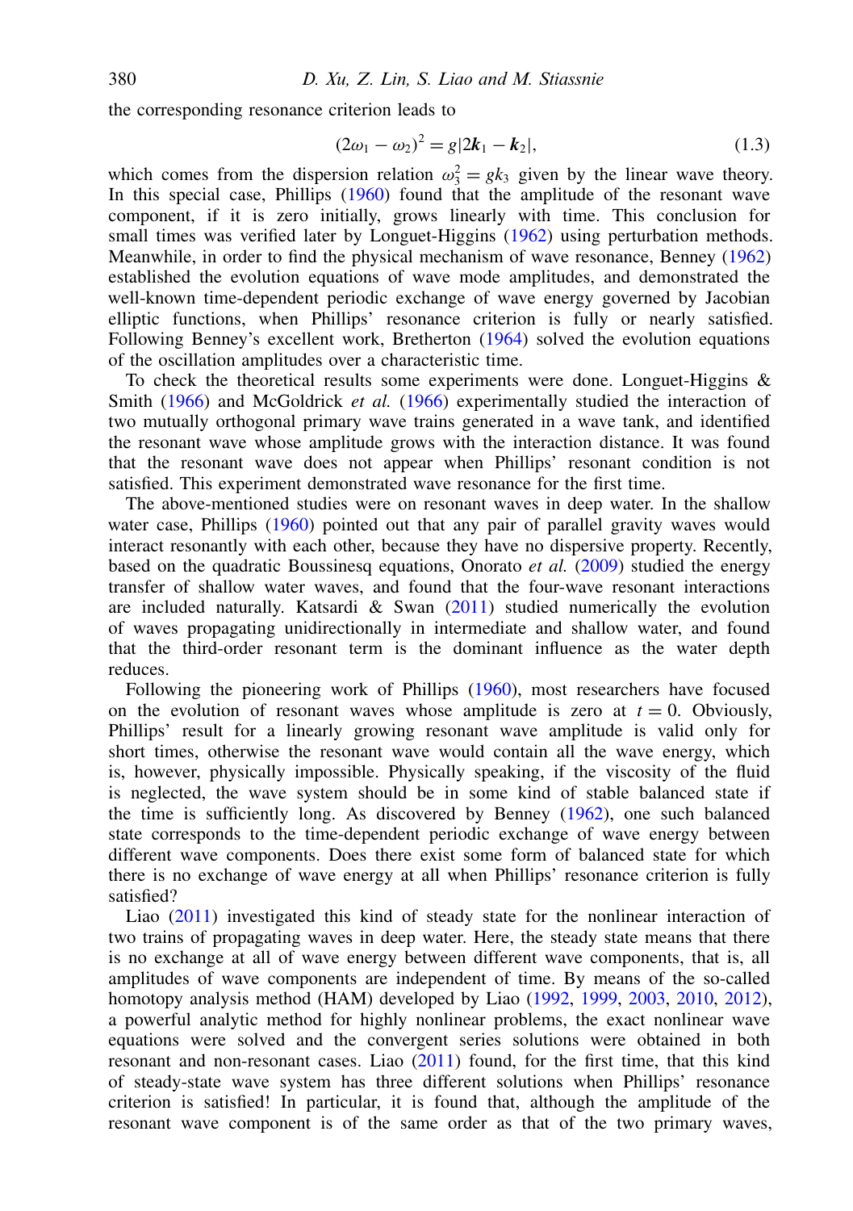the corresponding resonance criterion leads to

$$(2\omega_1 - \omega_2)^2 = g|2\boldsymbol{k}_1 - \boldsymbol{k}_2|, \tag{1.3}$$

which comes from the dispersion relation $\omega_3^2 = gk_3$ given by the linear wave theory. In this special case, Phillips (1960) found that the amplitude of the resonant wave component, if it is zero initially, grows linearly with time. This conclusion for small times was verified later by Longuet-Higgins (1962) using perturbation methods. Meanwhile, in order to find the physical mechanism of wave resonance, Benney (1962) established the evolution equations of wave mode amplitudes, and demonstrated the well-known time-dependent periodic exchange of wave energy governed by Jacobian elliptic functions, when Phillips' resonance criterion is fully or nearly satisfied. Following Benney's excellent work, Bretherton (1964) solved the evolution equations of the oscillation amplitudes over a characteristic time.

To check the theoretical results some experiments were done. Longuet-Higgins & Smith (1966) and McGoldrick *et al.* (1966) experimentally studied the interaction of two mutually orthogonal primary wave trains generated in a wave tank, and identified the resonant wave whose amplitude grows with the interaction distance. It was found that the resonant wave does not appear when Phillips' resonant condition is not satisfied. This experiment demonstrated wave resonance for the first time.

The above-mentioned studies were on resonant waves in deep water. In the shallow water case, Phillips (1960) pointed out that any pair of parallel gravity waves would interact resonantly with each other, because they have no dispersive property. Recently, based on the quadratic Boussinesq equations, Onorato *et al.* (2009) studied the energy transfer of shallow water waves, and found that the four-wave resonant interactions are included naturally. Katsardi & Swan (2011) studied numerically the evolution of waves propagating unidirectionally in intermediate and shallow water, and found that the third-order resonant term is the dominant influence as the water depth reduces.

Following the pioneering work of Phillips (1960), most researchers have focused on the evolution of resonant waves whose amplitude is zero at $t = 0$. Obviously, Phillips' result for a linearly growing resonant wave amplitude is valid only for short times, otherwise the resonant wave would contain all the wave energy, which is, however, physically impossible. Physically speaking, if the viscosity of the fluid is neglected, the wave system should be in some kind of stable balanced state if the time is sufficiently long. As discovered by Benney (1962), one such balanced state corresponds to the time-dependent periodic exchange of wave energy between different wave components. Does there exist some form of balanced state for which there is no exchange of wave energy at all when Phillips' resonance criterion is fully satisfied?

Liao (2011) investigated this kind of steady state for the nonlinear interaction of two trains of propagating waves in deep water. Here, the steady state means that there is no exchange at all of wave energy between different wave components, that is, all amplitudes of wave components are independent of time. By means of the so-called homotopy analysis method (HAM) developed by Liao (1992, 1999, 2003, 2010, 2012), a powerful analytic method for highly nonlinear problems, the exact nonlinear wave equations were solved and the convergent series solutions were obtained in both resonant and non-resonant cases. Liao (2011) found, for the first time, that this kind of steady-state wave system has three different solutions when Phillips' resonance criterion is satisfied! In particular, it is found that, although the amplitude of the resonant wave component is of the same order as that of the two primary waves,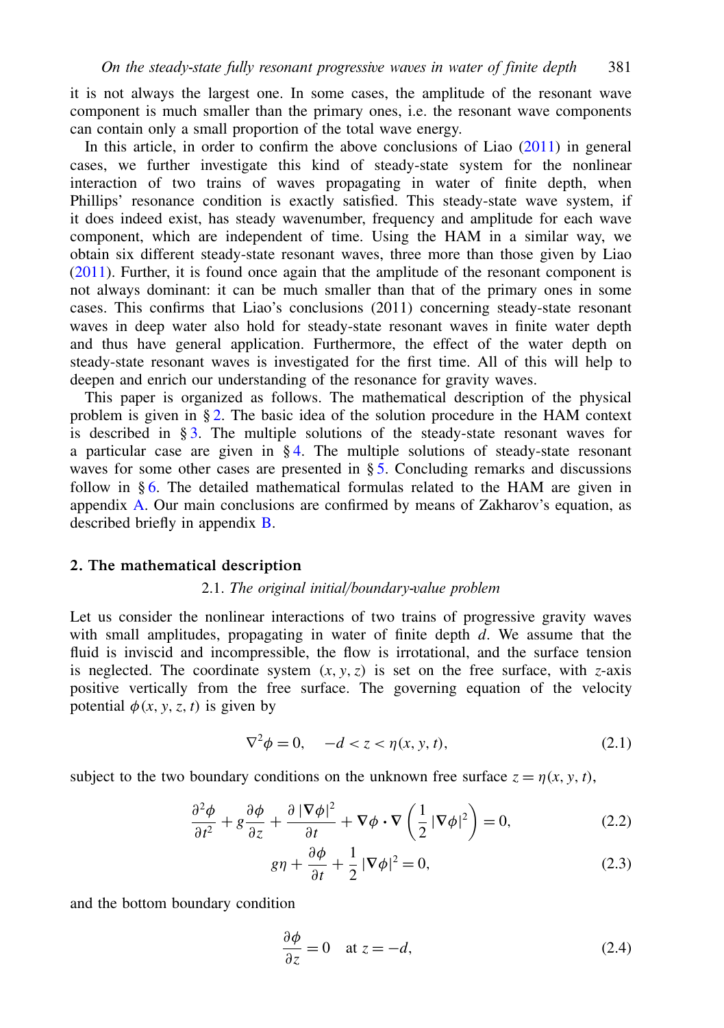it is not always the largest one. In some cases, the amplitude of the resonant wave component is much smaller than the primary ones, i.e. the resonant wave components can contain only a small proportion of the total wave energy.

In this article, in order to confirm the above conclusions of Liao (2011) in general cases, we further investigate this kind of steady-state system for the nonlinear interaction of two trains of waves propagating in water of finite depth, when Phillips' resonance condition is exactly satisfied. This steady-state wave system, if it does indeed exist, has steady wavenumber, frequency and amplitude for each wave component, which are independent of time. Using the HAM in a similar way, we obtain six different steady-state resonant waves, three more than those given by Liao (2011). Further, it is found once again that the amplitude of the resonant wave component is not always dominant: it can be much smaller than that of the primary ones in some cases. This confirms that Liao's conclusions (2011) concerning steady-state resonant waves in deep water also hold for steady-state resonant waves in finite water depth and thus have general application. Furthermore, the effect of the water depth on steady-state resonant waves is investigated for the first time. All of this will help to deepen and enrich our understanding of the resonance for gravity waves.

This paper is organized as follows. The mathematical description of the physical problem is given in § 2. The basic idea of the solution procedure in the HAM context is described in § 3. The multiple solutions of the steady-state resonant waves for a particular case are given in § 4. The multiple solutions of steady-state resonant waves for some other cases are presented in § 5. Concluding remarks and discussions follow in § 6. The detailed mathematical formulas related to the HAM are given in appendix A. Our main conclusions are confirmed by means of Zakharov's equation, as described briefly in appendix B.

## 2. The mathematical description

### 2.1. *The original initial/boundary-value problem*

Let us consider the nonlinear interactions of two trains of progressive gravity waves with small amplitudes, propagating in water of finite depth $d$. We assume that the fluid is inviscid and incompressible, the flow is irrotational, and the surface tension is neglected. The coordinate system $(x, y, z)$ is set on the free surface, with $z$-axis positive vertically from the free surface. The governing equation of the velocity potential $\phi(x, y, z, t)$ is given by

$$\nabla^2\phi = 0, \quad -d < z < \eta(x, y, t), \tag{2.1}$$

subject to the two boundary conditions on the unknown free surface $z = \eta(x, y, t)$,

$$\frac{\partial^2\phi}{\partial t^2} + g\frac{\partial\phi}{\partial z} + \frac{\partial\,|\nabla\phi|^2}{\partial t} + \nabla\phi\cdot\nabla\left(\frac{1}{2}\,|\nabla\phi|^2\right) = 0, \tag{2.2}$$

$$g\eta + \frac{\partial\phi}{\partial t} + \frac{1}{2}\,|\nabla\phi|^2 = 0, \tag{2.3}$$

and the bottom boundary condition

$$\frac{\partial\phi}{\partial z} = 0 \quad \text{at } z = -d, \tag{2.4}$$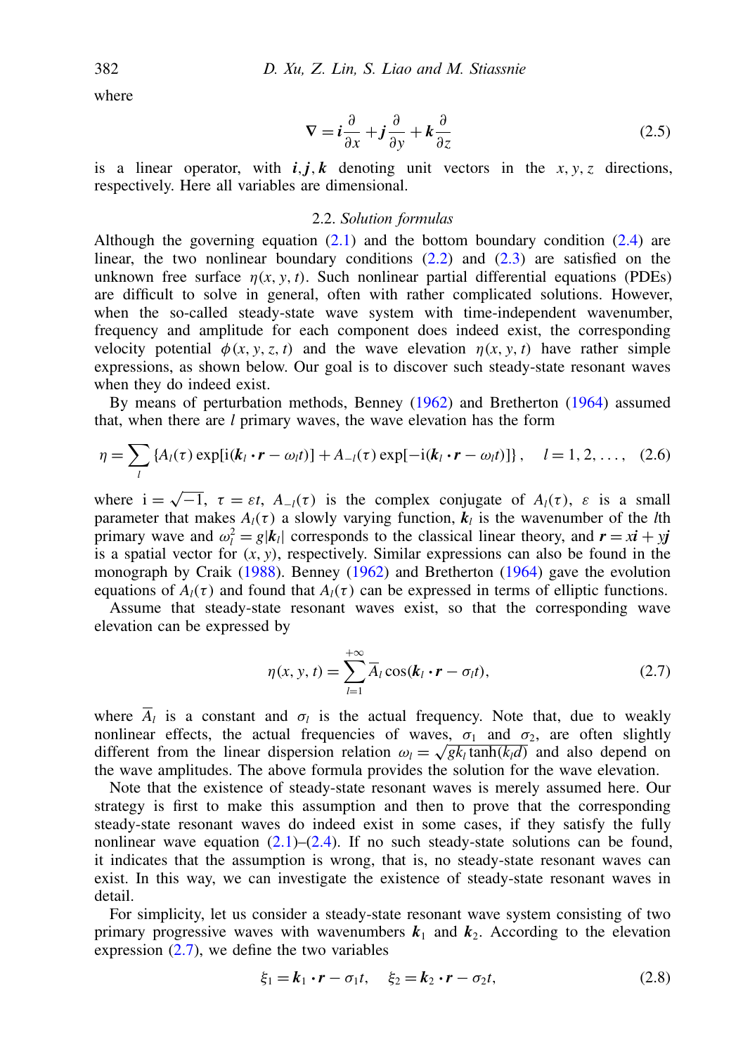where

$$\nabla = \boldsymbol{i}\frac{\partial}{\partial x} + \boldsymbol{j}\frac{\partial}{\partial y} + \boldsymbol{k}\frac{\partial}{\partial z} \tag{2.5}$$

is a linear operator, with $\boldsymbol{i}, \boldsymbol{j}, \boldsymbol{k}$ denoting unit vectors in the $x, y, z$ directions, respectively. Here all variables are dimensional.

### 2.2. *Solution formulas*

Although the governing equation (2.1) and the bottom boundary condition (2.4) are linear, the two nonlinear boundary conditions (2.2) and (2.3) are satisfied on the unknown free surface $\eta(x, y, t)$. Such nonlinear partial differential equations (PDEs) are difficult to solve in general, often with rather complicated solutions. However, when the so-called steady-state wave system with time-independent wavenumber, frequency and amplitude for each component does indeed exist, the corresponding velocity potential $\phi(x, y, z, t)$ and the wave elevation $\eta(x, y, t)$ have rather simple expressions, as shown below. Our goal is to discover such steady-state resonant waves when they do indeed exist.

By means of perturbation methods, Benney (1962) and Bretherton (1964) assumed that, when there are $l$ primary waves, the wave elevation has the form

$$\eta = \sum_{l} \{A_l(\tau)\exp[\mathrm{i}(\boldsymbol{k}_l \cdot \boldsymbol{r} - \omega_l t)] + A_{-l}(\tau)\exp[-\mathrm{i}(\boldsymbol{k}_l \cdot \boldsymbol{r} - \omega_l t)]\}, \quad l = 1, 2, \ldots, \tag{2.6}$$

where $\mathrm{i} = \sqrt{-1}$, $\tau = \varepsilon t$, $A_{-l}(\tau)$ is the complex conjugate of $A_l(\tau)$, $\varepsilon$ is a small parameter that makes $A_l(\tau)$ a slowly varying function, $\boldsymbol{k}_l$ is the wavenumber of the $l$th primary wave and $\omega_l^2 = g|\boldsymbol{k}_l|$ corresponds to the classical linear theory, and $\boldsymbol{r} = x\boldsymbol{i} + y\boldsymbol{j}$ is a spatial vector for $(x, y)$, respectively. Similar expressions can also be found in the monograph by Craik (1988). Benney (1962) and Bretherton (1964) gave the evolution equations of $A_l(\tau)$ and found that $A_l(\tau)$ can be expressed in terms of elliptic functions.

Assume that steady-state resonant waves exist, so that the corresponding wave elevation can be expressed by

$$\eta(x, y, t) = \sum_{l=1}^{+\infty} \overline{A}_l \cos(\boldsymbol{k}_l \cdot \boldsymbol{r} - \sigma_l t), \tag{2.7}$$

where $\overline{A}_l$ is a constant and $\sigma_l$ is the actual frequency. Note that, due to weakly nonlinear effects, the actual frequencies of waves, $\sigma_1$ and $\sigma_2$, are often slightly different from the linear dispersion relation $\omega_l = \sqrt{gk_l \tanh(k_l d)}$ and also depend on the wave amplitudes. The above formula provides the solution for the wave elevation.

Note that the existence of steady-state resonant waves is merely assumed here. Our strategy is first to make this assumption and then to prove that the corresponding steady-state resonant waves do indeed exist in some cases, if they satisfy the fully nonlinear wave equation (2.1)–(2.4). If no such steady-state solutions can be found, it indicates that the assumption is wrong, that is, no steady-state resonant waves can exist. In this way, we can investigate the existence of steady-state resonant waves in detail.

For simplicity, let us consider a steady-state resonant wave system consisting of two primary progressive waves with wavenumbers $\boldsymbol{k}_1$ and $\boldsymbol{k}_2$. According to the elevation expression (2.7), we define the two variables

$$\xi_1 = \boldsymbol{k}_1 \cdot \boldsymbol{r} - \sigma_1 t, \quad \xi_2 = \boldsymbol{k}_2 \cdot \boldsymbol{r} - \sigma_2 t, \tag{2.8}$$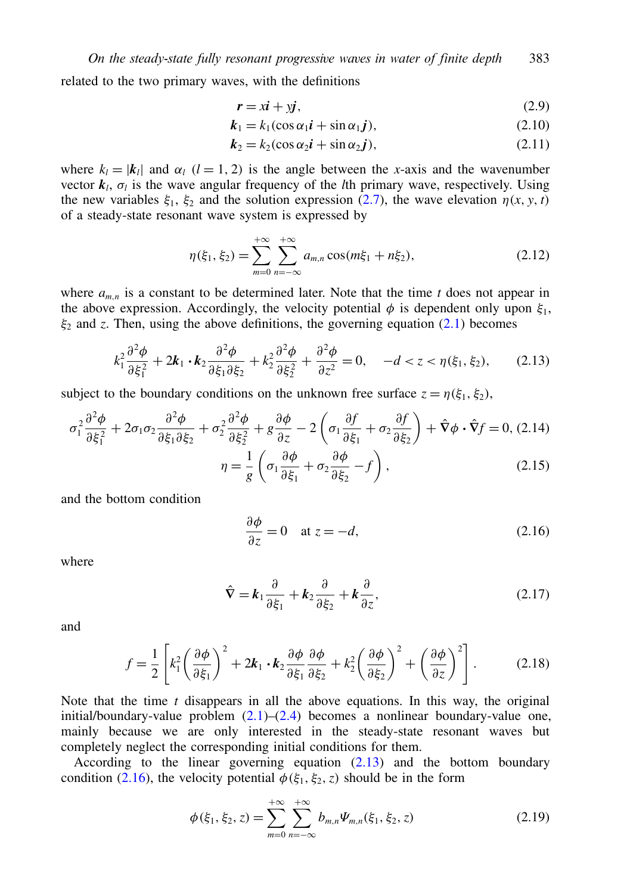related to the two primary waves, with the definitions

$$\boldsymbol{r} = x\boldsymbol{i} + y\boldsymbol{j}, \tag{2.9}$$

$$\boldsymbol{k}_1 = k_1(\cos\alpha_1 \boldsymbol{i} + \sin\alpha_1 \boldsymbol{j}), \tag{2.10}$$

$$\boldsymbol{k}_2 = k_2(\cos\alpha_2 \boldsymbol{i} + \sin\alpha_2 \boldsymbol{j}), \tag{2.11}$$

where $k_l = |\boldsymbol{k}_l|$ and $\alpha_l$ $(l = 1, 2)$ is the angle between the $x$-axis and the wavenumber vector $\boldsymbol{k}_l$, $\sigma_l$ is the wave angular frequency of the $l$th primary wave, respectively. Using the new variables $\xi_1$, $\xi_2$ and the solution expression (2.7), the wave elevation $\eta(x, y, t)$ of a steady-state resonant wave system is expressed by

$$\eta(\xi_1, \xi_2) = \sum_{m=0}^{+\infty} \sum_{n=-\infty}^{+\infty} a_{m,n} \cos(m\xi_1 + n\xi_2), \tag{2.12}$$

where $a_{m,n}$ is a constant to be determined later. Note that the time $t$ does not appear in the above expression. Accordingly, the velocity potential $\phi$ is dependent only upon $\xi_1$, $\xi_2$ and $z$. Then, using the above definitions, the governing equation (2.1) becomes

$$k_1^2 \frac{\partial^2 \phi}{\partial \xi_1^2} + 2\boldsymbol{k}_1 \boldsymbol{\cdot} \boldsymbol{k}_2 \frac{\partial^2 \phi}{\partial \xi_1 \partial \xi_2} + k_2^2 \frac{\partial^2 \phi}{\partial \xi_2^2} + \frac{\partial^2 \phi}{\partial z^2} = 0, \quad -d < z < \eta(\xi_1, \xi_2), \tag{2.13}$$

subject to the boundary conditions on the unknown free surface $z = \eta(\xi_1, \xi_2)$,

$$\sigma_1^2 \frac{\partial^2 \phi}{\partial \xi_1^2} + 2\sigma_1\sigma_2 \frac{\partial^2 \phi}{\partial \xi_1 \partial \xi_2} + \sigma_2^2 \frac{\partial^2 \phi}{\partial \xi_2^2} + g\frac{\partial \phi}{\partial z} - 2\left(\sigma_1 \frac{\partial f}{\partial \xi_1} + \sigma_2 \frac{\partial f}{\partial \xi_2}\right) + \hat{\boldsymbol{\nabla}}\phi \boldsymbol{\cdot} \hat{\boldsymbol{\nabla}} f = 0, \tag{2.14}$$

$$\eta = \frac{1}{g}\left(\sigma_1 \frac{\partial \phi}{\partial \xi_1} + \sigma_2 \frac{\partial \phi}{\partial \xi_2} - f\right), \tag{2.15}$$

and the bottom condition

$$\frac{\partial \phi}{\partial z} = 0 \quad \text{at } z = -d, \tag{2.16}$$

where

$$\hat{\boldsymbol{\nabla}} = \boldsymbol{k}_1 \frac{\partial}{\partial \xi_1} + \boldsymbol{k}_2 \frac{\partial}{\partial \xi_2} + \boldsymbol{k}\frac{\partial}{\partial z}, \tag{2.17}$$

and

$$f = \frac{1}{2}\left[k_1^2 \left(\frac{\partial \phi}{\partial \xi_1}\right)^2 + 2\boldsymbol{k}_1 \boldsymbol{\cdot} \boldsymbol{k}_2 \frac{\partial \phi}{\partial \xi_1}\frac{\partial \phi}{\partial \xi_2} + k_2^2 \left(\frac{\partial \phi}{\partial \xi_2}\right)^2 + \left(\frac{\partial \phi}{\partial z}\right)^2\right]. \tag{2.18}$$

Note that the time $t$ disappears in all the above equations. In this way, the original initial/boundary-value problem (2.1)–(2.4) becomes a nonlinear boundary-value one, mainly because we are only interested in the steady-state resonant waves but completely neglect the corresponding initial conditions for them.

According to the linear governing equation (2.13) and the bottom boundary condition (2.16), the velocity potential $\phi(\xi_1, \xi_2, z)$ should be in the form

$$\phi(\xi_1, \xi_2, z) = \sum_{m=0}^{+\infty} \sum_{n=-\infty}^{+\infty} b_{m,n} \Psi_{m,n}(\xi_1, \xi_2, z) \tag{2.19}$$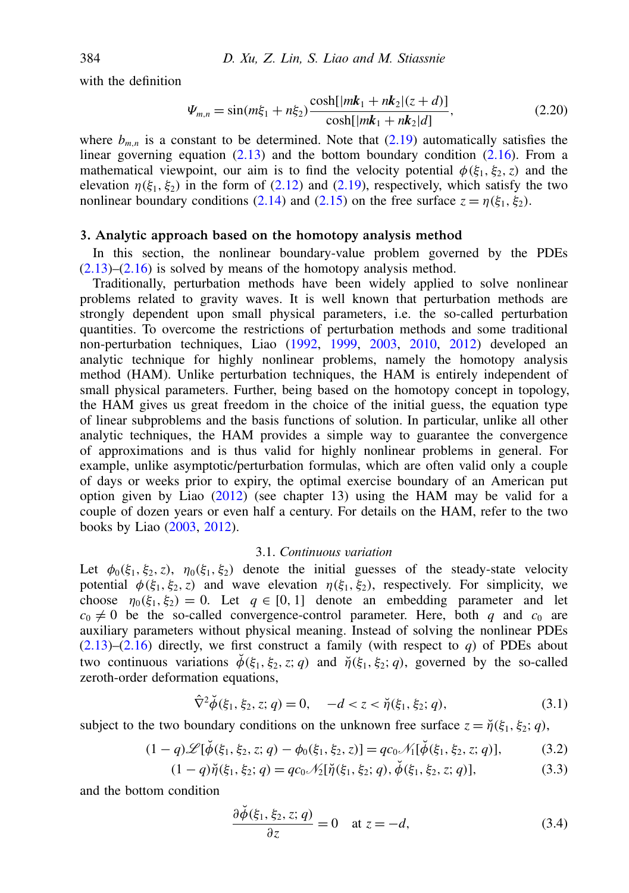with the definition

$$\Psi_{m,n} = \sin(m\xi_1 + n\xi_2)\frac{\cosh[|m\boldsymbol{k}_1 + n\boldsymbol{k}_2|(z+d)]}{\cosh[|m\boldsymbol{k}_1 + n\boldsymbol{k}_2|d]}, \tag{2.20}$$

where $b_{m,n}$ is a constant to be determined. Note that (2.19) automatically satisfies the linear governing equation (2.13) and the bottom boundary condition (2.16). From a mathematical viewpoint, our aim is to find the velocity potential $\phi(\xi_1, \xi_2, z)$ and the elevation $\eta(\xi_1, \xi_2)$ in the form of (2.12) and (2.19), respectively, which satisfy the two nonlinear boundary conditions (2.14) and (2.15) on the free surface $z = \eta(\xi_1, \xi_2)$.

## 3. Analytic approach based on the homotopy analysis method

In this section, the nonlinear boundary-value problem governed by the PDEs (2.13)–(2.16) is solved by means of the homotopy analysis method.

Traditionally, perturbation methods have been widely applied to solve nonlinear problems related to gravity waves. It is well known that perturbation methods are strongly dependent upon small physical parameters, i.e. the so-called perturbation quantities. To overcome the restrictions of perturbation methods and some traditional non-perturbation techniques, Liao (1992, 1999, 2003, 2010, 2012) developed an analytic technique for highly nonlinear problems, namely the homotopy analysis method (HAM). Unlike perturbation techniques, the HAM is entirely independent of small physical parameters. Further, being based on the homotopy concept in topology, the HAM gives us great freedom in the choice of the initial guess, the equation type of linear subproblems and the basis functions of solution. In particular, unlike all other analytic techniques, the HAM provides a simple way to guarantee the convergence of approximations and is thus valid for highly nonlinear problems in general. For example, unlike asymptotic/perturbation formulas, which are often valid only a couple of days or weeks prior to expiry, the optimal exercise boundary of an American put option given by Liao (2012) (see chapter 13) using the HAM may be valid for a couple of dozen years or even half a century. For details on the HAM, refer to the two books by Liao (2003, 2012).

### 3.1. *Continuous variation*

Let $\phi_0(\xi_1, \xi_2, z)$, $\eta_0(\xi_1, \xi_2)$ denote the initial guesses of the steady-state velocity potential $\phi(\xi_1, \xi_2, z)$ and wave elevation $\eta(\xi_1, \xi_2)$, respectively. For simplicity, we choose $\eta_0(\xi_1, \xi_2) = 0$. Let $q \in [0, 1]$ denote an embedding parameter and let $c_0 \neq 0$ be the so-called convergence-control parameter. Here, both $q$ and $c_0$ are auxiliary parameters without physical meaning. Instead of solving the nonlinear PDEs (2.13)–(2.16) directly, we first construct a family (with respect to $q$) of PDEs about two continuous variations $\breve{\phi}(\xi_1, \xi_2, z; q)$ and $\breve{\eta}(\xi_1, \xi_2; q)$, governed by the so-called zeroth-order deformation equations,

$$\hat{\nabla}^2\breve{\phi}(\xi_1, \xi_2, z; q) = 0, \quad -d < z < \breve{\eta}(\xi_1, \xi_2; q), \tag{3.1}$$

subject to the two boundary conditions on the unknown free surface $z = \breve{\eta}(\xi_1, \xi_2; q)$,

$$(1-q)\mathscr{L}[\breve{\phi}(\xi_1, \xi_2, z; q) - \phi_0(\xi_1, \xi_2, z)] = qc_0\mathscr{N}_1[\breve{\phi}(\xi_1, \xi_2, z; q)], \tag{3.2}$$

$$(1-q)\breve{\eta}(\xi_1, \xi_2; q) = qc_0\mathscr{N}_2[\breve{\eta}(\xi_1, \xi_2; q), \breve{\phi}(\xi_1, \xi_2, z; q)], \tag{3.3}$$

and the bottom condition

$$\frac{\partial\breve{\phi}(\xi_1, \xi_2, z; q)}{\partial z} = 0 \quad \text{at } z = -d, \tag{3.4}$$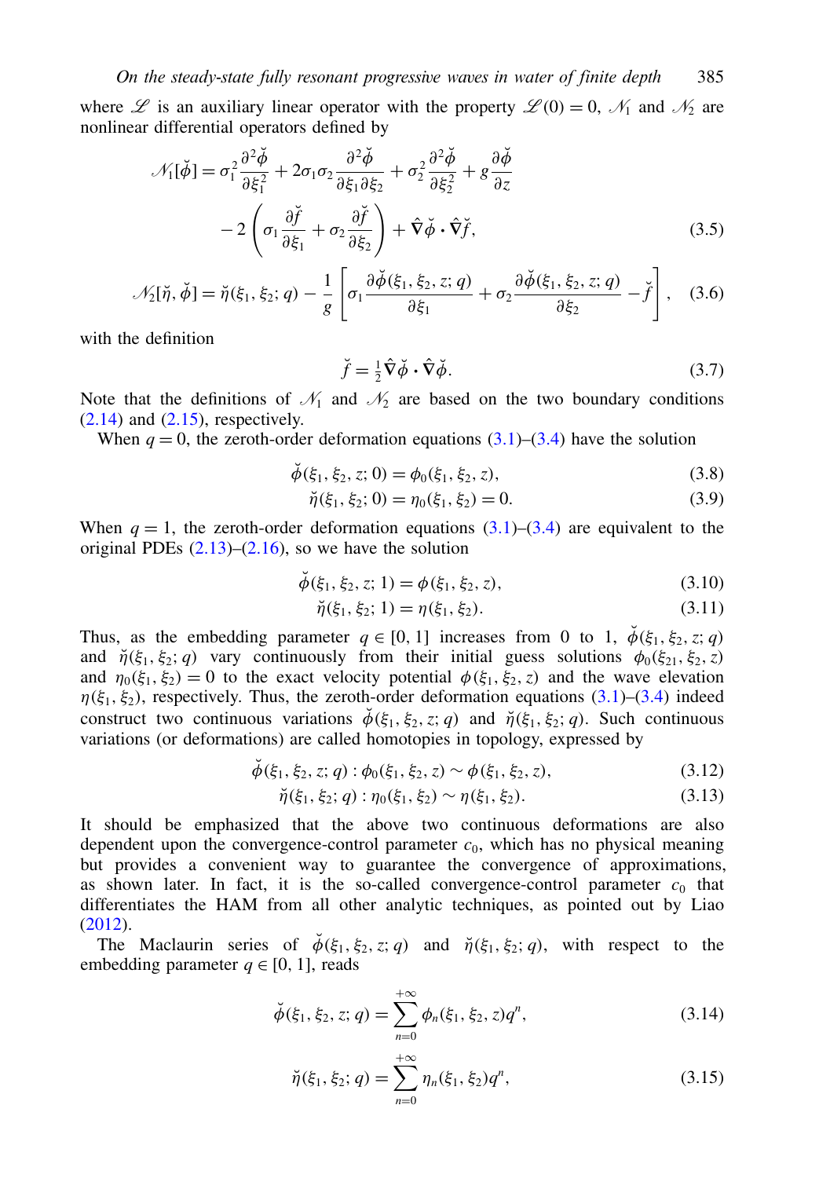where $\mathscr{L}$ is an auxiliary linear operator with the property $\mathscr{L}(0) = 0$, $\mathscr{N}_1$ and $\mathscr{N}_2$ are nonlinear differential operators defined by

$$
\begin{aligned}
\mathscr{N}_1[\breve{\phi}] = {} & \sigma_1^2 \frac{\partial^2 \breve{\phi}}{\partial \xi_1^2} + 2\sigma_1\sigma_2 \frac{\partial^2 \breve{\phi}}{\partial \xi_1 \partial \xi_2} + \sigma_2^2 \frac{\partial^2 \breve{\phi}}{\partial \xi_2^2} + g \frac{\partial \breve{\phi}}{\partial z} \\
& - 2\left( \sigma_1 \frac{\partial \breve{f}}{\partial \xi_1} + \sigma_2 \frac{\partial \breve{f}}{\partial \xi_2} \right) + \hat{\boldsymbol{\nabla}} \breve{\phi} \boldsymbol{\cdot} \hat{\boldsymbol{\nabla}} \breve{f},
\end{aligned} \tag{3.5}
$$

$$
\mathscr{N}_2[\breve{\eta}, \breve{\phi}] = \breve{\eta}(\xi_1, \xi_2; q) - \frac{1}{g} \left[ \sigma_1 \frac{\partial \breve{\phi}(\xi_1, \xi_2, z; q)}{\partial \xi_1} + \sigma_2 \frac{\partial \breve{\phi}(\xi_1, \xi_2, z; q)}{\partial \xi_2} - \breve{f} \right], \tag{3.6}
$$

with the definition

$$
\breve{f} = \tfrac{1}{2} \hat{\boldsymbol{\nabla}} \breve{\phi} \boldsymbol{\cdot} \hat{\boldsymbol{\nabla}} \breve{\phi}. \tag{3.7}
$$

Note that the definitions of $\mathscr{N}_1$ and $\mathscr{N}_2$ are based on the two boundary conditions (2.14) and (2.15), respectively.

When $q = 0$, the zeroth-order deformation equations (3.1)–(3.4) have the solution

$$
\breve{\phi}(\xi_1, \xi_2, z; 0) = \phi_0(\xi_1, \xi_2, z), \tag{3.8}
$$

$$
\breve{\eta}(\xi_1, \xi_2; 0) = \eta_0(\xi_1, \xi_2) = 0. \tag{3.9}
$$

When $q = 1$, the zeroth-order deformation equations (3.1)–(3.4) are equivalent to the original PDEs (2.13)–(2.16), so we have the solution

$$
\breve{\phi}(\xi_1, \xi_2, z; 1) = \phi(\xi_1, \xi_2, z), \tag{3.10}
$$

$$
\breve{\eta}(\xi_1, \xi_2; 1) = \eta(\xi_1, \xi_2). \tag{3.11}
$$

Thus, as the embedding parameter $q \in [0, 1]$ increases from 0 to 1, $\breve{\phi}(\xi_1, \xi_2, z; q)$ and $\breve{\eta}(\xi_1, \xi_2; q)$ vary continuously from their initial guess solutions $\phi_0(\xi_{21}, \xi_2, z)$ and $\eta_0(\xi_1, \xi_2) = 0$ to the exact velocity potential $\phi(\xi_1, \xi_2, z)$ and the wave elevation $\eta(\xi_1, \xi_2)$, respectively. Thus, the zeroth-order deformation equations (3.1)–(3.4) indeed construct two continuous variations $\breve{\phi}(\xi_1, \xi_2, z; q)$ and $\breve{\eta}(\xi_1, \xi_2; q)$. Such continuous variations (or deformations) are called homotopies in topology, expressed by

$$
\breve{\phi}(\xi_1, \xi_2, z; q) : \phi_0(\xi_1, \xi_2, z) \sim \phi(\xi_1, \xi_2, z), \tag{3.12}
$$

$$
\breve{\eta}(\xi_1, \xi_2; q) : \eta_0(\xi_1, \xi_2) \sim \eta(\xi_1, \xi_2). \tag{3.13}
$$

It should be emphasized that the above two continuous deformations are also dependent upon the convergence-control parameter $c_0$, which has no physical meaning but provides a convenient way to guarantee the convergence of approximations, as shown later. In fact, it is the so-called convergence-control parameter $c_0$ that differentiates the HAM from all other analytic techniques, as pointed out by Liao (2012).

The Maclaurin series of $\breve{\phi}(\xi_1, \xi_2, z; q)$ and $\breve{\eta}(\xi_1, \xi_2; q)$, with respect to the embedding parameter $q \in [0, 1]$, reads

$$
\breve{\phi}(\xi_1, \xi_2, z; q) = \sum_{n=0}^{+\infty} \phi_n(\xi_1, \xi_2, z) q^n, \tag{3.14}
$$

$$
\breve{\eta}(\xi_1, \xi_2; q) = \sum_{n=0}^{+\infty} \eta_n(\xi_1, \xi_2) q^n, \tag{3.15}
$$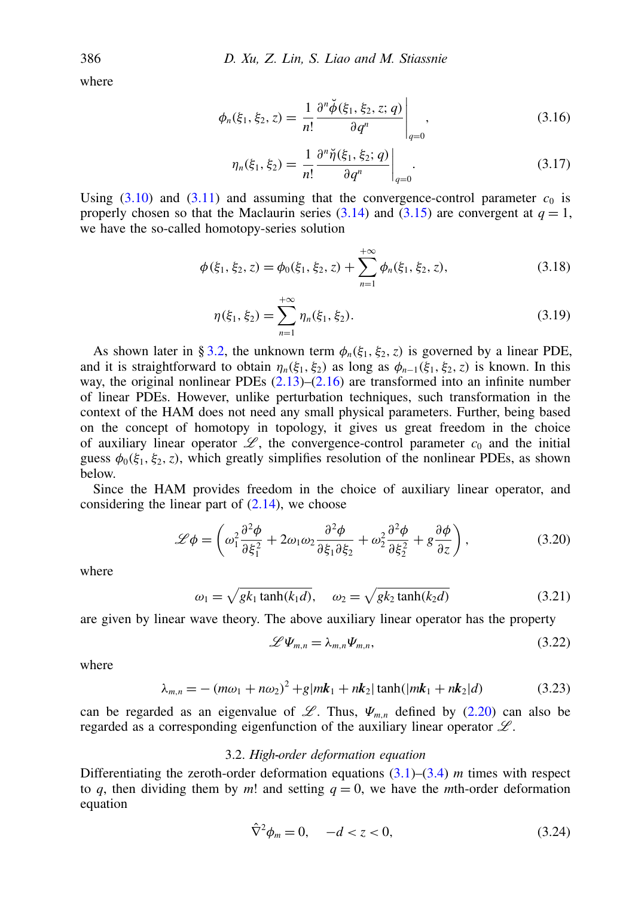where

$$\phi_n(\xi_1, \xi_2, z) = \frac{1}{n!} \left. \frac{\partial^n \breve{\phi}(\xi_1, \xi_2, z; q)}{\partial q^n} \right|_{q=0}, \tag{3.16}$$

$$\eta_n(\xi_1, \xi_2) = \frac{1}{n!} \left. \frac{\partial^n \breve{\eta}(\xi_1, \xi_2; q)}{\partial q^n} \right|_{q=0}. \tag{3.17}$$

Using (3.10) and (3.11) and assuming that the convergence-control parameter $c_0$ is properly chosen so that the Maclaurin series (3.14) and (3.15) are convergent at $q = 1$, we have the so-called homotopy-series solution

$$\phi(\xi_1, \xi_2, z) = \phi_0(\xi_1, \xi_2, z) + \sum_{n=1}^{+\infty} \phi_n(\xi_1, \xi_2, z), \tag{3.18}$$

$$\eta(\xi_1, \xi_2) = \sum_{n=1}^{+\infty} \eta_n(\xi_1, \xi_2). \tag{3.19}$$

As shown later in § 3.2, the unknown term $\phi_n(\xi_1, \xi_2, z)$ is governed by a linear PDE, and it is straightforward to obtain $\eta_n(\xi_1, \xi_2)$ as long as $\phi_{n-1}(\xi_1, \xi_2, z)$ is known. In this way, the original nonlinear PDEs (2.13)–(2.16) are transformed into an infinite number of linear PDEs. However, unlike perturbation techniques, such transformation in the context of the HAM does not need any small physical parameters. Further, being based on the concept of homotopy in topology, it gives us great freedom in the choice of auxiliary linear operator $\mathscr{L}$, the convergence-control parameter $c_0$ and the initial guess $\phi_0(\xi_1, \xi_2, z)$, which greatly simplifies resolution of the nonlinear PDEs, as shown below.

Since the HAM provides freedom in the choice of auxiliary linear operator, and considering the linear part of (2.14), we choose

$$\mathscr{L}\phi = \left( \omega_1^2 \frac{\partial^2 \phi}{\partial \xi_1^2} + 2\omega_1\omega_2 \frac{\partial^2 \phi}{\partial \xi_1 \partial \xi_2} + \omega_2^2 \frac{\partial^2 \phi}{\partial \xi_2^2} + g\frac{\partial \phi}{\partial z} \right), \tag{3.20}$$

where

$$\omega_1 = \sqrt{gk_1 \tanh(k_1 d)}, \quad \omega_2 = \sqrt{gk_2 \tanh(k_2 d)} \tag{3.21}$$

are given by linear wave theory. The above auxiliary linear operator has the property

$$\mathscr{L}\Psi_{m,n} = \lambda_{m,n}\Psi_{m,n}, \tag{3.22}$$

where

$$\lambda_{m,n} = -(m\omega_1 + n\omega_2)^2 + g|m\boldsymbol{k}_1 + n\boldsymbol{k}_2| \tanh(|m\boldsymbol{k}_1 + n\boldsymbol{k}_2|d) \tag{3.23}$$

can be regarded as an eigenvalue of $\mathscr{L}$. Thus, $\Psi_{m,n}$ defined by (2.20) can also be regarded as a corresponding eigenfunction of the auxiliary linear operator $\mathscr{L}$.

### 3.2. *High-order deformation equation*

Differentiating the zeroth-order deformation equations (3.1)–(3.4) $m$ times with respect to $q$, then dividing them by $m!$ and setting $q = 0$, we have the $m$th-order deformation equation

$$\hat{\nabla}^2 \phi_m = 0, \quad -d < z < 0, \tag{3.24}$$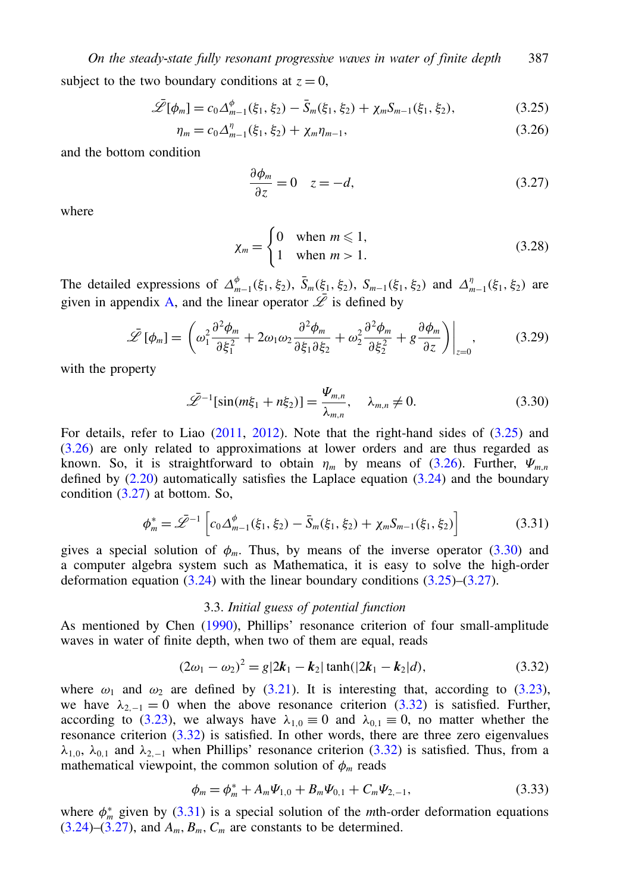subject to the two boundary conditions at $z = 0$,

$$\bar{\mathscr{L}}[\phi_m] = c_0 \Delta^{\phi}_{m-1}(\xi_1, \xi_2) - \bar{S}_m(\xi_1, \xi_2) + \chi_m S_{m-1}(\xi_1, \xi_2), \tag{3.25}$$

$$\eta_m = c_0 \Delta^{\eta}_{m-1}(\xi_1, \xi_2) + \chi_m \eta_{m-1}, \tag{3.26}$$

and the bottom condition

$$\frac{\partial \phi_m}{\partial z} = 0 \quad z = -d, \tag{3.27}$$

where

$$\chi_m = \begin{cases} 0 & \text{when } m \leqslant 1, \\ 1 & \text{when } m > 1. \end{cases} \tag{3.28}$$

The detailed expressions of $\Delta^{\phi}_{m-1}(\xi_1, \xi_2)$, $\bar{S}_m(\xi_1, \xi_2)$, $S_{m-1}(\xi_1, \xi_2)$ and $\Delta^{\eta}_{m-1}(\xi_1, \xi_2)$ are given in appendix A, and the linear operator $\bar{\mathscr{L}}$ is defined by

$$\bar{\mathscr{L}}[\phi_m] = \left( \omega_1^2 \frac{\partial^2 \phi_m}{\partial \xi_1^2} + 2\omega_1 \omega_2 \frac{\partial^2 \phi_m}{\partial \xi_1 \partial \xi_2} + \omega_2^2 \frac{\partial^2 \phi_m}{\partial \xi_2^2} + g \frac{\partial \phi_m}{\partial z} \right) \bigg|_{z=0}, \tag{3.29}$$

with the property

$$\bar{\mathscr{L}}^{-1}[\sin(m\xi_1 + n\xi_2)] = \frac{\Psi_{m,n}}{\lambda_{m,n}}, \quad \lambda_{m,n} \neq 0. \tag{3.30}$$

For details, refer to Liao (2011, 2012). Note that the right-hand sides of (3.25) and (3.26) are only related to approximations at lower orders and are thus regarded as known. So, it is straightforward to obtain $\eta_m$ by means of (3.26). Further, $\Psi_{m,n}$ defined by (2.20) automatically satisfies the Laplace equation (3.24) and the boundary condition (3.27) at bottom. So,

$$\phi_m^* = \bar{\mathscr{L}}^{-1} \left[ c_0 \Delta^{\phi}_{m-1}(\xi_1, \xi_2) - \bar{S}_m(\xi_1, \xi_2) + \chi_m S_{m-1}(\xi_1, \xi_2) \right] \tag{3.31}$$

gives a special solution of $\phi_m$. Thus, by means of the inverse operator (3.30) and a computer algebra system such as Mathematica, it is easy to solve the high-order deformation equation (3.24) with the linear boundary conditions (3.25)–(3.27).

### 3.3. *Initial guess of potential function*

As mentioned by Chen (1990), Phillips' resonance criterion of four small-amplitude waves in water of finite depth, when two of them are equal, reads

$$(2\omega_1 - \omega_2)^2 = g|2\boldsymbol{k}_1 - \boldsymbol{k}_2| \tanh(|2\boldsymbol{k}_1 - \boldsymbol{k}_2| d), \tag{3.32}$$

where $\omega_1$ and $\omega_2$ are defined by (3.21). It is interesting that, according to (3.23), we have $\lambda_{2,-1} = 0$ when the above resonance criterion (3.32) is satisfied. Further, according to (3.23), we always have $\lambda_{1,0} \equiv 0$ and $\lambda_{0,1} \equiv 0$, no matter whether the resonance criterion (3.32) is satisfied. In other words, there are three zero eigenvalues $\lambda_{1,0}$, $\lambda_{0,1}$ and $\lambda_{2,-1}$ when Phillips' resonance criterion (3.32) is satisfied. Thus, from a mathematical viewpoint, the common solution of $\phi_m$ reads

$$\phi_m = \phi_m^* + A_m \Psi_{1,0} + B_m \Psi_{0,1} + C_m \Psi_{2,-1}, \tag{3.33}$$

where $\phi_m^*$ given by (3.31) is a special solution of the $m$th-order deformation equations (3.24)–(3.27), and $A_m$, $B_m$, $C_m$ are constants to be determined.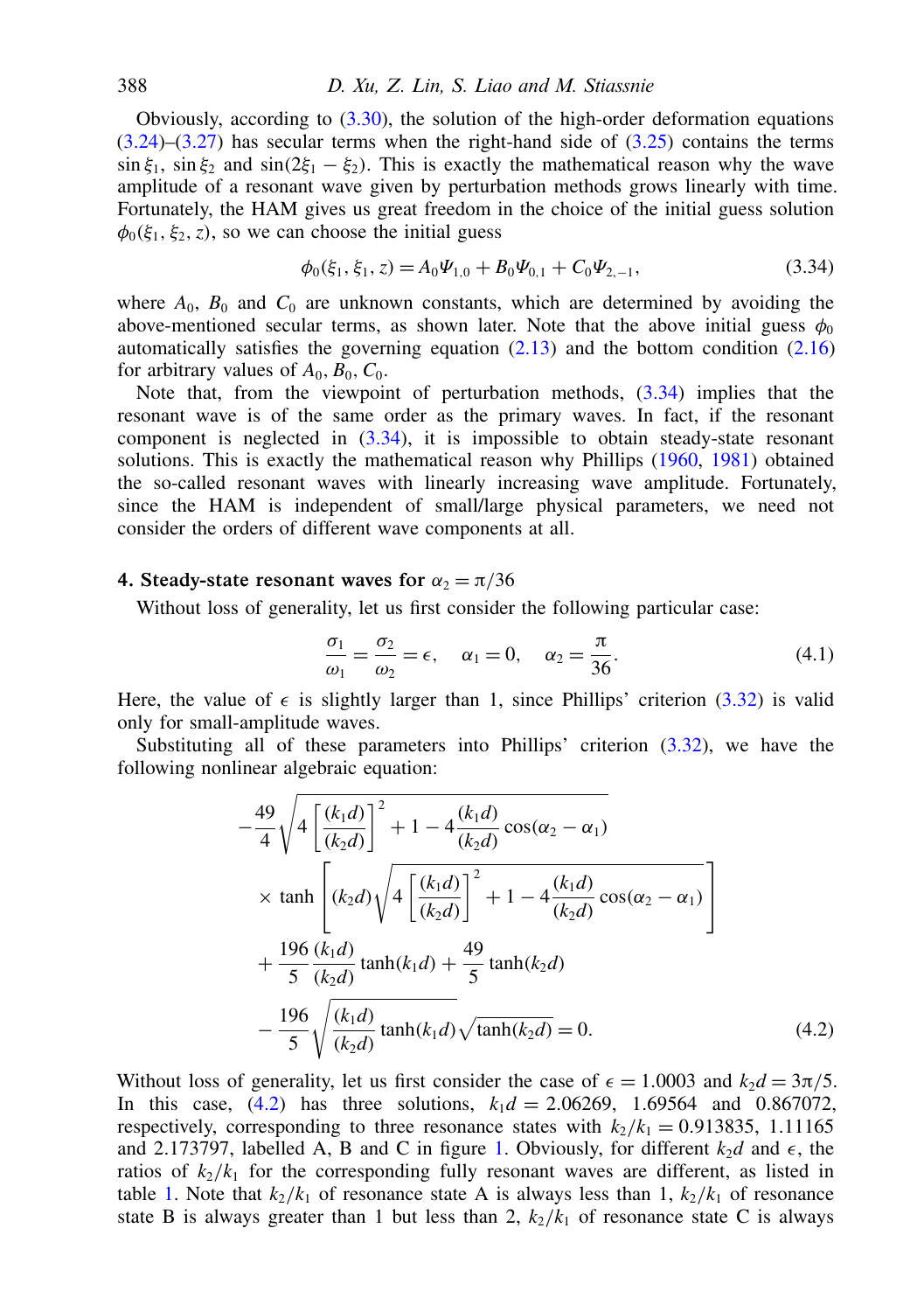Obviously, according to (3.30), the solution of the high-order deformation equations (3.24)–(3.27) has secular terms when the right-hand side of (3.25) contains the terms $\sin\xi_1$, $\sin\xi_2$ and $\sin(2\xi_1-\xi_2)$. This is exactly the mathematical reason why the wave amplitude of a resonant wave given by perturbation methods grows linearly with time. Fortunately, the HAM gives us great freedom in the choice of the initial guess solution $\phi_0(\xi_1,\xi_2,z)$, so we can choose the initial guess

$$\phi_0(\xi_1,\xi_1,z) = A_0\Psi_{1,0} + B_0\Psi_{0,1} + C_0\Psi_{2,-1}, \tag{3.34}$$

where $A_0$, $B_0$ and $C_0$ are unknown constants, which are determined by avoiding the above-mentioned secular terms, as shown later. Note that the above initial guess $\phi_0$ automatically satisfies the governing equation (2.13) and the bottom condition (2.16) for arbitrary values of $A_0, B_0, C_0$.

Note that, from the viewpoint of perturbation methods, (3.34) implies that the resonant wave is of the same order as the primary waves. In fact, if the resonant component is neglected in (3.34), it is impossible to obtain steady-state resonant solutions. This is exactly the mathematical reason why Phillips (1960, 1981) obtained the so-called resonant waves with linearly increasing wave amplitude. Fortunately, since the HAM is independent of small/large physical parameters, we need not consider the orders of different wave components at all.

## 4. Steady-state resonant waves for $\alpha_2 = \pi/36$

Without loss of generality, let us first consider the following particular case:

$$\frac{\sigma_1}{\omega_1} = \frac{\sigma_2}{\omega_2} = \epsilon, \quad \alpha_1 = 0, \quad \alpha_2 = \frac{\pi}{36}. \tag{4.1}$$

Here, the value of $\epsilon$ is slightly larger than 1, since Phillips' criterion (3.32) is valid only for small-amplitude waves.

Substituting all of these parameters into Phillips' criterion (3.32), we have the following nonlinear algebraic equation:

$$\begin{aligned}
&-\frac{49}{4}\sqrt{4\left[\frac{(k_1d)}{(k_2d)}\right]^2 + 1 - 4\frac{(k_1d)}{(k_2d)}\cos(\alpha_2-\alpha_1)} \\
&\times \tanh\left[(k_2d)\sqrt{4\left[\frac{(k_1d)}{(k_2d)}\right]^2 + 1 - 4\frac{(k_1d)}{(k_2d)}\cos(\alpha_2-\alpha_1)}\right] \\
&+ \frac{196}{5}\frac{(k_1d)}{(k_2d)}\tanh(k_1d) + \frac{49}{5}\tanh(k_2d) \\
&- \frac{196}{5}\sqrt{\frac{(k_1d)}{(k_2d)}}\tanh(k_1d)\sqrt{\tanh(k_2d)} = 0.
\end{aligned} \tag{4.2}$$

Without loss of generality, let us first consider the case of $\epsilon = 1.0003$ and $k_2d = 3\pi/5$. In this case, (4.2) has three solutions, $k_1d = 2.06269$, 1.69564 and 0.867072, respectively, corresponding to three resonance states with $k_2/k_1 = 0.913835$, 1.11165 and 2.173797, labelled A, B and C in figure 1. Obviously, for different $k_2d$ and $\epsilon$, the ratios of $k_2/k_1$ for the corresponding fully resonant waves are different, as listed in table 1. Note that $k_2/k_1$ of resonance state A is always less than 1, $k_2/k_1$ of resonance state B is always greater than 1 but less than 2, $k_2/k_1$ of resonance state C is always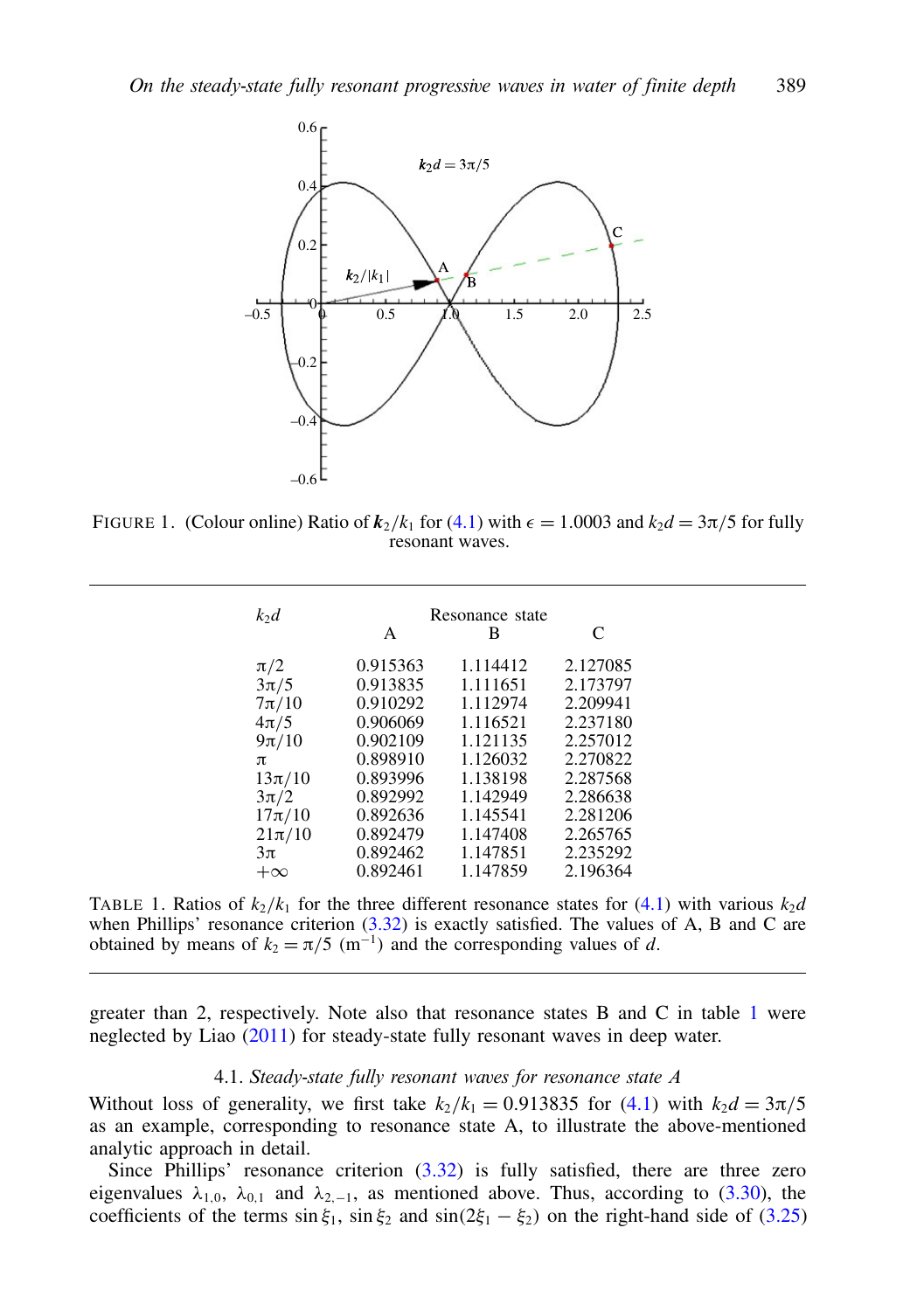FIGURE 1. (Colour online) Ratio of $\boldsymbol{k}_2/k_1$ for (4.1) with $\epsilon = 1.0003$ and $k_2 d = 3\pi/5$ for fully resonant waves.

| $k_2 d$ | Resonance state | | |
|---|---|---|---|
| | A | B | C |
| $\pi/2$ | 0.915363 | 1.114412 | 2.127085 |
| $3\pi/5$ | 0.913835 | 1.111651 | 2.173797 |
| $7\pi/10$ | 0.910292 | 1.112974 | 2.209941 |
| $4\pi/5$ | 0.906069 | 1.116521 | 2.237180 |
| $9\pi/10$ | 0.902109 | 1.121135 | 2.257012 |
| $\pi$ | 0.898910 | 1.126032 | 2.270822 |
| $13\pi/10$ | 0.893996 | 1.138198 | 2.287568 |
| $3\pi/2$ | 0.892992 | 1.142949 | 2.286638 |
| $17\pi/10$ | 0.892636 | 1.145541 | 2.281206 |
| $21\pi/10$ | 0.892479 | 1.147408 | 2.265765 |
| $3\pi$ | 0.892462 | 1.147851 | 2.235292 |
| $+\infty$ | 0.892461 | 1.147859 | 2.196364 |

TABLE 1. Ratios of $k_2/k_1$ for the three different resonance states for (4.1) with various $k_2 d$ when Phillips' resonance criterion (3.32) is exactly satisfied. The values of A, B and C are obtained by means of $k_2 = \pi/5$ ($\text{m}^{-1}$) and the corresponding values of $d$.

greater than 2, respectively. Note also that resonance states B and C in table 1 were neglected by Liao (2011) for steady-state fully resonant waves in deep water.

### 4.1. *Steady-state fully resonant waves for resonance state A*

Without loss of generality, we first take $k_2/k_1 = 0.913835$ for (4.1) with $k_2 d = 3\pi/5$ as an example, corresponding to resonance state A, to illustrate the above-mentioned analytic approach in detail.

Since Phillips' resonance criterion (3.32) is fully satisfied, there are three zero eigenvalues $\lambda_{1,0}$, $\lambda_{0,1}$ and $\lambda_{2,-1}$, as mentioned above. Thus, according to (3.30), the coefficients of the terms $\sin \xi_1$, $\sin \xi_2$ and $\sin(2\xi_1 - \xi_2)$ on the right-hand side of (3.25)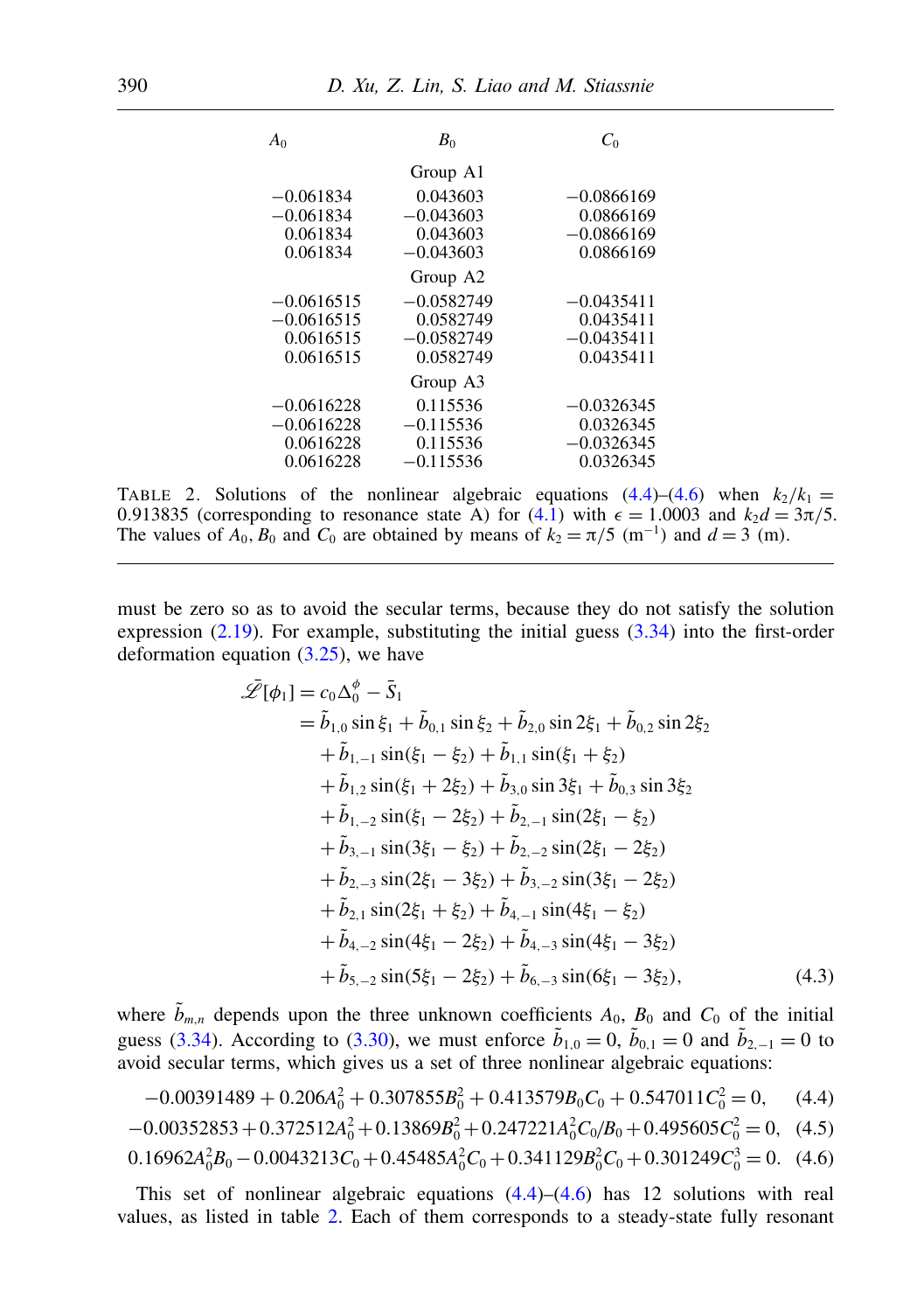| $A_0$ | $B_0$ | $C_0$ |
|---|---|---|
| | Group A1 | |
| −0.061834 | 0.043603 | −0.0866169 |
| −0.061834 | −0.043603 | 0.0866169 |
| 0.061834 | 0.043603 | −0.0866169 |
| 0.061834 | −0.043603 | 0.0866169 |
| | Group A2 | |
| −0.0616515 | −0.0582749 | −0.0435411 |
| −0.0616515 | 0.0582749 | 0.0435411 |
| 0.0616515 | −0.0582749 | −0.0435411 |
| 0.0616515 | 0.0582749 | 0.0435411 |
| | Group A3 | |
| −0.0616228 | 0.115536 | −0.0326345 |
| −0.0616228 | −0.115536 | 0.0326345 |
| 0.0616228 | 0.115536 | −0.0326345 |
| 0.0616228 | −0.115536 | 0.0326345 |

TABLE 2. Solutions of the nonlinear algebraic equations (4.4)–(4.6) when $k_2/k_1 = 0.913835$ (corresponding to resonance state A) for (4.1) with $\epsilon = 1.0003$ and $k_2 d = 3\pi/5$. The values of $A_0$, $B_0$ and $C_0$ are obtained by means of $k_2 = \pi/5$ ($\mathrm{m}^{-1}$) and $d = 3$ (m).

must be zero so as to avoid the secular terms, because they do not satisfy the solution expression (2.19). For example, substituting the initial guess (3.34) into the first-order deformation equation (3.25), we have

$$
\begin{aligned}
\bar{\mathscr{L}}[\phi_1] &= c_0 \Delta_0^{\phi} - \bar{S}_1 \\
&= \tilde{b}_{1,0} \sin \xi_1 + \tilde{b}_{0,1} \sin \xi_2 + \tilde{b}_{2,0} \sin 2\xi_1 + \tilde{b}_{0,2} \sin 2\xi_2 \\
&\quad + \tilde{b}_{1,-1} \sin(\xi_1 - \xi_2) + \tilde{b}_{1,1} \sin(\xi_1 + \xi_2) \\
&\quad + \tilde{b}_{1,2} \sin(\xi_1 + 2\xi_2) + \tilde{b}_{3,0} \sin 3\xi_1 + \tilde{b}_{0,3} \sin 3\xi_2 \\
&\quad + \tilde{b}_{1,-2} \sin(\xi_1 - 2\xi_2) + \tilde{b}_{2,-1} \sin(2\xi_1 - \xi_2) \\
&\quad + \tilde{b}_{3,-1} \sin(3\xi_1 - \xi_2) + \tilde{b}_{2,-2} \sin(2\xi_1 - 2\xi_2) \\
&\quad + \tilde{b}_{2,-3} \sin(2\xi_1 - 3\xi_2) + \tilde{b}_{3,-2} \sin(3\xi_1 - 2\xi_2) \\
&\quad + \tilde{b}_{2,1} \sin(2\xi_1 + \xi_2) + \tilde{b}_{4,-1} \sin(4\xi_1 - \xi_2) \\
&\quad + \tilde{b}_{4,-2} \sin(4\xi_1 - 2\xi_2) + \tilde{b}_{4,-3} \sin(4\xi_1 - 3\xi_2) \\
&\quad + \tilde{b}_{5,-2} \sin(5\xi_1 - 2\xi_2) + \tilde{b}_{6,-3} \sin(6\xi_1 - 3\xi_2),
\end{aligned} \tag{4.3}
$$

where $\tilde{b}_{m,n}$ depends upon the three unknown coefficients $A_0$, $B_0$ and $C_0$ of the initial guess (3.34). According to (3.30), we must enforce $\tilde{b}_{1,0} = 0$, $\tilde{b}_{0,1} = 0$ and $\tilde{b}_{2,-1} = 0$ to avoid secular terms, which gives us a set of three nonlinear algebraic equations:

$$-0.00391489 + 0.206A_0^2 + 0.307855B_0^2 + 0.413579B_0C_0 + 0.547011C_0^2 = 0, \tag{4.4}$$

$$-0.00352853 + 0.372512A_0^2 + 0.13869B_0^2 + 0.247221A_0^2C_0/B_0 + 0.495605C_0^2 = 0, \tag{4.5}$$

$$0.16962A_0^2B_0 - 0.0043213C_0 + 0.45485A_0^2C_0 + 0.341129B_0^2C_0 + 0.301249C_0^3 = 0. \tag{4.6}$$

This set of nonlinear algebraic equations (4.4)–(4.6) has 12 solutions with real values, as listed in table 2. Each of them corresponds to a steady-state fully resonant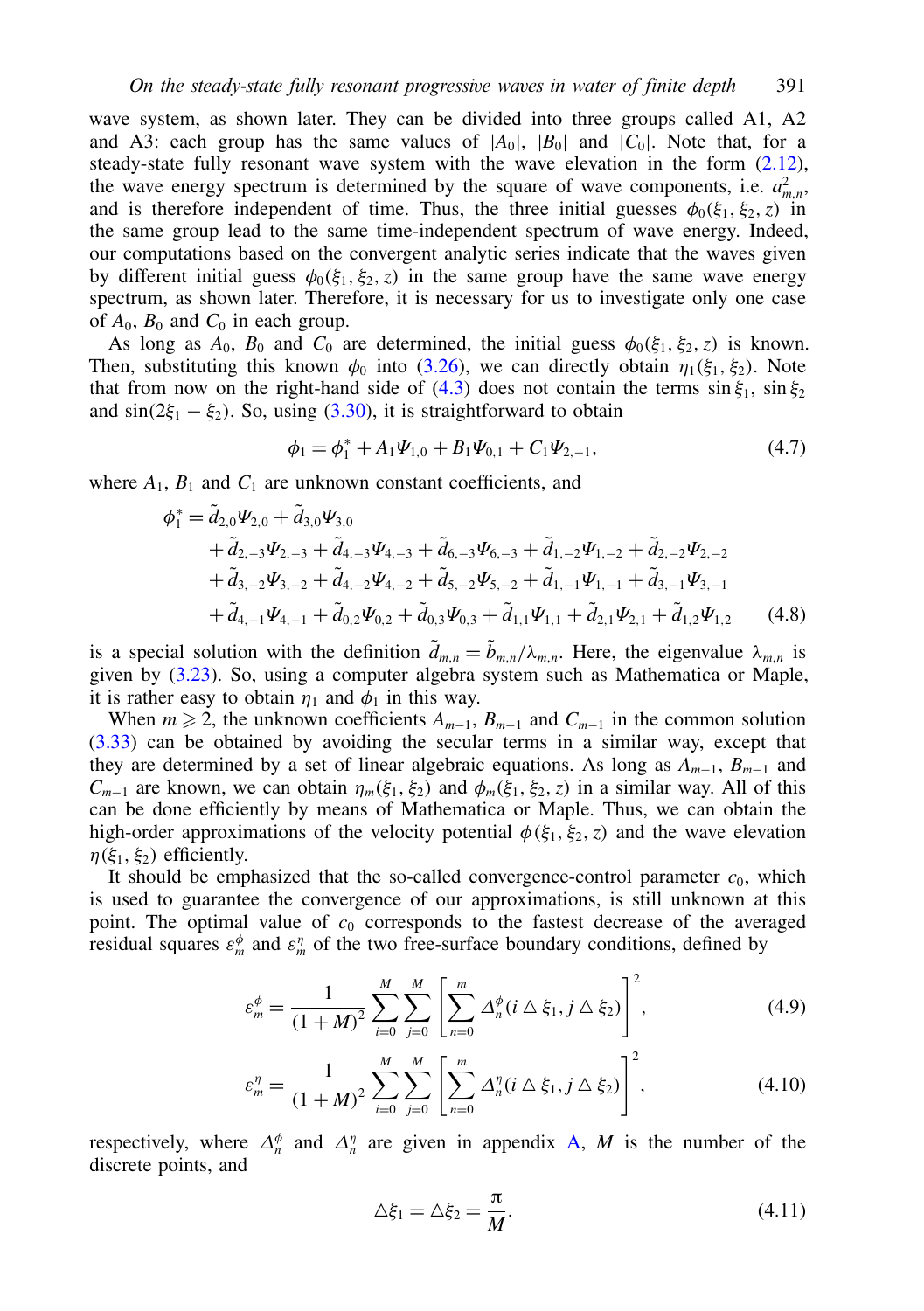wave system, as shown later. They can be divided into three groups called A1, A2 and A3: each group has the same values of $|A_0|$, $|B_0|$ and $|C_0|$. Note that, for a steady-state fully resonant wave system with the wave elevation in the form (2.12), the wave energy spectrum is determined by the square of wave components, i.e. $a_{m,n}^2$, and is therefore independent of time. Thus, the three initial guesses $\phi_0(\xi_1, \xi_2, z)$ in the same group lead to the same time-independent spectrum of wave energy. Indeed, our computations based on the convergent analytic series indicate that the waves given by different initial guess $\phi_0(\xi_1, \xi_2, z)$ in the same group have the same wave energy spectrum, as shown later. Therefore, it is necessary for us to investigate only one case of $A_0$, $B_0$ and $C_0$ in each group.

As long as $A_0$, $B_0$ and $C_0$ are determined, the initial guess $\phi_0(\xi_1, \xi_2, z)$ is known. Then, substituting this known $\phi_0$ into (3.26), we can directly obtain $\eta_1(\xi_1, \xi_2)$. Note that from now on the right-hand side of (4.3) does not contain the terms $\sin \xi_1$, $\sin \xi_2$ and $\sin(2\xi_1 - \xi_2)$. So, using (3.30), it is straightforward to obtain

$$\phi_1 = \phi_1^* + A_1 \Psi_{1,0} + B_1 \Psi_{0,1} + C_1 \Psi_{2,-1}, \tag{4.7}$$

where $A_1$, $B_1$ and $C_1$ are unknown constant coefficients, and

$$\begin{aligned}
\phi_1^* = {} & \tilde{d}_{2,0}\Psi_{2,0} + \tilde{d}_{3,0}\Psi_{3,0} \\
& + \tilde{d}_{2,-3}\Psi_{2,-3} + \tilde{d}_{4,-3}\Psi_{4,-3} + \tilde{d}_{6,-3}\Psi_{6,-3} + \tilde{d}_{1,-2}\Psi_{1,-2} + \tilde{d}_{2,-2}\Psi_{2,-2} \\
& + \tilde{d}_{3,-2}\Psi_{3,-2} + \tilde{d}_{4,-2}\Psi_{4,-2} + \tilde{d}_{5,-2}\Psi_{5,-2} + \tilde{d}_{1,-1}\Psi_{1,-1} + \tilde{d}_{3,-1}\Psi_{3,-1} \\
& + \tilde{d}_{4,-1}\Psi_{4,-1} + \tilde{d}_{0,2}\Psi_{0,2} + \tilde{d}_{0,3}\Psi_{0,3} + \tilde{d}_{1,1}\Psi_{1,1} + \tilde{d}_{2,1}\Psi_{2,1} + \tilde{d}_{1,2}\Psi_{1,2}
\end{aligned} \tag{4.8}$$

is a special solution with the definition $\tilde{d}_{m,n} = \tilde{b}_{m,n}/\lambda_{m,n}$. Here, the eigenvalue $\lambda_{m,n}$ is given by (3.23). So, using a computer algebra system such as Mathematica or Maple, it is rather easy to obtain $\eta_1$ and $\phi_1$ in this way.

When $m \geqslant 2$, the unknown coefficients $A_{m-1}$, $B_{m-1}$ and $C_{m-1}$ in the common solution (3.33) can be obtained by avoiding the secular terms in a similar way, except that they are determined by a set of linear algebraic equations. As long as $A_{m-1}$, $B_{m-1}$ and $C_{m-1}$ are known, we can obtain $\eta_m(\xi_1, \xi_2)$ and $\phi_m(\xi_1, \xi_2, z)$ in a similar way. All of this can be done efficiently by means of Mathematica or Maple. Thus, we can obtain the high-order approximations of the velocity potential $\phi(\xi_1, \xi_2, z)$ and the wave elevation $\eta(\xi_1, \xi_2)$ efficiently.

It should be emphasized that the so-called convergence-control parameter $c_0$, which is used to guarantee the convergence of our approximations, is still unknown at this point. The optimal value of $c_0$ corresponds to the fastest decrease of the averaged residual squares $\varepsilon_m^\phi$ and $\varepsilon_m^\eta$ of the two free-surface boundary conditions, defined by

$$\varepsilon_m^\phi = \frac{1}{(1+M)^2} \sum_{i=0}^{M} \sum_{j=0}^{M} \left[ \sum_{n=0}^{m} \Delta_n^\phi (i \triangle \xi_1, j \triangle \xi_2) \right]^2, \tag{4.9}$$

$$\varepsilon_m^\eta = \frac{1}{(1+M)^2} \sum_{i=0}^{M} \sum_{j=0}^{M} \left[ \sum_{n=0}^{m} \Delta_n^\eta (i \triangle \xi_1, j \triangle \xi_2) \right]^2, \tag{4.10}$$

respectively, where $\Delta_n^\phi$ and $\Delta_n^\eta$ are given in appendix A, $M$ is the number of the discrete points, and

$$\triangle \xi_1 = \triangle \xi_2 = \frac{\pi}{M}. \tag{4.11}$$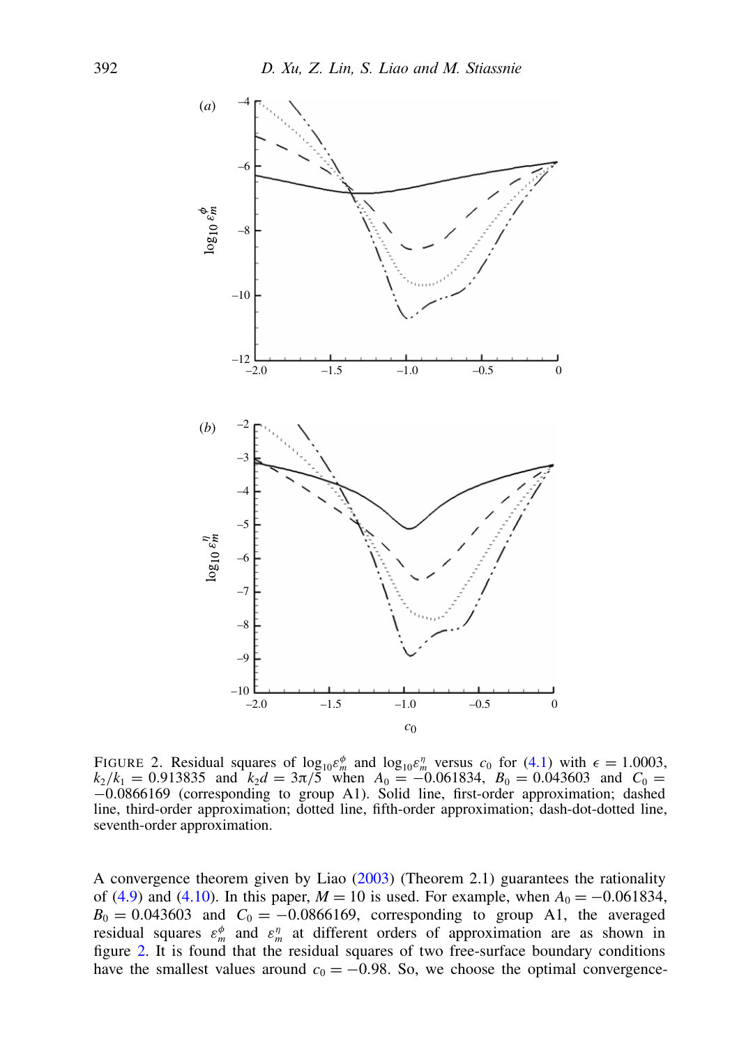FIGURE 2. Residual squares of $\log_{10}\varepsilon_m^{\phi}$ and $\log_{10}\varepsilon_m^{\eta}$ versus $c_0$ for (4.1) with $\epsilon = 1.0003$, $k_2/k_1 = 0.913835$ and $k_2 d = 3\pi/5$ when $A_0 = -0.061834$, $B_0 = 0.043603$ and $C_0 = -0.0866169$ (corresponding to group A1). Solid line, first-order approximation; dashed line, third-order approximation; dotted line, fifth-order approximation; dash-dot-dotted line, seventh-order approximation.

A convergence theorem given by Liao (2003) (Theorem 2.1) guarantees the rationality of (4.9) and (4.10). In this paper, $M = 10$ is used. For example, when $A_0 = -0.061834$, $B_0 = 0.043603$ and $C_0 = -0.0866169$, corresponding to group A1, the averaged residual squares $\varepsilon_m^{\phi}$ and $\varepsilon_m^{\eta}$ at different orders of approximation are as shown in figure 2. It is found that the residual squares of two free-surface boundary conditions have the smallest values around $c_0 = -0.98$. So, we choose the optimal convergence-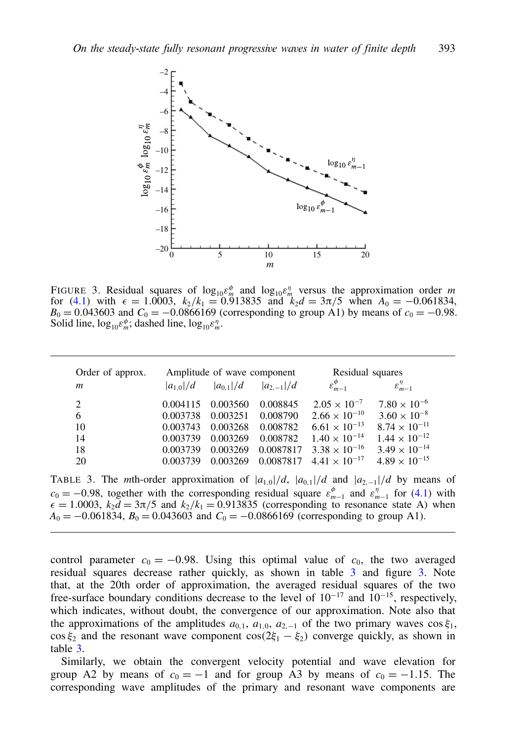FIGURE 3. Residual squares of $\log_{10}\varepsilon_m^{\phi}$ and $\log_{10}\varepsilon_m^{\eta}$ versus the approximation order $m$ for (4.1) with $\epsilon = 1.0003$, $k_2/k_1 = 0.913835$ and $k_2 d = 3\pi/5$ when $A_0 = -0.061834$, $B_0 = 0.043603$ and $C_0 = -0.0866169$ (corresponding to group A1) by means of $c_0 = -0.98$. Solid line, $\log_{10}\varepsilon_m^{\phi}$; dashed line, $\log_{10}\varepsilon_m^{\eta}$.

| Order of approx. | Amplitude of wave component | | | Residual squares | |
|---|---|---|---|---|---|
| $m$ | $\lvert a_{1,0}\rvert/d$ | $\lvert a_{0,1}\rvert/d$ | $\lvert a_{2,-1}\rvert/d$ | $\varepsilon_{m-1}^{\phi}$ | $\varepsilon_{m-1}^{\eta}$ |
| 2 | 0.004115 | 0.003560 | 0.008845 | $2.05 \times 10^{-7}$ | $7.80 \times 10^{-6}$ |
| 6 | 0.003738 | 0.003251 | 0.008790 | $2.66 \times 10^{-10}$ | $3.60 \times 10^{-8}$ |
| 10 | 0.003743 | 0.003268 | 0.008782 | $6.61 \times 10^{-13}$ | $8.74 \times 10^{-11}$ |
| 14 | 0.003739 | 0.003269 | 0.008782 | $1.40 \times 10^{-14}$ | $1.44 \times 10^{-12}$ |
| 18 | 0.003739 | 0.003269 | 0.0087817 | $3.38 \times 10^{-16}$ | $3.49 \times 10^{-14}$ |
| 20 | 0.003739 | 0.003269 | 0.0087817 | $4.41 \times 10^{-17}$ | $4.89 \times 10^{-15}$ |

TABLE 3. The $m$th-order approximation of $|a_{1,0}|/d$, $|a_{0,1}|/d$ and $|a_{2,-1}|/d$ by means of $c_0 = -0.98$, together with the corresponding residual square $\varepsilon_{m-1}^{\phi}$ and $\varepsilon_{m-1}^{\eta}$ for (4.1) with $\epsilon = 1.0003$, $k_2 d = 3\pi/5$ and $k_2/k_1 = 0.913835$ (corresponding to resonance state A) when $A_0 = -0.061834$, $B_0 = 0.043603$ and $C_0 = -0.0866169$ (corresponding to group A1).

control parameter $c_0 = -0.98$. Using this optimal value of $c_0$, the two averaged residual squares decrease rather quickly, as shown in table 3 and figure 3. Note that, at the 20th order of approximation, the averaged residual squares of the two free-surface boundary conditions decrease to the level of $10^{-17}$ and $10^{-15}$, respectively, which indicates, without doubt, the convergence of our approximation. Note also that the approximations of the amplitudes $a_{0,1}$, $a_{1,0}$, $a_{2,-1}$ of the two primary waves $\cos\xi_1$, $\cos\xi_2$ and the resonant wave component $\cos(2\xi_1 - \xi_2)$ converge quickly, as shown in table 3.

Similarly, we obtain the convergent velocity potential and wave elevation for group A2 by means of $c_0 = -1$ and for group A3 by means of $c_0 = -1.15$. The corresponding wave amplitudes of the primary and resonant wave components are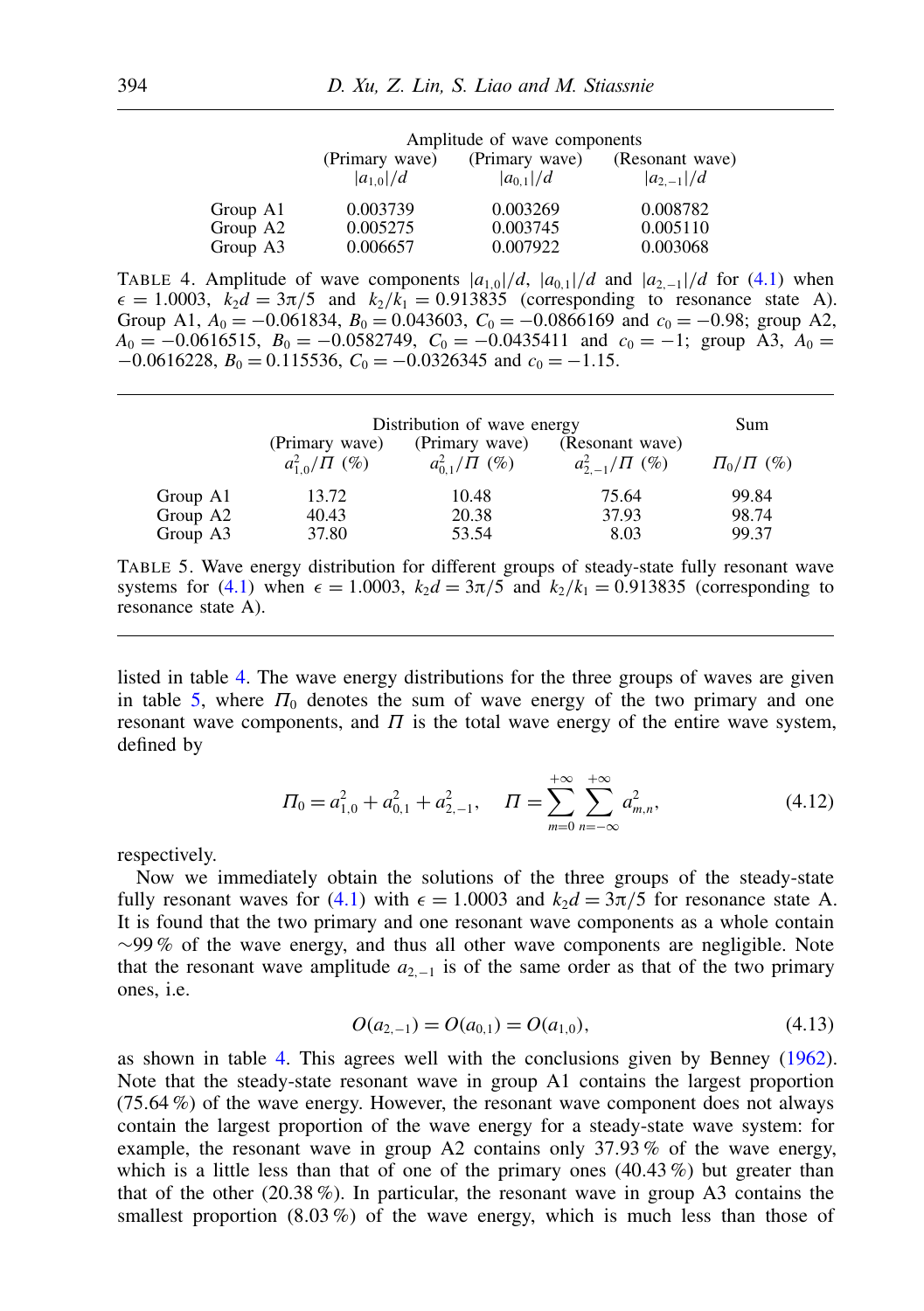| | Amplitude of wave components | | |
|---|---|---|---|
| | (Primary wave) $\lvert a_{1,0}\rvert/d$ | (Primary wave) $\lvert a_{0,1}\rvert/d$ | (Resonant wave) $\lvert a_{2,-1}\rvert/d$ |
| Group A1 | 0.003739 | 0.003269 | 0.008782 |
| Group A2 | 0.005275 | 0.003745 | 0.005110 |
| Group A3 | 0.006657 | 0.007922 | 0.003068 |

TABLE 4. Amplitude of wave components $|a_{1,0}|/d$, $|a_{0,1}|/d$ and $|a_{2,-1}|/d$ for (4.1) when $\epsilon = 1.0003$, $k_2 d = 3\pi/5$ and $k_2/k_1 = 0.913835$ (corresponding to resonance state A). Group A1, $A_0 = -0.061834$, $B_0 = 0.043603$, $C_0 = -0.0866169$ and $c_0 = -0.98$; group A2, $A_0 = -0.0616515$, $B_0 = -0.0582749$, $C_0 = -0.0435411$ and $c_0 = -1$; group A3, $A_0 = -0.0616228$, $B_0 = 0.115536$, $C_0 = -0.0326345$ and $c_0 = -1.15$.

| | Distribution of wave energy | | | Sum |
|---|---|---|---|---|
| | (Primary wave) $a_{1,0}^2/\Pi$ (%) | (Primary wave) $a_{0,1}^2/\Pi$ (%) | (Resonant wave) $a_{2,-1}^2/\Pi$ (%) | $\Pi_0/\Pi$ (%) |
| Group A1 | 13.72 | 10.48 | 75.64 | 99.84 |
| Group A2 | 40.43 | 20.38 | 37.93 | 98.74 |
| Group A3 | 37.80 | 53.54 | 8.03 | 99.37 |

TABLE 5. Wave energy distribution for different groups of steady-state fully resonant wave systems for (4.1) when $\epsilon = 1.0003$, $k_2 d = 3\pi/5$ and $k_2/k_1 = 0.913835$ (corresponding to resonance state A).

listed in table 4. The wave energy distributions for the three groups of waves are given in table 5, where $\Pi_0$ denotes the sum of wave energy of the two primary and one resonant wave components, and $\Pi$ is the total wave energy of the entire wave system, defined by

$$\Pi_0 = a_{1,0}^2 + a_{0,1}^2 + a_{2,-1}^2, \quad \Pi = \sum_{m=0}^{+\infty} \sum_{n=-\infty}^{+\infty} a_{m,n}^2, \tag{4.12}$$

respectively.

Now we immediately obtain the solutions of the three groups of the steady-state fully resonant waves for (4.1) with $\epsilon = 1.0003$ and $k_2 d = 3\pi/5$ for resonance state A. It is found that the two primary and one resonant wave components as a whole contain $\sim$99 % of the wave energy, and thus all other wave components are negligible. Note that the resonant wave amplitude $a_{2,-1}$ is of the same order as that of the two primary ones, i.e.

$$O(a_{2,-1}) = O(a_{0,1}) = O(a_{1,0}), \tag{4.13}$$

as shown in table 4. This agrees well with the conclusions given by Benney (1962). Note that the steady-state resonant wave in group A1 contains the largest proportion (75.64 %) of the wave energy. However, the resonant wave component does not always contain the largest proportion of the wave energy for a steady-state wave system: for example, the resonant wave in group A2 contains only 37.93 % of the wave energy, which is a little less than that of one of the primary ones (40.43 %) but greater than that of the other (20.38 %). In particular, the resonant wave in group A3 contains the smallest proportion (8.03 %) of the wave energy, which is much less than those of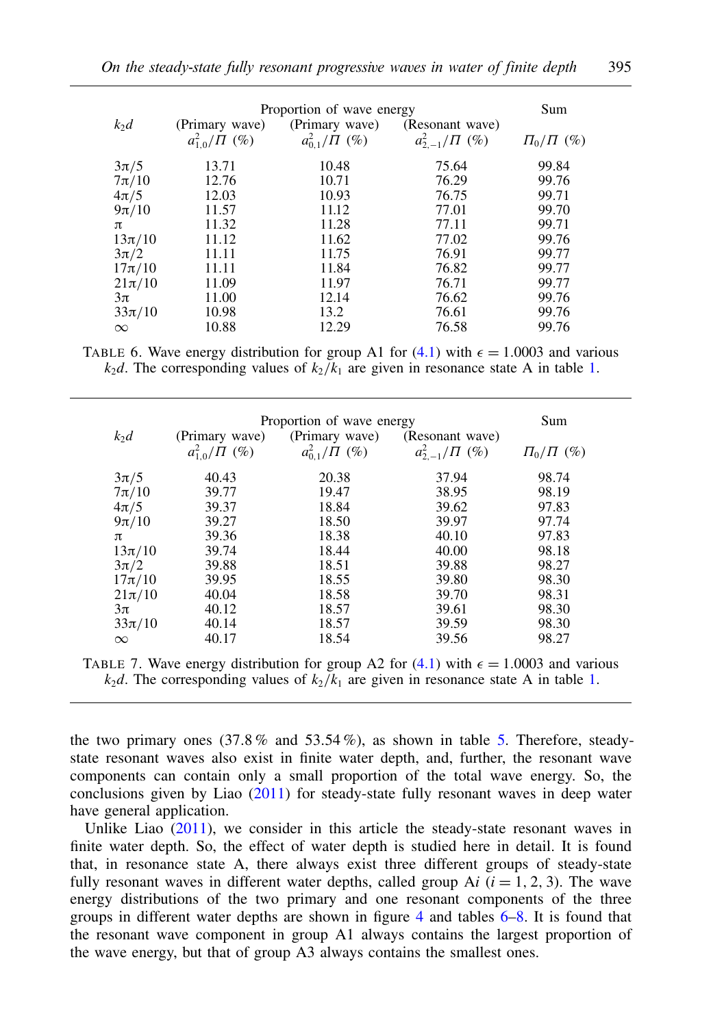| $k_2 d$ | Proportion of wave energy (Primary wave) $a_{1,0}^2/\Pi$ (%) | (Primary wave) $a_{0,1}^2/\Pi$ (%) | (Resonant wave) $a_{2,-1}^2/\Pi$ (%) | Sum $\Pi_0/\Pi$ (%) |
|---|---|---|---|---|
| $3\pi/5$ | 13.71 | 10.48 | 75.64 | 99.84 |
| $7\pi/10$ | 12.76 | 10.71 | 76.29 | 99.76 |
| $4\pi/5$ | 12.03 | 10.93 | 76.75 | 99.71 |
| $9\pi/10$ | 11.57 | 11.12 | 77.01 | 99.70 |
| $\pi$ | 11.32 | 11.28 | 77.11 | 99.71 |
| $13\pi/10$ | 11.12 | 11.62 | 77.02 | 99.76 |
| $3\pi/2$ | 11.11 | 11.75 | 76.91 | 99.77 |
| $17\pi/10$ | 11.11 | 11.84 | 76.82 | 99.77 |
| $21\pi/10$ | 11.09 | 11.97 | 76.71 | 99.77 |
| $3\pi$ | 11.00 | 12.14 | 76.62 | 99.76 |
| $33\pi/10$ | 10.98 | 13.2 | 76.61 | 99.76 |
| $\infty$ | 10.88 | 12.29 | 76.58 | 99.76 |

TABLE 6. Wave energy distribution for group A1 for (4.1) with $\epsilon = 1.0003$ and various $k_2 d$. The corresponding values of $k_2/k_1$ are given in resonance state A in table 1.

| $k_2 d$ | Proportion of wave energy (Primary wave) $a_{1,0}^2/\Pi$ (%) | (Primary wave) $a_{0,1}^2/\Pi$ (%) | (Resonant wave) $a_{2,-1}^2/\Pi$ (%) | Sum $\Pi_0/\Pi$ (%) |
|---|---|---|---|---|
| $3\pi/5$ | 40.43 | 20.38 | 37.94 | 98.74 |
| $7\pi/10$ | 39.77 | 19.47 | 38.95 | 98.19 |
| $4\pi/5$ | 39.37 | 18.84 | 39.62 | 97.83 |
| $9\pi/10$ | 39.27 | 18.50 | 39.97 | 97.74 |
| $\pi$ | 39.36 | 18.38 | 40.10 | 97.83 |
| $13\pi/10$ | 39.74 | 18.44 | 40.00 | 98.18 |
| $3\pi/2$ | 39.88 | 18.51 | 39.88 | 98.27 |
| $17\pi/10$ | 39.95 | 18.55 | 39.80 | 98.30 |
| $21\pi/10$ | 40.04 | 18.58 | 39.70 | 98.31 |
| $3\pi$ | 40.12 | 18.57 | 39.61 | 98.30 |
| $33\pi/10$ | 40.14 | 18.57 | 39.59 | 98.30 |
| $\infty$ | 40.17 | 18.54 | 39.56 | 98.27 |

TABLE 7. Wave energy distribution for group A2 for (4.1) with $\epsilon = 1.0003$ and various $k_2 d$. The corresponding values of $k_2/k_1$ are given in resonance state A in table 1.

the two primary ones (37.8 % and 53.54 %), as shown in table 5. Therefore, steady-state resonant waves also exist in finite water depth, and, further, the resonant wave components can contain only a small proportion of the total wave energy. So, the conclusions given by Liao (2011) for steady-state fully resonant waves in deep water have general application.

Unlike Liao (2011), we consider in this article the steady-state resonant waves in finite water depth. So, the effect of water depth is studied here in detail. It is found that, in resonance state A, there always exist three different groups of steady-state fully resonant waves in different water depths, called group A$i$ ($i = 1, 2, 3$). The wave energy distributions of the two primary and one resonant components of the three groups in different water depths are shown in figure 4 and tables 6–8. It is found that the resonant wave component in group A1 always contains the largest proportion of the wave energy, but that of group A3 always contains the smallest ones.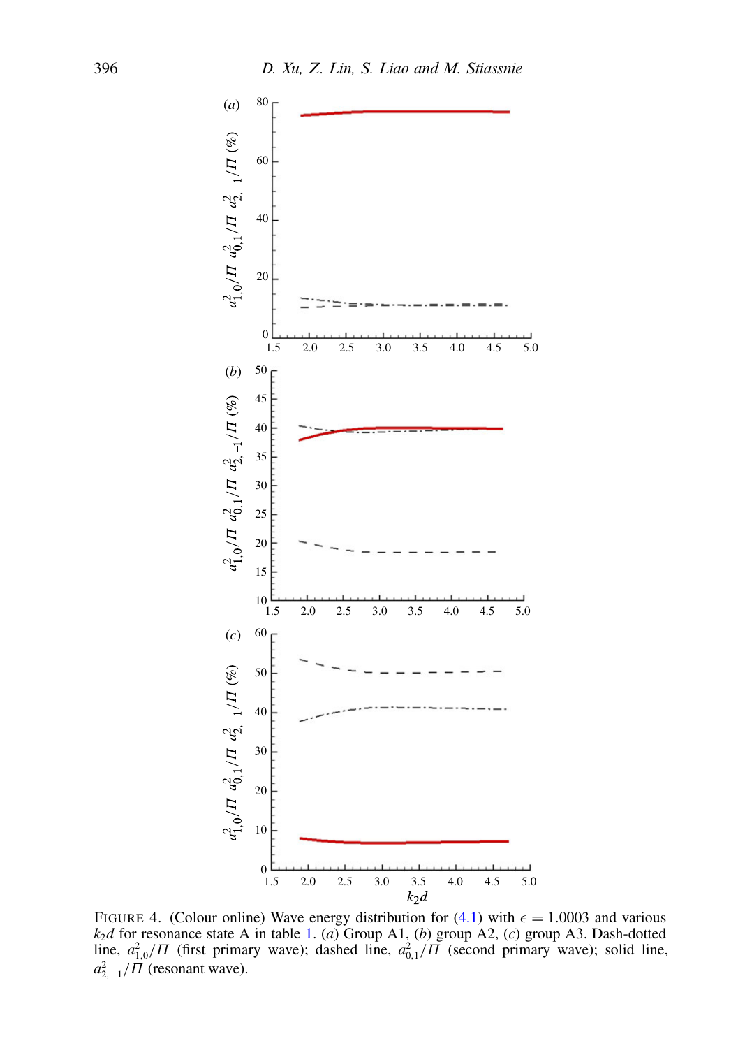FIGURE 4. (Colour online) Wave energy distribution for (4.1) with $\epsilon = 1.0003$ and various $k_2 d$ for resonance state A in table 1. (*a*) Group A1, (*b*) group A2, (*c*) group A3. Dash-dotted line, $a_{1,0}^2/\Pi$ (first primary wave); dashed line, $a_{0,1}^2/\Pi$ (second primary wave); solid line, $a_{2,-1}^2/\Pi$ (resonant wave).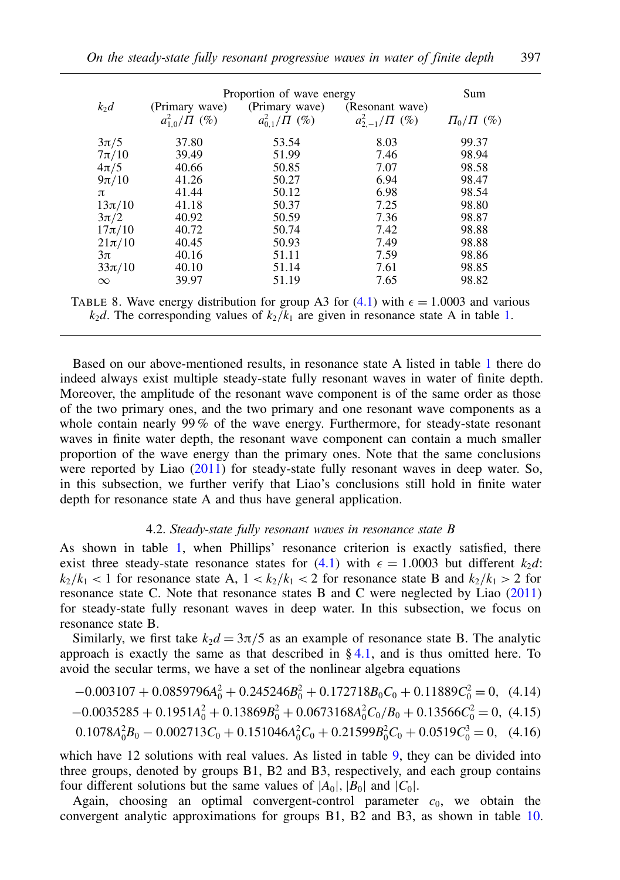| $k_2d$ | Proportion of wave energy | | | Sum |
|---|---|---|---|---|
| | (Primary wave) $a_{1,0}^2/\Pi$ (%) | (Primary wave) $a_{0,1}^2/\Pi$ (%) | (Resonant wave) $a_{2,-1}^2/\Pi$ (%) | $\Pi_0/\Pi$ (%) |
| $3\pi/5$ | 37.80 | 53.54 | 8.03 | 99.37 |
| $7\pi/10$ | 39.49 | 51.99 | 7.46 | 98.94 |
| $4\pi/5$ | 40.66 | 50.85 | 7.07 | 98.58 |
| $9\pi/10$ | 41.26 | 50.27 | 6.94 | 98.47 |
| $\pi$ | 41.44 | 50.12 | 6.98 | 98.54 |
| $13\pi/10$ | 41.18 | 50.37 | 7.25 | 98.80 |
| $3\pi/2$ | 40.92 | 50.59 | 7.36 | 98.87 |
| $17\pi/10$ | 40.72 | 50.74 | 7.42 | 98.88 |
| $21\pi/10$ | 40.45 | 50.93 | 7.49 | 98.88 |
| $3\pi$ | 40.16 | 51.11 | 7.59 | 98.86 |
| $33\pi/10$ | 40.10 | 51.14 | 7.61 | 98.85 |
| $\infty$ | 39.97 | 51.19 | 7.65 | 98.82 |

TABLE 8. Wave energy distribution for group A3 for (4.1) with $\epsilon = 1.0003$ and various $k_2d$. The corresponding values of $k_2/k_1$ are given in resonance state A in table 1.

Based on our above-mentioned results, in resonance state A listed in table 1 there do indeed always exist multiple steady-state fully resonant waves in water of finite depth. Moreover, the amplitude of the resonant wave component is of the same order as those of the two primary ones, and the two primary and one resonant wave components as a whole contain nearly 99 % of the wave energy. Furthermore, for steady-state resonant waves in finite water depth, the resonant wave component can contain a much smaller proportion of the wave energy than the primary ones. Note that the same conclusions were reported by Liao (2011) for steady-state fully resonant waves in deep water. So, in this subsection, we further verify that Liao's conclusions still hold in finite water depth for resonance state A and thus have general application.

### 4.2. *Steady-state fully resonant waves in resonance state B*

As shown in table 1, when Phillips' resonance criterion is exactly satisfied, there exist three steady-state resonance states for (4.1) with $\epsilon = 1.0003$ but different $k_2d$: $k_2/k_1 < 1$ for resonance state A, $1 < k_2/k_1 < 2$ for resonance state B and $k_2/k_1 > 2$ for resonance state C. Note that resonance states B and C were neglected by Liao (2011) for steady-state fully resonant waves in deep water. In this subsection, we focus on resonance state B.

Similarly, we first take $k_2d = 3\pi/5$ as an example of resonance state B. The analytic approach is exactly the same as that described in § 4.1, and is thus omitted here. To avoid the secular terms, we have a set of the nonlinear algebra equations

$$-0.003107 + 0.0859796A_0^2 + 0.245246B_0^2 + 0.172718B_0C_0 + 0.11889C_0^2 = 0, \quad (4.14)$$

$$-0.0035285 + 0.1951A_0^2 + 0.13869B_0^2 + 0.0673168A_0^2C_0/B_0 + 0.13566C_0^2 = 0, \quad (4.15)$$

$$0.1078A_0^2B_0 - 0.002713C_0 + 0.151046A_0^2C_0 + 0.21599B_0^2C_0 + 0.0519C_0^3 = 0, \quad (4.16)$$

which have 12 solutions with real values. As listed in table 9, they can be divided into three groups, denoted by groups B1, B2 and B3, respectively, and each group contains four different solutions but the same values of $|A_0|$, $|B_0|$ and $|C_0|$.

Again, choosing an optimal convergent-control parameter $c_0$, we obtain the convergent analytic approximations for groups B1, B2 and B3, as shown in table 10.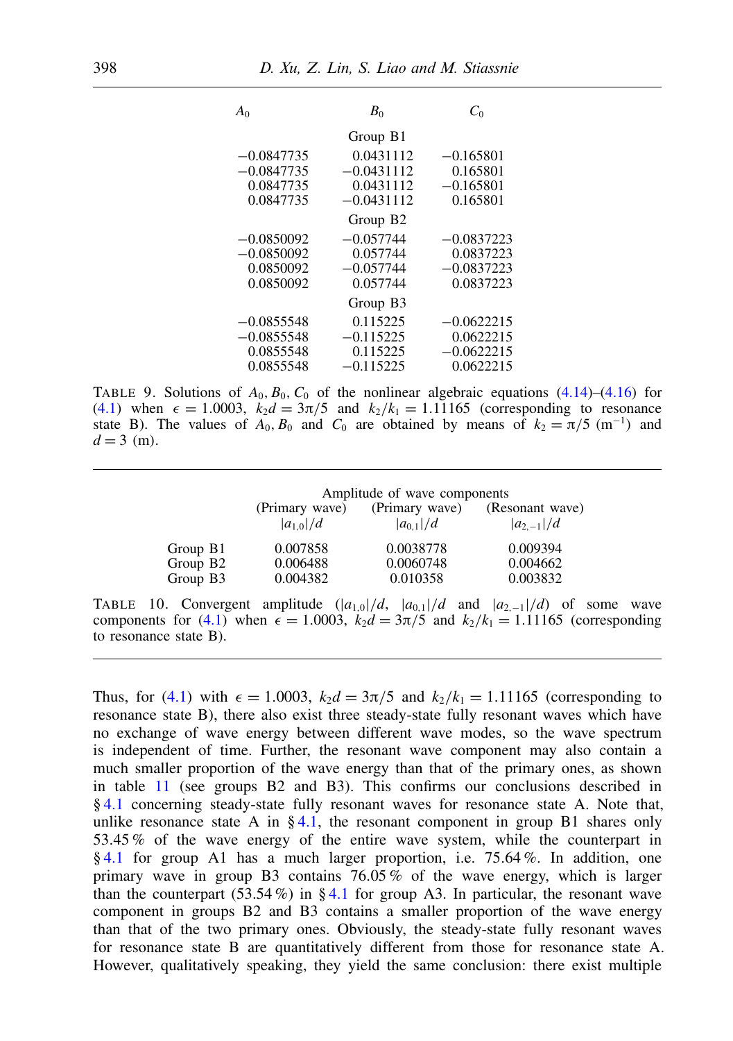| $A_0$ | $B_0$ | $C_0$ |
|---|---|---|
| | Group B1 | |
| −0.0847735 | 0.0431112 | −0.165801 |
| −0.0847735 | −0.0431112 | 0.165801 |
| 0.0847735 | 0.0431112 | −0.165801 |
| 0.0847735 | −0.0431112 | 0.165801 |
| | Group B2 | |
| −0.0850092 | −0.057744 | −0.0837223 |
| −0.0850092 | 0.057744 | 0.0837223 |
| 0.0850092 | −0.057744 | −0.0837223 |
| 0.0850092 | 0.057744 | 0.0837223 |
| | Group B3 | |
| −0.0855548 | 0.115225 | −0.0622215 |
| −0.0855548 | −0.115225 | 0.0622215 |
| 0.0855548 | 0.115225 | −0.0622215 |
| 0.0855548 | −0.115225 | 0.0622215 |

TABLE 9. Solutions of $A_0, B_0, C_0$ of the nonlinear algebraic equations (4.14)–(4.16) for (4.1) when $\epsilon = 1.0003$, $k_2 d = 3\pi/5$ and $k_2/k_1 = 1.11165$ (corresponding to resonance state B). The values of $A_0, B_0$ and $C_0$ are obtained by means of $k_2 = \pi/5$ (m$^{-1}$) and $d = 3$ (m).

| | Amplitude of wave components | | |
|---|---|---|---|
| | (Primary wave) $\lvert a_{1,0}\rvert/d$ | (Primary wave) $\lvert a_{0,1}\rvert/d$ | (Resonant wave) $\lvert a_{2,-1}\rvert/d$ |
| Group B1 | 0.007858 | 0.0038778 | 0.009394 |
| Group B2 | 0.006488 | 0.0060748 | 0.004662 |
| Group B3 | 0.004382 | 0.010358 | 0.003832 |

TABLE 10. Convergent amplitude ($|a_{1,0}|/d$, $|a_{0,1}|/d$ and $|a_{2,-1}|/d$) of some wave components for (4.1) when $\epsilon = 1.0003$, $k_2 d = 3\pi/5$ and $k_2/k_1 = 1.11165$ (corresponding to resonance state B).

Thus, for (4.1) with $\epsilon = 1.0003$, $k_2 d = 3\pi/5$ and $k_2/k_1 = 1.11165$ (corresponding to resonance state B), there also exist three steady-state fully resonant waves which have no exchange of wave energy between different wave modes, so the wave spectrum is independent of time. Further, the resonant wave component may also contain a much smaller proportion of the wave energy than that of the primary ones, as shown in table 11 (see groups B2 and B3). This confirms our conclusions described in § 4.1 concerning steady-state fully resonant waves for resonance state A. Note that, unlike resonance state A in § 4.1, the resonant component in group B1 shares only 53.45 % of the wave energy of the entire wave system, while the counterpart in § 4.1 for group A1 has a much larger proportion, i.e. 75.64 %. In addition, one primary wave in group B3 contains 76.05 % of the wave energy, which is larger than the counterpart (53.54 %) in § 4.1 for group A3. In particular, the resonant wave component in groups B2 and B3 contains a smaller proportion of the wave energy than that of the two primary ones. Obviously, the steady-state fully resonant waves for resonance state B are quantitatively different from those for resonance state A. However, qualitatively speaking, they yield the same conclusion: there exist multiple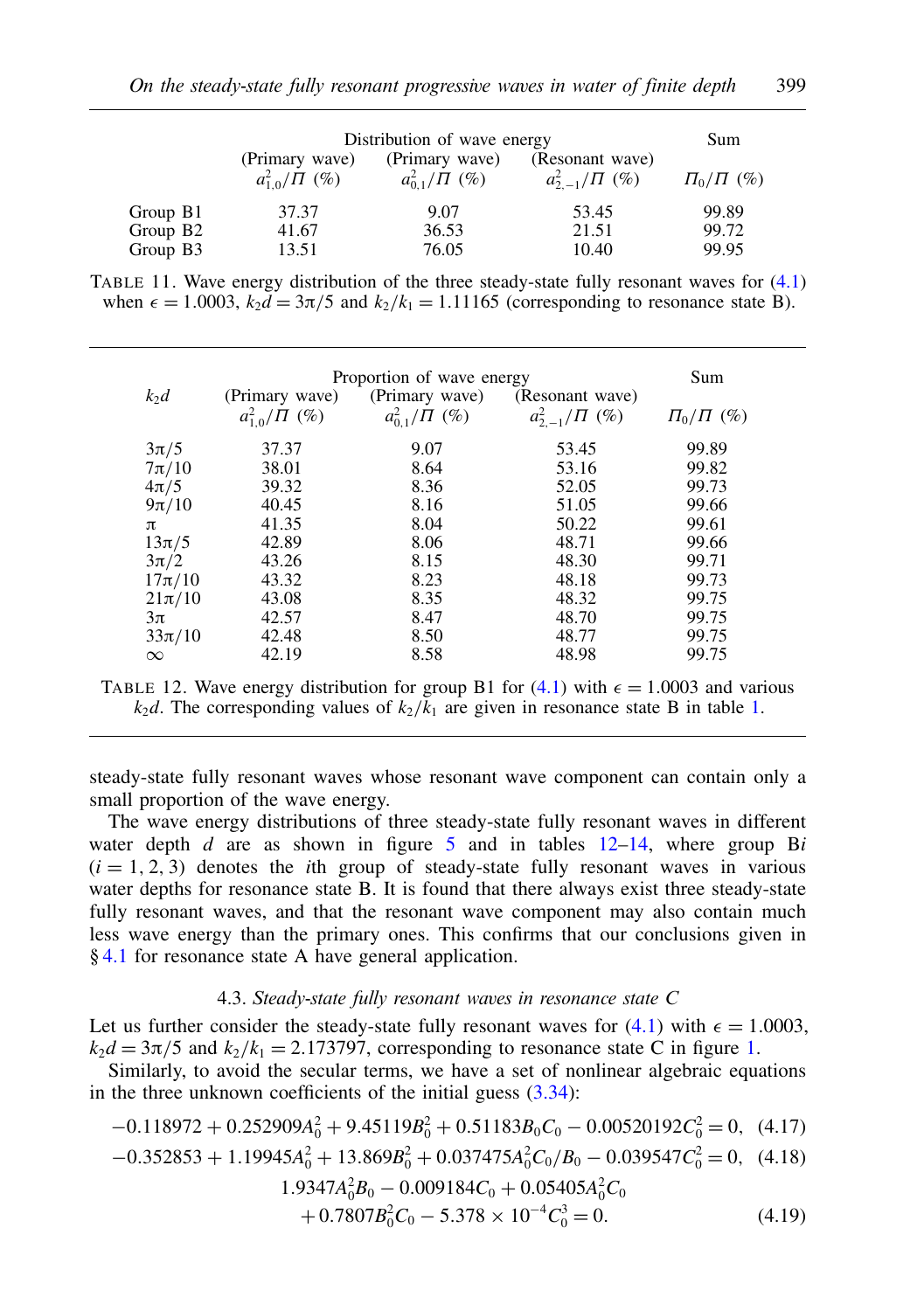| | Distribution of wave energy | | | Sum |
|---|---|---|---|---|
| | (Primary wave) $a_{1,0}^2/\Pi$ (%) | (Primary wave) $a_{0,1}^2/\Pi$ (%) | (Resonant wave) $a_{2,-1}^2/\Pi$ (%) | $\Pi_0/\Pi$ (%) |
| Group B1 | 37.37 | 9.07 | 53.45 | 99.89 |
| Group B2 | 41.67 | 36.53 | 21.51 | 99.72 |
| Group B3 | 13.51 | 76.05 | 10.40 | 99.95 |

TABLE 11. Wave energy distribution of the three steady-state fully resonant waves for (4.1) when $\epsilon = 1.0003$, $k_2 d = 3\pi/5$ and $k_2/k_1 = 1.11165$ (corresponding to resonance state B).

| $k_2 d$ | Proportion of wave energy | | | Sum |
|---|---|---|---|---|
| | (Primary wave) $a_{1,0}^2/\Pi$ (%) | (Primary wave) $a_{0,1}^2/\Pi$ (%) | (Resonant wave) $a_{2,-1}^2/\Pi$ (%) | $\Pi_0/\Pi$ (%) |
| $3\pi/5$ | 37.37 | 9.07 | 53.45 | 99.89 |
| $7\pi/10$ | 38.01 | 8.64 | 53.16 | 99.82 |
| $4\pi/5$ | 39.32 | 8.36 | 52.05 | 99.73 |
| $9\pi/10$ | 40.45 | 8.16 | 51.05 | 99.66 |
| $\pi$ | 41.35 | 8.04 | 50.22 | 99.61 |
| $13\pi/5$ | 42.89 | 8.06 | 48.71 | 99.66 |
| $3\pi/2$ | 43.26 | 8.15 | 48.30 | 99.71 |
| $17\pi/10$ | 43.32 | 8.23 | 48.18 | 99.73 |
| $21\pi/10$ | 43.08 | 8.35 | 48.32 | 99.75 |
| $3\pi$ | 42.57 | 8.47 | 48.70 | 99.75 |
| $33\pi/10$ | 42.48 | 8.50 | 48.77 | 99.75 |
| $\infty$ | 42.19 | 8.58 | 48.98 | 99.75 |

TABLE 12. Wave energy distribution for group B1 for (4.1) with $\epsilon = 1.0003$ and various $k_2 d$. The corresponding values of $k_2/k_1$ are given in resonance state B in table 1.

steady-state fully resonant waves whose resonant wave component can contain only a small proportion of the wave energy.

The wave energy distributions of three steady-state fully resonant waves in different water depth $d$ are as shown in figure 5 and in tables 12–14, where group B$i$ ($i = 1, 2, 3$) denotes the $i$th group of steady-state fully resonant waves in various water depths for resonance state B. It is found that there always exist three steady-state fully resonant waves, and that the resonant wave component may also contain much less wave energy than the primary ones. This confirms that our conclusions given in § 4.1 for resonance state A have general application.

### 4.3. *Steady-state fully resonant waves in resonance state C*

Let us further consider the steady-state fully resonant waves for (4.1) with $\epsilon = 1.0003$, $k_2 d = 3\pi/5$ and $k_2/k_1 = 2.173797$, corresponding to resonance state C in figure 1.

Similarly, to avoid the secular terms, we have a set of nonlinear algebraic equations in the three unknown coefficients of the initial guess (3.34):

$$-0.118972 + 0.252909A_0^2 + 9.45119B_0^2 + 0.51183B_0C_0 - 0.00520192C_0^2 = 0, \quad (4.17)$$

$$-0.352853 + 1.19945A_0^2 + 13.869B_0^2 + 0.037475A_0^2C_0/B_0 - 0.039547C_0^2 = 0, \quad (4.18)$$

$$1.9347A_0^2B_0 - 0.009184C_0 + 0.05405A_0^2C_0 + 0.7807B_0^2C_0 - 5.378 \times 10^{-4}C_0^3 = 0. \quad (4.19)$$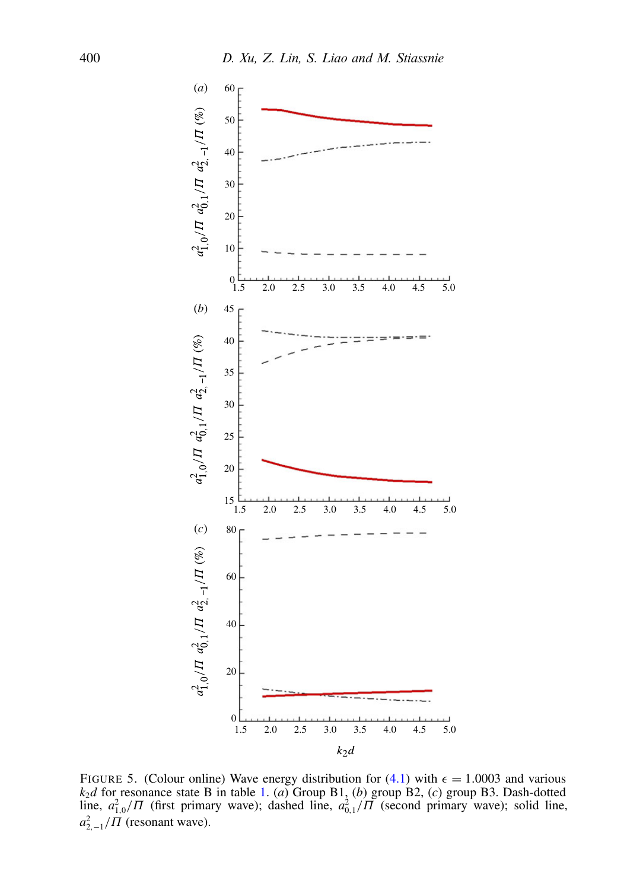FIGURE 5. (Colour online) Wave energy distribution for (4.1) with $\epsilon = 1.0003$ and various $k_2 d$ for resonance state B in table 1. (*a*) Group B1, (*b*) group B2, (*c*) group B3. Dash-dotted line, $a_{1,0}^2/\Pi$ (first primary wave); dashed line, $a_{0,1}^2/\Pi$ (second primary wave); solid line, $a_{2,-1}^2/\Pi$ (resonant wave).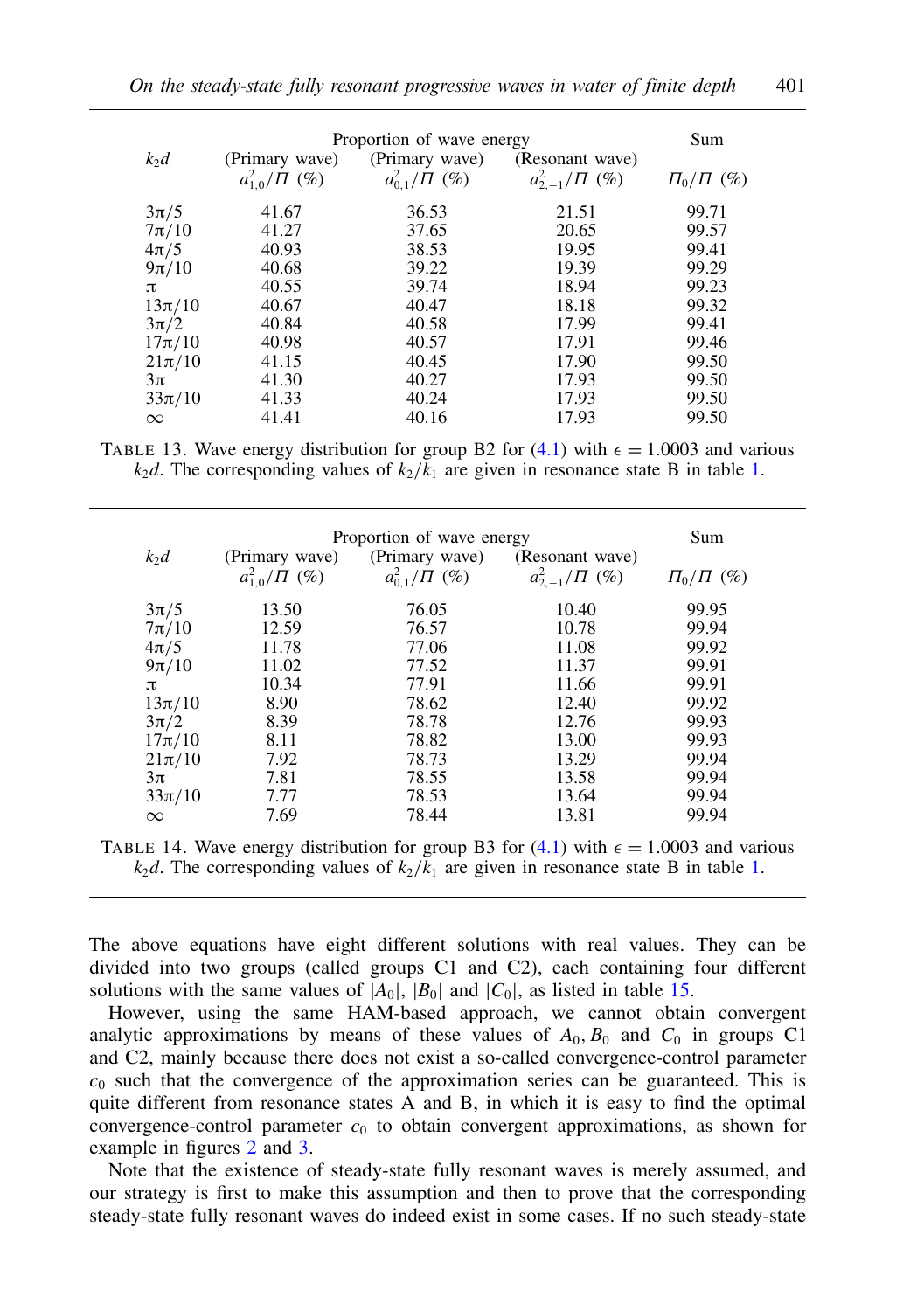| $k_2 d$ | Proportion of wave energy | | | Sum |
|---|---|---|---|---|
| | (Primary wave) $a_{1,0}^2/\Pi$ (%) | (Primary wave) $a_{0,1}^2/\Pi$ (%) | (Resonant wave) $a_{2,-1}^2/\Pi$ (%) | $\Pi_0/\Pi$ (%) |
| $3\pi/5$ | 41.67 | 36.53 | 21.51 | 99.71 |
| $7\pi/10$ | 41.27 | 37.65 | 20.65 | 99.57 |
| $4\pi/5$ | 40.93 | 38.53 | 19.95 | 99.41 |
| $9\pi/10$ | 40.68 | 39.22 | 19.39 | 99.29 |
| $\pi$ | 40.55 | 39.74 | 18.94 | 99.23 |
| $13\pi/10$ | 40.67 | 40.47 | 18.18 | 99.32 |
| $3\pi/2$ | 40.84 | 40.58 | 17.99 | 99.41 |
| $17\pi/10$ | 40.98 | 40.57 | 17.91 | 99.46 |
| $21\pi/10$ | 41.15 | 40.45 | 17.90 | 99.50 |
| $3\pi$ | 41.30 | 40.27 | 17.93 | 99.50 |
| $33\pi/10$ | 41.33 | 40.24 | 17.93 | 99.50 |
| $\infty$ | 41.41 | 40.16 | 17.93 | 99.50 |

TABLE 13. Wave energy distribution for group B2 for (4.1) with $\epsilon = 1.0003$ and various $k_2 d$. The corresponding values of $k_2/k_1$ are given in resonance state B in table 1.

| $k_2 d$ | Proportion of wave energy | | | Sum |
|---|---|---|---|---|
| | (Primary wave) $a_{1,0}^2/\Pi$ (%) | (Primary wave) $a_{0,1}^2/\Pi$ (%) | (Resonant wave) $a_{2,-1}^2/\Pi$ (%) | $\Pi_0/\Pi$ (%) |
| $3\pi/5$ | 13.50 | 76.05 | 10.40 | 99.95 |
| $7\pi/10$ | 12.59 | 76.57 | 10.78 | 99.94 |
| $4\pi/5$ | 11.78 | 77.06 | 11.08 | 99.92 |
| $9\pi/10$ | 11.02 | 77.52 | 11.37 | 99.91 |
| $\pi$ | 10.34 | 77.91 | 11.66 | 99.91 |
| $13\pi/10$ | 8.90 | 78.62 | 12.40 | 99.92 |
| $3\pi/2$ | 8.39 | 78.78 | 12.76 | 99.93 |
| $17\pi/10$ | 8.11 | 78.82 | 13.00 | 99.93 |
| $21\pi/10$ | 7.92 | 78.73 | 13.29 | 99.94 |
| $3\pi$ | 7.81 | 78.55 | 13.58 | 99.94 |
| $33\pi/10$ | 7.77 | 78.53 | 13.64 | 99.94 |
| $\infty$ | 7.69 | 78.44 | 13.81 | 99.94 |

TABLE 14. Wave energy distribution for group B3 for (4.1) with $\epsilon = 1.0003$ and various $k_2 d$. The corresponding values of $k_2/k_1$ are given in resonance state B in table 1.

The above equations have eight different solutions with real values. They can be divided into two groups (called groups C1 and C2), each containing four different solutions with the same values of $|A_0|$, $|B_0|$ and $|C_0|$, as listed in table 15.

However, using the same HAM-based approach, we cannot obtain convergent analytic approximations by means of these values of $A_0, B_0$ and $C_0$ in groups C1 and C2, mainly because there does not exist a so-called convergence-control parameter $c_0$ such that the convergence of the approximation series can be guaranteed. This is quite different from resonance states A and B, in which it is easy to find the optimal convergence-control parameter $c_0$ to obtain convergent approximations, as shown for example in figures 2 and 3.

Note that the existence of steady-state fully resonant waves is merely assumed, and our strategy is first to make this assumption and then to prove that the corresponding steady-state fully resonant waves do indeed exist in some cases. If no such steady-state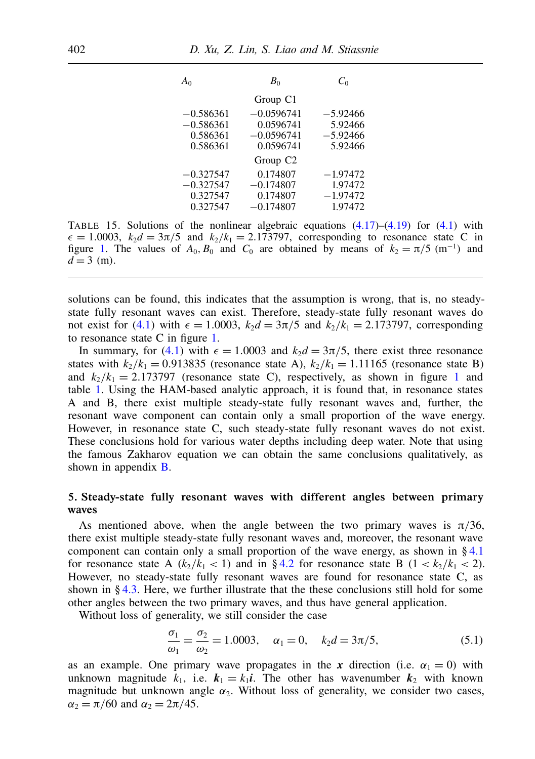| $A_0$ | $B_0$ | $C_0$ |
|---|---|---|
| | Group C1 | |
| −0.586361 | −0.0596741 | −5.92466 |
| −0.586361 | 0.0596741 | 5.92466 |
| 0.586361 | −0.0596741 | −5.92466 |
| 0.586361 | 0.0596741 | 5.92466 |
| | Group C2 | |
| −0.327547 | 0.174807 | −1.97472 |
| −0.327547 | −0.174807 | 1.97472 |
| 0.327547 | 0.174807 | −1.97472 |
| 0.327547 | −0.174807 | 1.97472 |

TABLE 15. Solutions of the nonlinear algebraic equations (4.17)–(4.19) for (4.1) with $\epsilon = 1.0003$, $k_2 d = 3\pi/5$ and $k_2/k_1 = 2.173797$, corresponding to resonance state C in figure 1. The values of $A_0, B_0$ and $C_0$ are obtained by means of $k_2 = \pi/5$ (m$^{-1}$) and $d = 3$ (m).

solutions can be found, this indicates that the assumption is wrong, that is, no steady-state fully resonant waves can exist. Therefore, steady-state fully resonant waves do not exist for (4.1) with $\epsilon = 1.0003$, $k_2 d = 3\pi/5$ and $k_2/k_1 = 2.173797$, corresponding to resonance state C in figure 1.

In summary, for (4.1) with $\epsilon = 1.0003$ and $k_2 d = 3\pi/5$, there exist three resonance states with $k_2/k_1 = 0.913835$ (resonance state A), $k_2/k_1 = 1.11165$ (resonance state B) and $k_2/k_1 = 2.173797$ (resonance state C), respectively, as shown in figure 1 and table 1. Using the HAM-based analytic approach, it is found that, in resonance states A and B, there exist multiple steady-state fully resonant waves and, further, the resonant wave component can contain only a small proportion of the wave energy. However, in resonance state C, such steady-state fully resonant waves do not exist. These conclusions hold for various water depths including deep water. Note that using the famous Zakharov equation we can obtain the same conclusions qualitatively, as shown in appendix B.

## 5. Steady-state fully resonant waves with different angles between primary waves

As mentioned above, when the angle between the two primary waves is $\pi/36$, there exist multiple steady-state fully resonant waves and, moreover, the resonant wave component can contain only a small proportion of the wave energy, as shown in § 4.1 for resonance state A ($k_2/k_1 < 1$) and in § 4.2 for resonance state B ($1 < k_2/k_1 < 2$). However, no steady-state fully resonant waves are found for resonance state C, as shown in § 4.3. Here, we further illustrate that the these conclusions still hold for some other angles between the two primary waves, and thus have general application.

Without loss of generality, we still consider the case

$$\frac{\sigma_1}{\omega_1} = \frac{\sigma_2}{\omega_2} = 1.0003, \quad \alpha_1 = 0, \quad k_2 d = 3\pi/5, \tag{5.1}$$

as an example. One primary wave propagates in the $\boldsymbol{x}$ direction (i.e. $\alpha_1 = 0$) with unknown magnitude $k_1$, i.e. $\boldsymbol{k}_1 = k_1 \boldsymbol{i}$. The other has wavenumber $\boldsymbol{k}_2$ with known magnitude but unknown angle $\alpha_2$. Without loss of generality, we consider two cases, $\alpha_2 = \pi/60$ and $\alpha_2 = 2\pi/45$.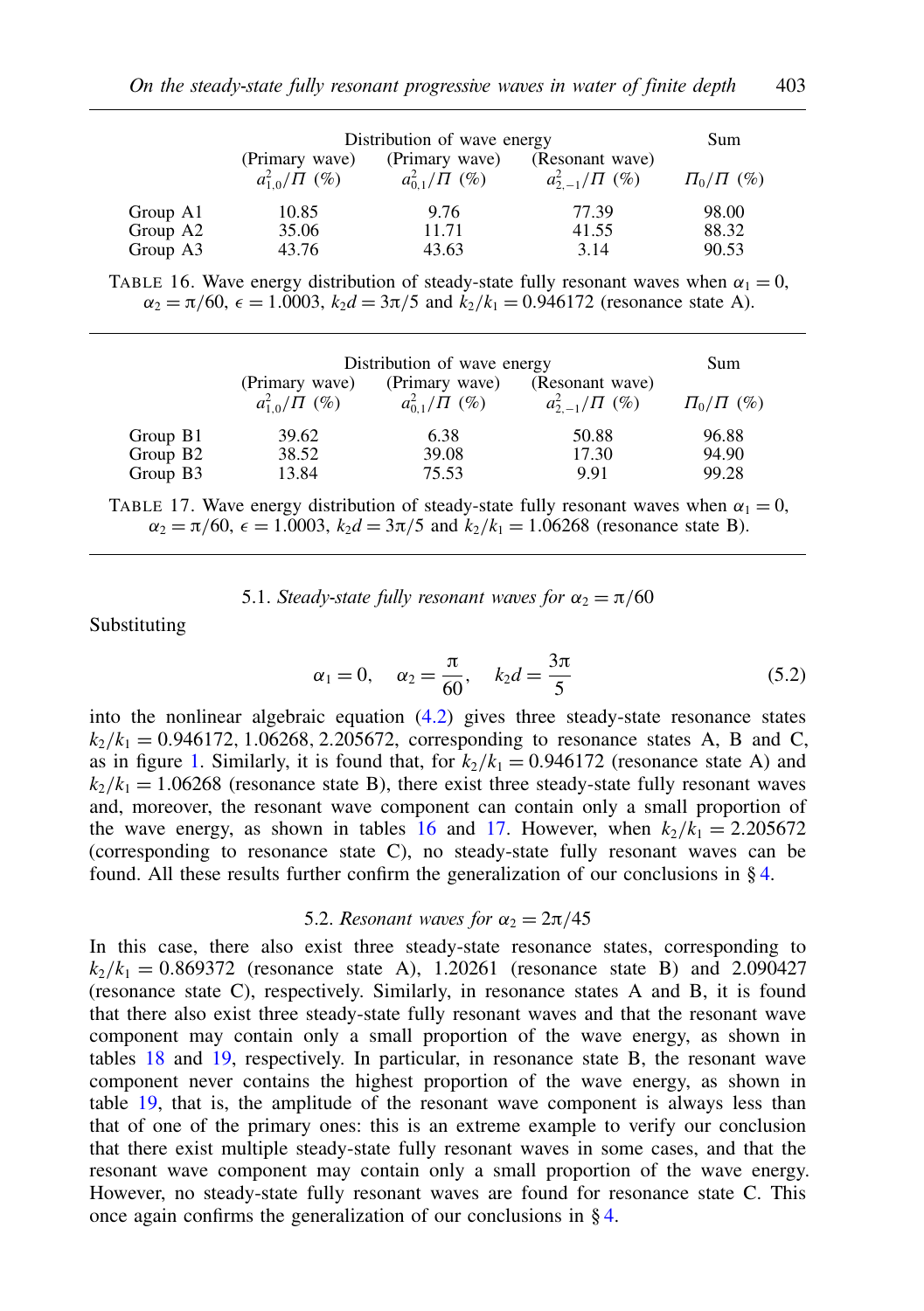| | Distribution of wave energy | | | Sum |
|---|---|---|---|---|
| | (Primary wave) $a_{1,0}^2/\Pi$ (%) | (Primary wave) $a_{0,1}^2/\Pi$ (%) | (Resonant wave) $a_{2,-1}^2/\Pi$ (%) | $\Pi_0/\Pi$ (%) |
| Group A1 | 10.85 | 9.76 | 77.39 | 98.00 |
| Group A2 | 35.06 | 11.71 | 41.55 | 88.32 |
| Group A3 | 43.76 | 43.63 | 3.14 | 90.53 |

TABLE 16. Wave energy distribution of steady-state fully resonant waves when $\alpha_1 = 0$, $\alpha_2 = \pi/60$, $\epsilon = 1.0003$, $k_2 d = 3\pi/5$ and $k_2/k_1 = 0.946172$ (resonance state A).

| | Distribution of wave energy | | | Sum |
|---|---|---|---|---|
| | (Primary wave) $a_{1,0}^2/\Pi$ (%) | (Primary wave) $a_{0,1}^2/\Pi$ (%) | (Resonant wave) $a_{2,-1}^2/\Pi$ (%) | $\Pi_0/\Pi$ (%) |
| Group B1 | 39.62 | 6.38 | 50.88 | 96.88 |
| Group B2 | 38.52 | 39.08 | 17.30 | 94.90 |
| Group B3 | 13.84 | 75.53 | 9.91 | 99.28 |

TABLE 17. Wave energy distribution of steady-state fully resonant waves when $\alpha_1 = 0$, $\alpha_2 = \pi/60$, $\epsilon = 1.0003$, $k_2 d = 3\pi/5$ and $k_2/k_1 = 1.06268$ (resonance state B).

### 5.1. *Steady-state fully resonant waves for $\alpha_2 = \pi/60$*

Substituting

$$\alpha_1 = 0, \quad \alpha_2 = \frac{\pi}{60}, \quad k_2 d = \frac{3\pi}{5} \tag{5.2}$$

into the nonlinear algebraic equation (4.2) gives three steady-state resonance states $k_2/k_1 = 0.946172, 1.06268, 2.205672$, corresponding to resonance states A, B and C, as in figure 1. Similarly, it is found that, for $k_2/k_1 = 0.946172$ (resonance state A) and $k_2/k_1 = 1.06268$ (resonance state B), there exist three steady-state fully resonant waves and, moreover, the resonant wave component can contain only a small proportion of the wave energy, as shown in tables 16 and 17. However, when $k_2/k_1 = 2.205672$ (corresponding to resonance state C), no steady-state fully resonant waves can be found. All these results further confirm the generalization of our conclusions in § 4.

### 5.2. *Resonant waves for $\alpha_2 = 2\pi/45$*

In this case, there also exist three steady-state resonance states, corresponding to $k_2/k_1 = 0.869372$ (resonance state A), 1.20261 (resonance state B) and 2.090427 (resonance state C), respectively. Similarly, in resonance states A and B, it is found that there also exist three steady-state fully resonant waves and that the resonant wave component may contain only a small proportion of the wave energy, as shown in tables 18 and 19, respectively. In particular, in resonance state B, the resonant wave component never contains the highest proportion of the wave energy, as shown in table 19, that is, the amplitude of the resonant wave component is always less than that of one of the primary ones: this is an extreme example to verify our conclusion that there exist multiple steady-state fully resonant waves in some cases, and that the resonant wave component may contain only a small proportion of the wave energy. However, no steady-state fully resonant waves are found for resonance state C. This once again confirms the generalization of our conclusions in § 4.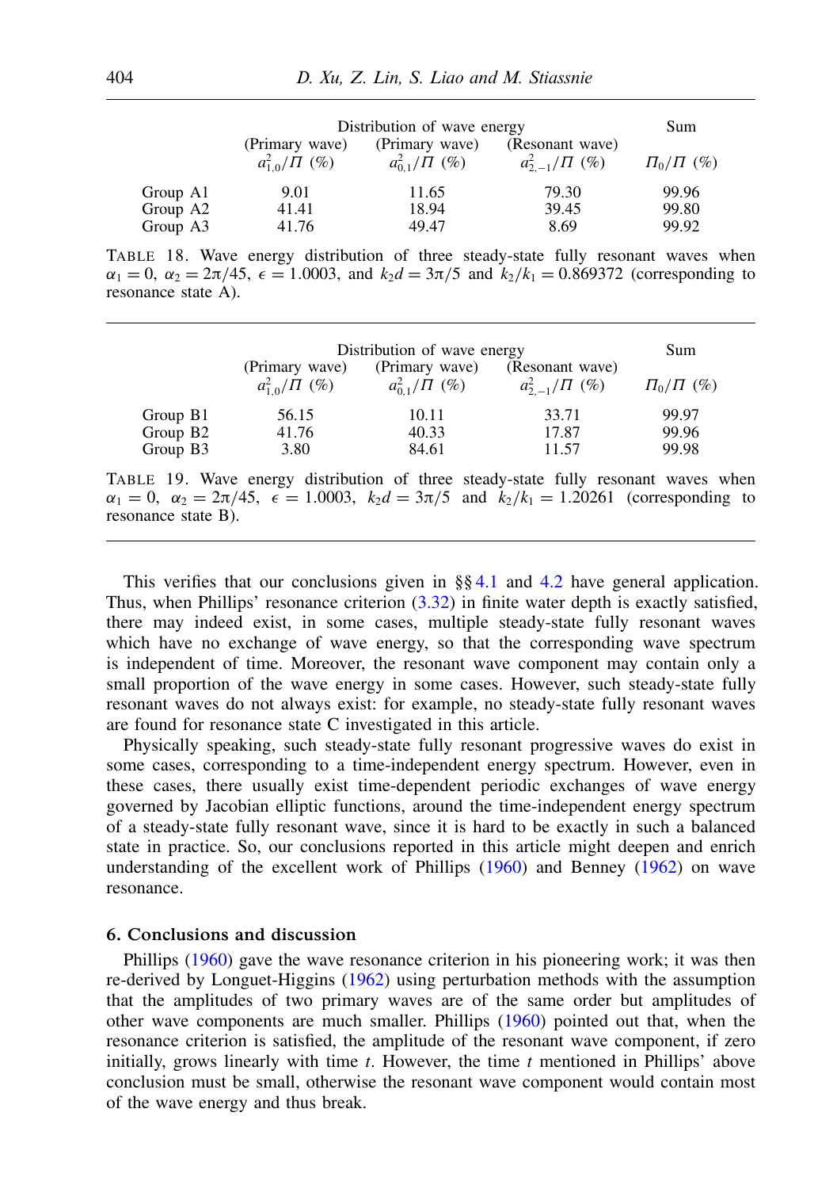| | Distribution of wave energy | | | Sum |
|---|---|---|---|---|
| | (Primary wave) | (Primary wave) | (Resonant wave) | |
| | $a_{1,0}^2/\Pi$ (%) | $a_{0,1}^2/\Pi$ (%) | $a_{2,-1}^2/\Pi$ (%) | $\Pi_0/\Pi$ (%) |
| Group A1 | 9.01 | 11.65 | 79.30 | 99.96 |
| Group A2 | 41.41 | 18.94 | 39.45 | 99.80 |
| Group A3 | 41.76 | 49.47 | 8.69 | 99.92 |

TABLE 18. Wave energy distribution of three steady-state fully resonant waves when $\alpha_1 = 0$, $\alpha_2 = 2\pi/45$, $\epsilon = 1.0003$, and $k_2 d = 3\pi/5$ and $k_2/k_1 = 0.869372$ (corresponding to resonance state A).

| | Distribution of wave energy | | | Sum |
|---|---|---|---|---|
| | (Primary wave) | (Primary wave) | (Resonant wave) | |
| | $a_{1,0}^2/\Pi$ (%) | $a_{0,1}^2/\Pi$ (%) | $a_{2,-1}^2/\Pi$ (%) | $\Pi_0/\Pi$ (%) |
| Group B1 | 56.15 | 10.11 | 33.71 | 99.97 |
| Group B2 | 41.76 | 40.33 | 17.87 | 99.96 |
| Group B3 | 3.80 | 84.61 | 11.57 | 99.98 |

TABLE 19. Wave energy distribution of three steady-state fully resonant waves when $\alpha_1 = 0$, $\alpha_2 = 2\pi/45$, $\epsilon = 1.0003$, $k_2 d = 3\pi/5$ and $k_2/k_1 = 1.20261$ (corresponding to resonance state B).

This verifies that our conclusions given in §§ 4.1 and 4.2 have general application. Thus, when Phillips' resonance criterion (3.32) in finite water depth is exactly satisfied, there may indeed exist, in some cases, multiple steady-state fully resonant waves which have no exchange of wave energy, so that the corresponding wave spectrum is independent of time. Moreover, the resonant wave component may contain only a small proportion of the wave energy in some cases. However, such steady-state fully resonant waves do not always exist: for example, no steady-state fully resonant waves are found for resonance state C investigated in this article.

Physically speaking, such steady-state fully resonant progressive waves do exist in some cases, corresponding to a time-independent energy spectrum. However, even in these cases, there usually exist time-dependent periodic exchanges of wave energy governed by Jacobian elliptic functions, around the time-independent energy spectrum of a steady-state fully resonant wave, since it is hard to be exactly in such a balanced state in practice. So, our conclusions reported in this article might deepen and enrich understanding of the excellent work of Phillips (1960) and Benney (1962) on wave resonance.

## 6. Conclusions and discussion

Phillips (1960) gave the wave resonance criterion in his pioneering work; it was then re-derived by Longuet-Higgins (1962) using perturbation methods with the assumption that the amplitudes of two primary waves are of the same order but amplitudes of other wave components are much smaller. Phillips (1960) pointed out that, when the resonance criterion is satisfied, the amplitude of the resonant wave component, if zero initially, grows linearly with time $t$. However, the time $t$ mentioned in Phillips' above conclusion must be small, otherwise the resonant wave component would contain most of the wave energy and thus break.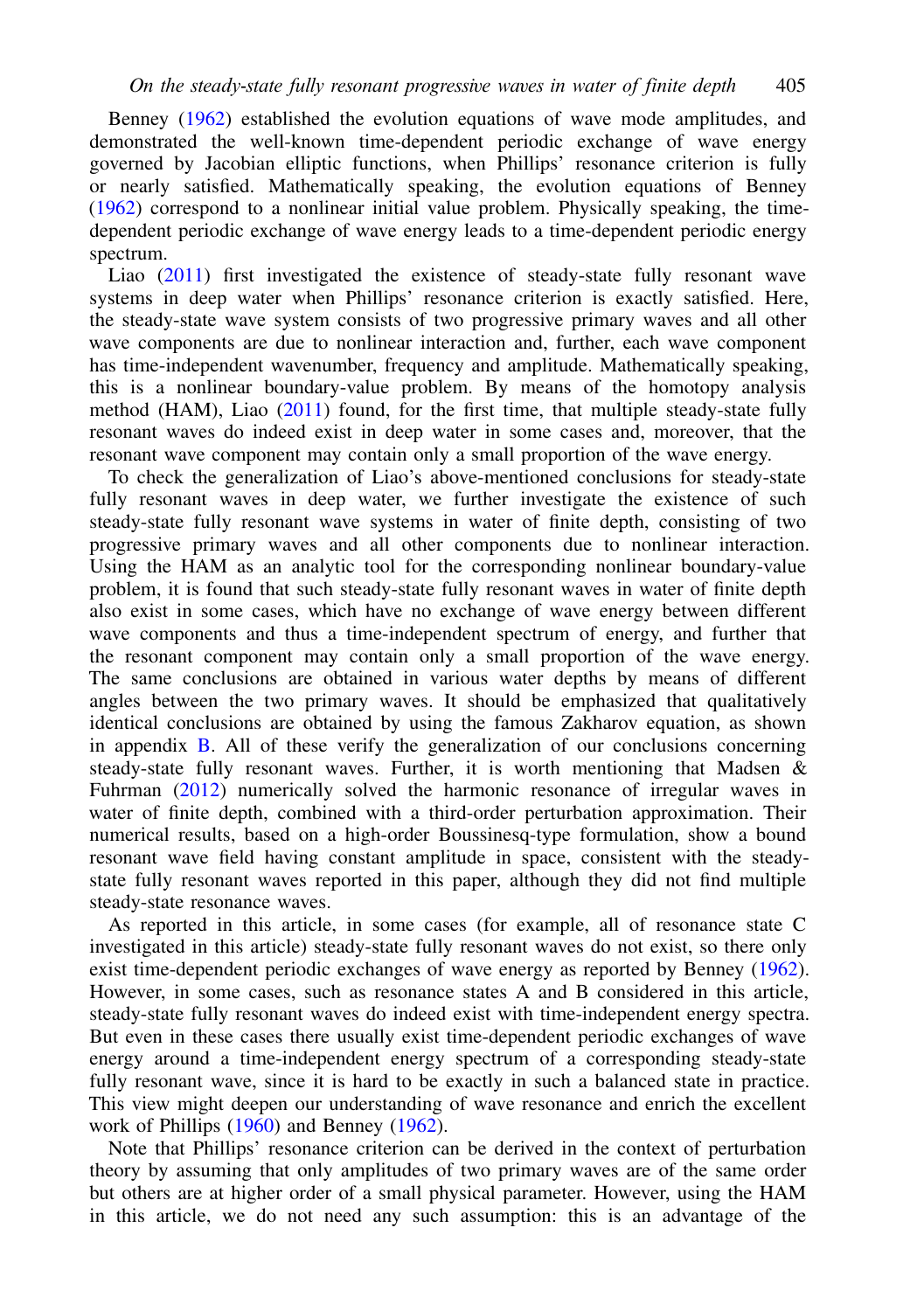Benney (1962) established the evolution equations of wave mode amplitudes, and demonstrated the well-known time-dependent periodic exchange of wave energy governed by Jacobian elliptic functions, when Phillips' resonance criterion is fully or nearly satisfied. Mathematically speaking, the evolution equations of Benney (1962) correspond to a nonlinear initial value problem. Physically speaking, the time-dependent periodic exchange of wave energy leads to a time-dependent periodic energy spectrum.

Liao (2011) first investigated the existence of steady-state fully resonant wave systems in deep water when Phillips' resonance criterion is exactly satisfied. Here, the steady-state wave system consists of two progressive primary waves and all other wave components are due to nonlinear interaction and, further, each wave component has time-independent wavenumber, frequency and amplitude. Mathematically speaking, this is a nonlinear boundary-value problem. By means of the homotopy analysis method (HAM), Liao (2011) found, for the first time, that multiple steady-state fully resonant waves do indeed exist in deep water in some cases and, moreover, that the resonant wave component may contain only a small proportion of the wave energy.

To check the generalization of Liao's above-mentioned conclusions for steady-state fully resonant waves in deep water, we further investigate the existence of such steady-state fully resonant wave systems in water of finite depth, consisting of two progressive primary waves and all other components due to nonlinear interaction. Using the HAM as an analytic tool for the corresponding nonlinear boundary-value problem, it is found that such steady-state fully resonant waves in water of finite depth also exist in some cases, which have no exchange of wave energy between different wave components and thus a time-independent spectrum of energy, and further that the resonant component may contain only a small proportion of the wave energy. The same conclusions are obtained in various water depths by means of different angles between the two primary waves. It should be emphasized that qualitatively identical conclusions are obtained by using the famous Zakharov equation, as shown in appendix B. All of these verify the generalization of our conclusions concerning steady-state fully resonant waves. Further, it is worth mentioning that Madsen & Fuhrman (2012) numerically solved the harmonic resonance of irregular waves in water of finite depth, combined with a third-order perturbation approximation. Their numerical results, based on a high-order Boussinesq-type formulation, show a bound resonant wave field having constant amplitude in space, consistent with the steady-state fully resonant waves reported in this paper, although they did not find multiple steady-state resonance waves.

As reported in this article, in some cases (for example, all of resonance state C investigated in this article) steady-state fully resonant waves do not exist, so there only exist time-dependent periodic exchanges of wave energy as reported by Benney (1962). However, in some cases, such as resonance states A and B considered in this article, steady-state fully resonant waves do indeed exist with time-independent energy spectra. But even in these cases there usually exist time-dependent periodic exchanges of wave energy around a time-independent energy spectrum of a corresponding steady-state fully resonant wave, since it is hard to be exactly in such a balanced state in practice. This view might deepen our understanding of wave resonance and enrich the excellent work of Phillips (1960) and Benney (1962).

Note that Phillips' resonance criterion can be derived in the context of perturbation theory by assuming that only amplitudes of two primary waves are of the same order but others are at higher order of a small physical parameter. However, using the HAM in this article, we do not need any such assumption: this is an advantage of the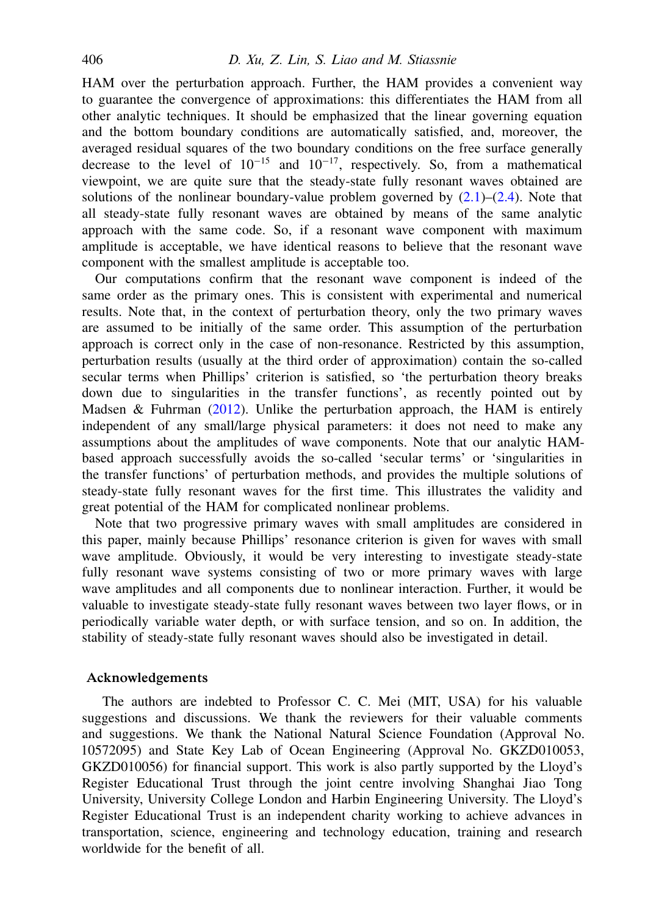HAM over the perturbation approach. Further, the HAM provides a convenient way to guarantee the convergence of approximations: this differentiates the HAM from all other analytic techniques. It should be emphasized that the linear governing equation and the bottom boundary conditions are automatically satisfied, and, moreover, the averaged residual squares of the two boundary conditions on the free surface generally decrease to the level of $10^{-15}$ and $10^{-17}$, respectively. So, from a mathematical viewpoint, we are quite sure that the steady-state fully resonant waves obtained are solutions of the nonlinear boundary-value problem governed by (2.1)–(2.4). Note that all steady-state fully resonant waves are obtained by means of the same analytic approach with the same code. So, if a resonant wave component with maximum amplitude is acceptable, we have identical reasons to believe that the resonant wave component with the smallest amplitude is acceptable too.

Our computations confirm that the resonant wave component is indeed of the same order as the primary ones. This is consistent with experimental and numerical results. Note that, in the context of perturbation theory, only the two primary waves are assumed to be initially of the same order. This assumption of the perturbation approach is correct only in the case of non-resonance. Restricted by this assumption, perturbation results (usually at the third order of approximation) contain the so-called secular terms when Phillips' criterion is satisfied, so 'the perturbation theory breaks down due to singularities in the transfer functions', as recently pointed out by Madsen & Fuhrman (2012). Unlike the perturbation approach, the HAM is entirely independent of any small/large physical parameters: it does not need to make any assumptions about the amplitudes of wave components. Note that our analytic HAM-based approach successfully avoids the so-called 'secular terms' or 'singularities in the transfer functions' of perturbation methods, and provides the multiple solutions of steady-state fully resonant waves for the first time. This illustrates the validity and great potential of the HAM for complicated nonlinear problems.

Note that two progressive primary waves with small amplitudes are considered in this paper, mainly because Phillips' resonance criterion is given for waves with small wave amplitude. Obviously, it would be very interesting to investigate steady-state fully resonant wave systems consisting of two or more primary waves with large wave amplitudes and all components due to nonlinear interaction. Further, it would be valuable to investigate steady-state fully resonant waves between two layer flows, or in periodically variable water depth, or with surface tension, and so on. In addition, the stability of steady-state fully resonant waves should also be investigated in detail.

## Acknowledgements

The authors are indebted to Professor C. C. Mei (MIT, USA) for his valuable suggestions and discussions. We thank the reviewers for their valuable comments and suggestions. We thank the National Natural Science Foundation (Approval No. 10572095) and State Key Lab of Ocean Engineering (Approval No. GKZD010053, GKZD010056) for financial support. This work is also partly supported by the Lloyd's Register Educational Trust through the joint centre involving Shanghai Jiao Tong University, University College London and Harbin Engineering University. The Lloyd's Register Educational Trust is an independent charity working to achieve advances in transportation, science, engineering and technology education, training and research worldwide for the benefit of all.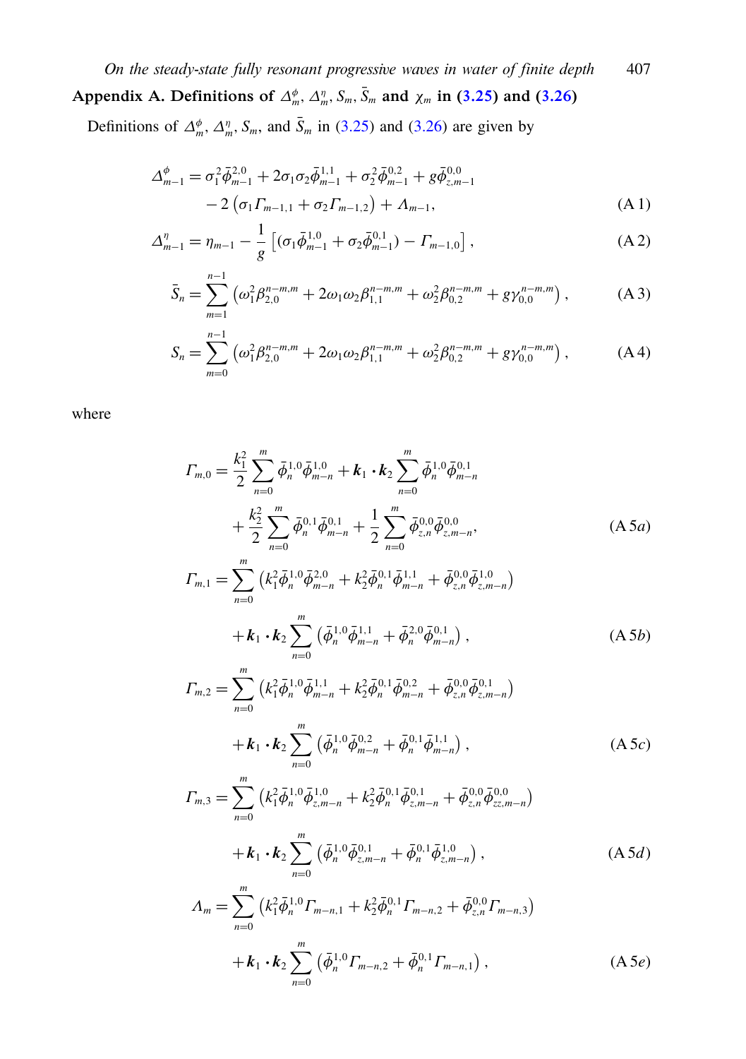## Appendix A. Definitions of $\Delta_m^\phi$, $\Delta_m^\eta$, $S_m$, $\bar{S}_m$ and $\chi_m$ in (3.25) and (3.26)

Definitions of $\Delta_m^\phi$, $\Delta_m^\eta$, $S_m$, and $\bar{S}_m$ in (3.25) and (3.26) are given by

$$
\begin{aligned}
\Delta_{m-1}^{\phi} = {} & \sigma_1^2 \bar{\phi}_{m-1}^{2,0} + 2\sigma_1\sigma_2 \bar{\phi}_{m-1}^{1,1} + \sigma_2^2 \bar{\phi}_{m-1}^{0,2} + g\bar{\phi}_{z,m-1}^{0,0} \\
& - 2\left(\sigma_1 \Gamma_{m-1,1} + \sigma_2 \Gamma_{m-1,2}\right) + \Lambda_{m-1},
\end{aligned}
\tag{A 1}
$$

$$
\Delta_{m-1}^{\eta} = \eta_{m-1} - \frac{1}{g}\left[(\sigma_1 \bar{\phi}_{m-1}^{1,0} + \sigma_2 \bar{\phi}_{m-1}^{0,1}) - \Gamma_{m-1,0}\right],
\tag{A 2}
$$

$$
\bar{S}_n = \sum_{m=1}^{n-1}\left(\omega_1^2 \beta_{2,0}^{n-m,m} + 2\omega_1\omega_2 \beta_{1,1}^{n-m,m} + \omega_2^2 \beta_{0,2}^{n-m,m} + g\gamma_{0,0}^{n-m,m}\right),
\tag{A 3}
$$

$$
S_n = \sum_{m=0}^{n-1}\left(\omega_1^2 \beta_{2,0}^{n-m,m} + 2\omega_1\omega_2 \beta_{1,1}^{n-m,m} + \omega_2^2 \beta_{0,2}^{n-m,m} + g\gamma_{0,0}^{n-m,m}\right),
\tag{A 4}
$$

where

$$
\begin{aligned}
\Gamma_{m,0} = {} & \frac{k_1^2}{2}\sum_{n=0}^{m} \bar{\phi}_n^{1,0}\bar{\phi}_{m-n}^{1,0} + \boldsymbol{k}_1 \cdot \boldsymbol{k}_2 \sum_{n=0}^{m} \bar{\phi}_n^{1,0}\bar{\phi}_{m-n}^{0,1} \\
& + \frac{k_2^2}{2}\sum_{n=0}^{m} \bar{\phi}_n^{0,1}\bar{\phi}_{m-n}^{0,1} + \frac{1}{2}\sum_{n=0}^{m} \bar{\phi}_{z,n}^{0,0}\bar{\phi}_{z,m-n}^{0,0},
\end{aligned}
\tag{A 5a}
$$

$$
\begin{aligned}
\Gamma_{m,1} = {} & \sum_{n=0}^{m}\left(k_1^2 \bar{\phi}_n^{1,0}\bar{\phi}_{m-n}^{2,0} + k_2^2 \bar{\phi}_n^{0,1}\bar{\phi}_{m-n}^{1,1} + \bar{\phi}_{z,n}^{0,0}\bar{\phi}_{z,m-n}^{1,0}\right) \\
& + \boldsymbol{k}_1 \cdot \boldsymbol{k}_2 \sum_{n=0}^{m}\left(\bar{\phi}_n^{1,0}\bar{\phi}_{m-n}^{1,1} + \bar{\phi}_n^{2,0}\bar{\phi}_{m-n}^{0,1}\right),
\end{aligned}
\tag{A 5b}
$$

$$
\begin{aligned}
\Gamma_{m,2} = {} & \sum_{n=0}^{m}\left(k_1^2 \bar{\phi}_n^{1,0}\bar{\phi}_{m-n}^{1,1} + k_2^2 \bar{\phi}_n^{0,1}\bar{\phi}_{m-n}^{0,2} + \bar{\phi}_{z,n}^{0,0}\bar{\phi}_{z,m-n}^{0,1}\right) \\
& + \boldsymbol{k}_1 \cdot \boldsymbol{k}_2 \sum_{n=0}^{m}\left(\bar{\phi}_n^{1,0}\bar{\phi}_{m-n}^{0,2} + \bar{\phi}_n^{0,1}\bar{\phi}_{m-n}^{1,1}\right),
\end{aligned}
\tag{A 5c}
$$

$$
\begin{aligned}
\Gamma_{m,3} = {} & \sum_{n=0}^{m}\left(k_1^2 \bar{\phi}_n^{1,0}\bar{\phi}_{z,m-n}^{1,0} + k_2^2 \bar{\phi}_n^{0,1}\bar{\phi}_{z,m-n}^{0,1} + \bar{\phi}_{z,n}^{0,0}\bar{\phi}_{zz,m-n}^{0,0}\right) \\
& + \boldsymbol{k}_1 \cdot \boldsymbol{k}_2 \sum_{n=0}^{m}\left(\bar{\phi}_n^{1,0}\bar{\phi}_{z,m-n}^{0,1} + \bar{\phi}_n^{0,1}\bar{\phi}_{z,m-n}^{1,0}\right),
\end{aligned}
\tag{A 5d}
$$

$$
\begin{aligned}
\Lambda_{m} = {} & \sum_{n=0}^{m}\left(k_1^2 \bar{\phi}_n^{1,0}\Gamma_{m-n,1} + k_2^2 \bar{\phi}_n^{0,1}\Gamma_{m-n,2} + \bar{\phi}_{z,n}^{0,0}\Gamma_{m-n,3}\right) \\
& + \boldsymbol{k}_1 \cdot \boldsymbol{k}_2 \sum_{n=0}^{m}\left(\bar{\phi}_n^{1,0}\Gamma_{m-n,2} + \bar{\phi}_n^{0,1}\Gamma_{m-n,1}\right),
\end{aligned}
\tag{A 5e}
$$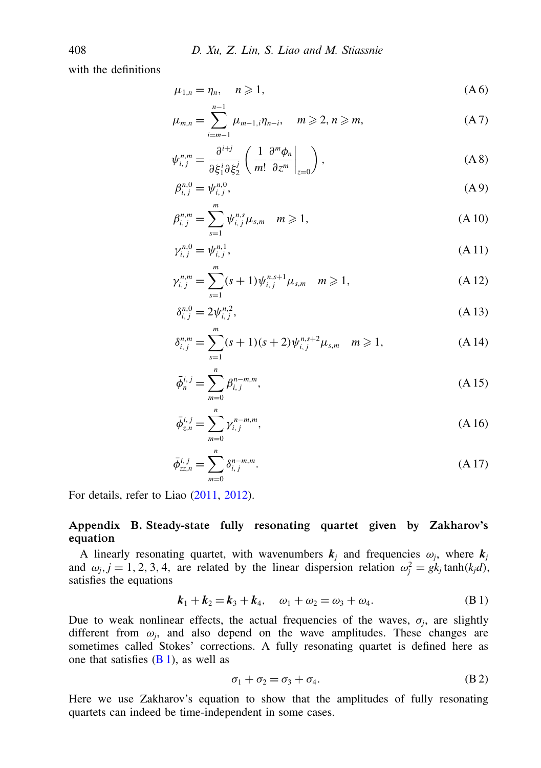with the definitions

$$\mu_{1,n} = \eta_n, \quad n \geqslant 1, \tag{A 6}$$

$$\mu_{m,n} = \sum_{i=m-1}^{n-1} \mu_{m-1,i}\eta_{n-i}, \quad m \geqslant 2, n \geqslant m, \tag{A 7}$$

$$\psi_{i,j}^{n,m} = \frac{\partial^{i+j}}{\partial \xi_1^i \partial \xi_2^j} \left( \frac{1}{m!} \frac{\partial^m \phi_n}{\partial z^m}\bigg|_{z=0} \right), \tag{A 8}$$

$$\beta_{i,j}^{n,0} = \psi_{i,j}^{n,0}, \tag{A 9}$$

$$\beta_{i,j}^{n,m} = \sum_{s=1}^{m} \psi_{i,j}^{n,s} \mu_{s,m} \quad m \geqslant 1, \tag{A 10}$$

$$\gamma_{i,j}^{n,0} = \psi_{i,j}^{n,1}, \tag{A 11}$$

$$\gamma_{i,j}^{n,m} = \sum_{s=1}^{m} (s+1)\psi_{i,j}^{n,s+1} \mu_{s,m} \quad m \geqslant 1, \tag{A 12}$$

$$\delta_{i,j}^{n,0} = 2\psi_{i,j}^{n,2}, \tag{A 13}$$

$$\delta_{i,j}^{n,m} = \sum_{s=1}^{m} (s+1)(s+2)\psi_{i,j}^{n,s+2} \mu_{s,m} \quad m \geqslant 1, \tag{A 14}$$

$$\bar{\phi}_n^{i,j} = \sum_{m=0}^{n} \beta_{i,j}^{n-m,m}, \tag{A 15}$$

$$\bar{\phi}_{z,n}^{i,j} = \sum_{m=0}^{n} \gamma_{i,j}^{n-m,m}, \tag{A 16}$$

$$\bar{\phi}_{zz,n}^{i,j} = \sum_{m=0}^{n} \delta_{i,j}^{n-m,m}. \tag{A 17}$$

For details, refer to Liao (2011, 2012).

## Appendix B. Steady-state fully resonating quartet given by Zakharov's equation

A linearly resonating quartet, with wavenumbers $\boldsymbol{k}_j$ and frequencies $\omega_j$, where $\boldsymbol{k}_j$ and $\omega_j, j = 1, 2, 3, 4,$ are related by the linear dispersion relation $\omega_j^2 = gk_j \tanh(k_j d)$, satisfies the equations

$$\boldsymbol{k}_1 + \boldsymbol{k}_2 = \boldsymbol{k}_3 + \boldsymbol{k}_4, \quad \omega_1 + \omega_2 = \omega_3 + \omega_4. \tag{B 1}$$

Due to weak nonlinear effects, the actual frequencies of the waves, $\sigma_j$, are slightly different from $\omega_j$, and also depend on the wave amplitudes. These changes are sometimes called Stokes' corrections. A fully resonating quartet is defined here as one that satisfies (B 1), as well as

$$\sigma_1 + \sigma_2 = \sigma_3 + \sigma_4. \tag{B 2}$$

Here we use Zakharov's equation to show that the amplitudes of fully resonating quartets can indeed be time-independent in some cases.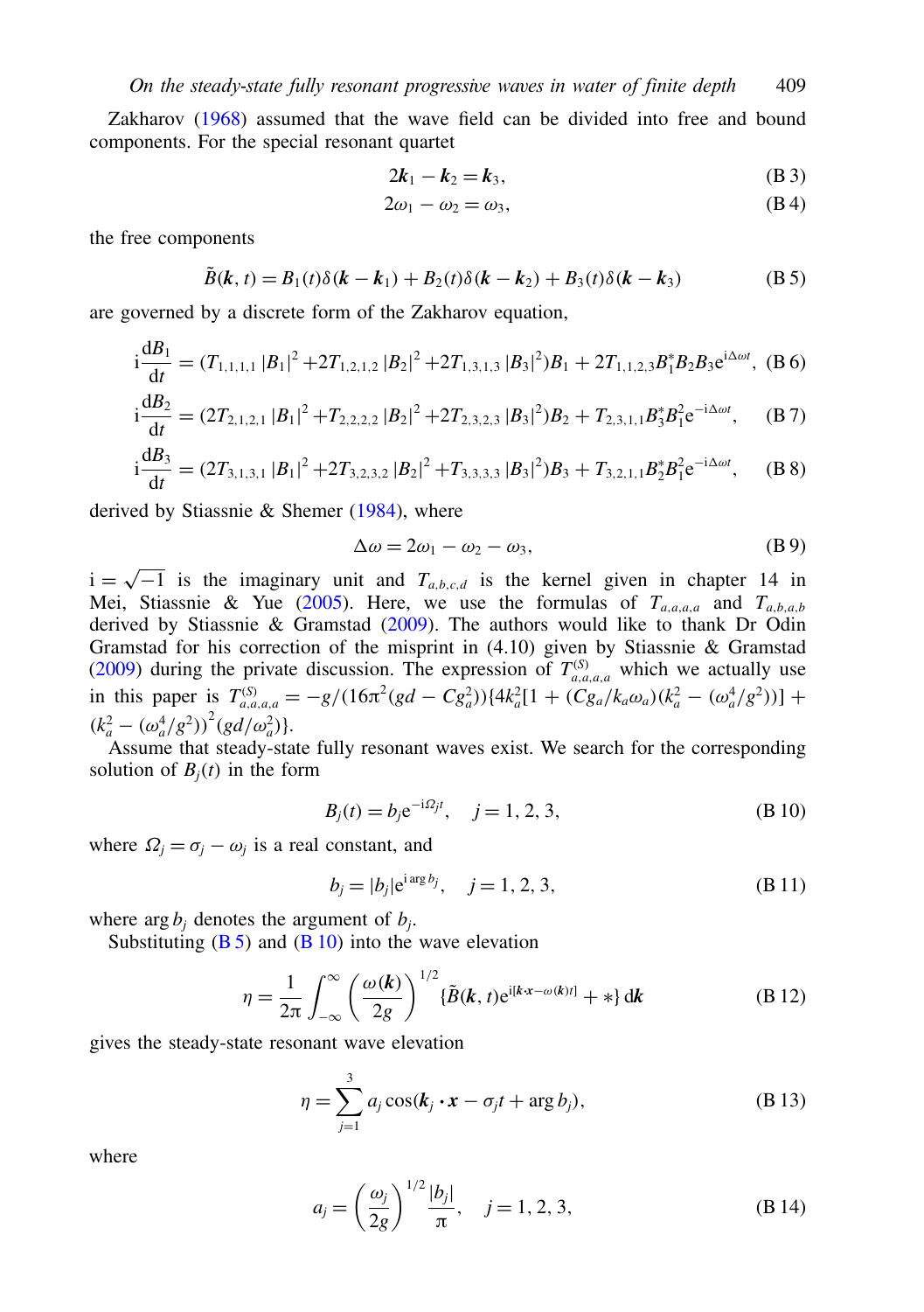Zakharov (1968) assumed that the wave field can be divided into free and bound components. For the special resonant quartet

$$2\boldsymbol{k}_1 - \boldsymbol{k}_2 = \boldsymbol{k}_3, \tag{B 3}$$

$$2\omega_1 - \omega_2 = \omega_3, \tag{B 4}$$

the free components

$$\tilde{B}(\boldsymbol{k}, t) = B_1(t)\delta(\boldsymbol{k} - \boldsymbol{k}_1) + B_2(t)\delta(\boldsymbol{k} - \boldsymbol{k}_2) + B_3(t)\delta(\boldsymbol{k} - \boldsymbol{k}_3) \tag{B 5}$$

are governed by a discrete form of the Zakharov equation,

$$\mathrm{i}\frac{\mathrm{d}B_1}{\mathrm{d}t} = (T_{1,1,1,1}\,|B_1|^2 + 2T_{1,2,1,2}\,|B_2|^2 + 2T_{1,3,1,3}\,|B_3|^2)B_1 + 2T_{1,1,2,3}B_1^*B_2B_3\mathrm{e}^{\mathrm{i}\Delta\omega t}, \tag{B 6}$$

$$\mathrm{i}\frac{\mathrm{d}B_2}{\mathrm{d}t} = (2T_{2,1,2,1}\,|B_1|^2 + T_{2,2,2,2}\,|B_2|^2 + 2T_{2,3,2,3}\,|B_3|^2)B_2 + T_{2,3,1,1}B_3^*B_1^2\mathrm{e}^{-\mathrm{i}\Delta\omega t}, \tag{B 7}$$

$$\mathrm{i}\frac{\mathrm{d}B_3}{\mathrm{d}t} = (2T_{3,1,3,1}\,|B_1|^2 + 2T_{3,2,3,2}\,|B_2|^2 + T_{3,3,3,3}\,|B_3|^2)B_3 + T_{3,2,1,1}B_2^*B_1^2\mathrm{e}^{-\mathrm{i}\Delta\omega t}, \tag{B 8}$$

derived by Stiassnie & Shemer (1984), where

$$\Delta\omega = 2\omega_1 - \omega_2 - \omega_3, \tag{B 9}$$

$\mathrm{i} = \sqrt{-1}$ is the imaginary unit and $T_{a,b,c,d}$ is the kernel given in chapter 14 in Mei, Stiassnie & Yue (2005). Here, we use the formulas of $T_{a,a,a,a}$ and $T_{a,b,a,b}$ derived by Stiassnie & Gramstad (2009). The authors would like to thank Dr Odin Gramstad for his correction of the misprint in (4.10) given by Stiassnie & Gramstad (2009) during the private discussion. The expression of $T^{(S)}_{a,a,a,a}$ which we actually use in this paper is $T^{(S)}_{a,a,a,a} = -g/(16\pi^2(gd - Cg_a^2))\{4k_a^2[1 + (Cg_a/k_a\omega_a)(k_a^2 - (\omega_a^4/g^2))] + (k_a^2 - (\omega_a^4/g^2))^2(gd/\omega_a^2)\}$.

Assume that steady-state fully resonant waves exist. We search for the corresponding solution of $B_j(t)$ in the form

$$B_j(t) = b_j\mathrm{e}^{-\mathrm{i}\Omega_j t}, \quad j = 1, 2, 3, \tag{B 10}$$

where $\Omega_j = \sigma_j - \omega_j$ is a real constant, and

$$b_j = |b_j|\mathrm{e}^{\mathrm{i}\arg b_j}, \quad j = 1, 2, 3, \tag{B 11}$$

where $\arg b_j$ denotes the argument of $b_j$.

Substituting (B 5) and (B 10) into the wave elevation

$$\eta = \frac{1}{2\pi}\int_{-\infty}^{\infty}\left(\frac{\omega(\boldsymbol{k})}{2g}\right)^{1/2}\{\tilde{B}(\boldsymbol{k}, t)\mathrm{e}^{\mathrm{i}[\boldsymbol{k}\cdot\boldsymbol{x} - \omega(\boldsymbol{k})t]} + *\}\,\mathrm{d}\boldsymbol{k} \tag{B 12}$$

gives the steady-state resonant wave elevation

$$\eta = \sum_{j=1}^{3} a_j\cos(\boldsymbol{k}_j\cdot\boldsymbol{x} - \sigma_j t + \arg b_j), \tag{B 13}$$

where

$$a_j = \left(\frac{\omega_j}{2g}\right)^{1/2}\frac{|b_j|}{\pi}, \quad j = 1, 2, 3, \tag{B 14}$$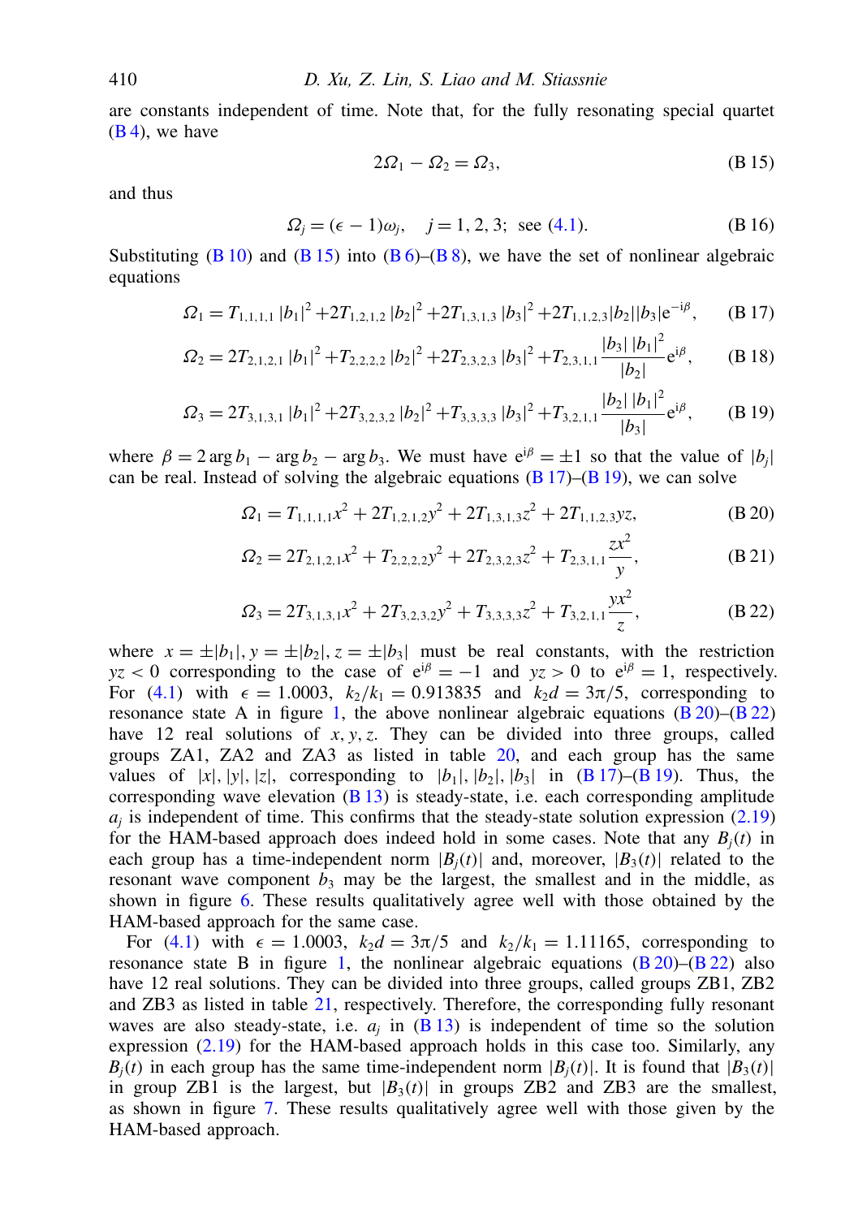are constants independent of time. Note that, for the fully resonating special quartet (B 4), we have

$$2\Omega_1 - \Omega_2 = \Omega_3, \tag{B 15}$$

and thus

$$\Omega_j = (\epsilon - 1)\omega_j, \quad j = 1, 2, 3; \text{ see (4.1)}. \tag{B 16}$$

Substituting (B 10) and (B 15) into (B 6)–(B 8), we have the set of nonlinear algebraic equations

$$\Omega_1 = T_{1,1,1,1}\,|b_1|^2 + 2T_{1,2,1,2}\,|b_2|^2 + 2T_{1,3,1,3}\,|b_3|^2 + 2T_{1,1,2,3}|b_2||b_3|\mathrm{e}^{-\mathrm{i}\beta}, \tag{B 17}$$

$$\Omega_2 = 2T_{2,1,2,1}\,|b_1|^2 + T_{2,2,2,2}\,|b_2|^2 + 2T_{2,3,2,3}\,|b_3|^2 + T_{2,3,1,1}\frac{|b_3|\,|b_1|^2}{|b_2|}\mathrm{e}^{\mathrm{i}\beta}, \tag{B 18}$$

$$\Omega_3 = 2T_{3,1,3,1}\,|b_1|^2 + 2T_{3,2,3,2}\,|b_2|^2 + T_{3,3,3,3}\,|b_3|^2 + T_{3,2,1,1}\frac{|b_2|\,|b_1|^2}{|b_3|}\mathrm{e}^{\mathrm{i}\beta}, \tag{B 19}$$

where $\beta = 2\arg b_1 - \arg b_2 - \arg b_3$. We must have $\mathrm{e}^{\mathrm{i}\beta} = \pm 1$ so that the value of $|b_j|$ can be real. Instead of solving the algebraic equations (B 17)–(B 19), we can solve

$$\Omega_1 = T_{1,1,1,1}x^2 + 2T_{1,2,1,2}y^2 + 2T_{1,3,1,3}z^2 + 2T_{1,1,2,3}yz, \tag{B 20}$$

$$\Omega_2 = 2T_{2,1,2,1}x^2 + T_{2,2,2,2}y^2 + 2T_{2,3,2,3}z^2 + T_{2,3,1,1}\frac{zx^2}{y}, \tag{B 21}$$

$$\Omega_3 = 2T_{3,1,3,1}x^2 + 2T_{3,2,3,2}y^2 + T_{3,3,3,3}z^2 + T_{3,2,1,1}\frac{yx^2}{z}, \tag{B 22}$$

where $x = \pm|b_1|, y = \pm|b_2|, z = \pm|b_3|$ must be real constants, with the restriction $yz < 0$ corresponding to the case of $\mathrm{e}^{\mathrm{i}\beta} = -1$ and $yz > 0$ to $\mathrm{e}^{\mathrm{i}\beta} = 1$, respectively. For (4.1) with $\epsilon = 1.0003$, $k_2/k_1 = 0.913835$ and $k_2 d = 3\pi/5$, corresponding to resonance state A in figure 1, the above nonlinear algebraic equations (B 20)–(B 22) have 12 real solutions of $x, y, z$. They can be divided into three groups, called groups ZA1, ZA2 and ZA3 as listed in table 20, and each group has the same values of $|x|, |y|, |z|$, corresponding to $|b_1|, |b_2|, |b_3|$ in (B 17)–(B 19). Thus, the corresponding wave elevation (B 13) is steady-state, i.e. each corresponding amplitude $a_j$ is independent of time. This confirms that the steady-state solution expression (2.19) for the HAM-based approach does indeed hold in some cases. Note that any $B_j(t)$ in each group has a time-independent norm $|B_j(t)|$ and, moreover, $|B_3(t)|$ related to the resonant wave component $b_3$ may be the largest, the smallest and in the middle, as shown in figure 6. These results qualitatively agree well with those obtained by the HAM-based approach for the same case.

For (4.1) with $\epsilon = 1.0003$, $k_2 d = 3\pi/5$ and $k_2/k_1 = 1.11165$, corresponding to resonance state B in figure 1, the nonlinear algebraic equations (B 20)–(B 22) also have 12 real solutions. They can be divided into three groups, called groups ZB1, ZB2 and ZB3 as listed in table 21, respectively. Therefore, the corresponding fully resonant waves are also steady-state, i.e. $a_j$ in (B 13) is independent of time so the solution expression (2.19) for the HAM-based approach holds in this case too. Similarly, any $B_j(t)$ in each group has the same time-independent norm $|B_j(t)|$. It is found that $|B_3(t)|$ in group ZB1 is the largest, but $|B_3(t)|$ in groups ZB2 and ZB3 are the smallest, as shown in figure 7. These results qualitatively agree well with those given by the HAM-based approach.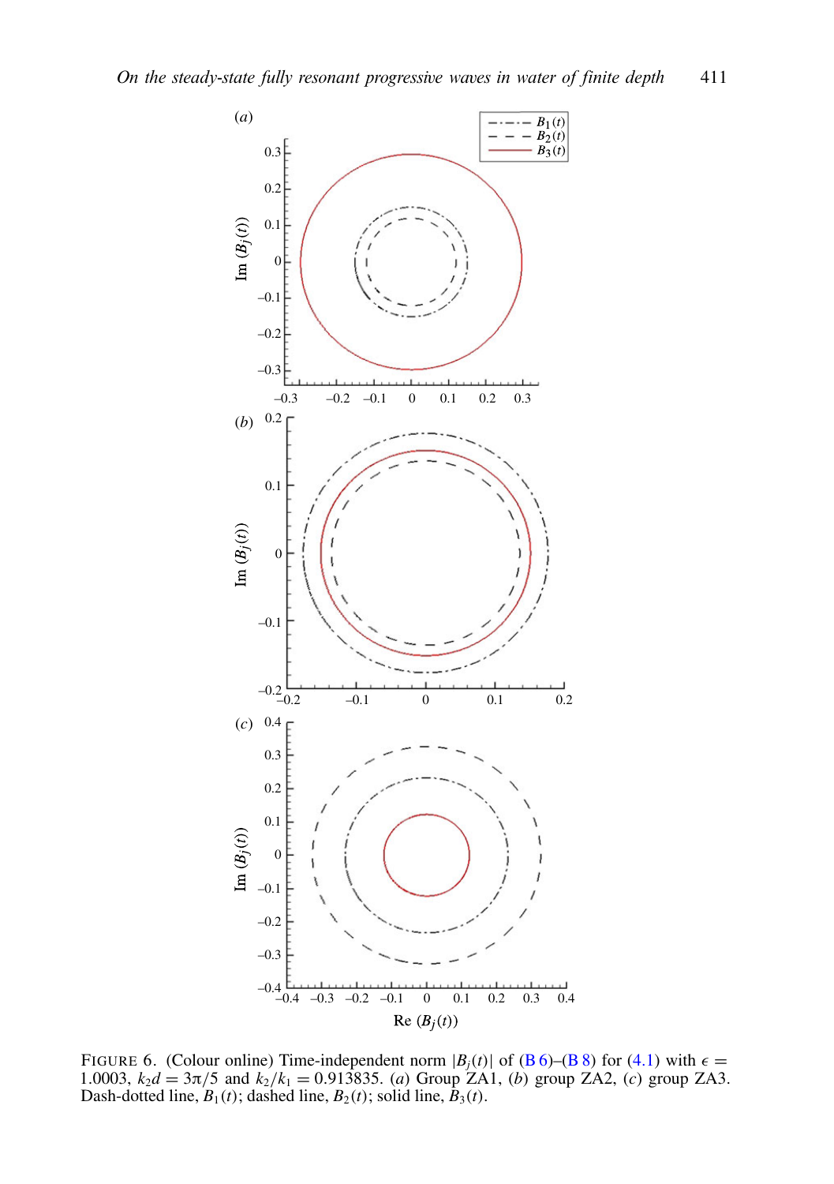FIGURE 6. (Colour online) Time-independent norm $|B_j(t)|$ of (B 6)–(B 8) for (4.1) with $\epsilon = 1.0003$, $k_2d = 3\pi/5$ and $k_2/k_1 = 0.913835$. (*a*) Group ZA1, (*b*) group ZA2, (*c*) group ZA3. Dash-dotted line, $B_1(t)$; dashed line, $B_2(t)$; solid line, $B_3(t)$.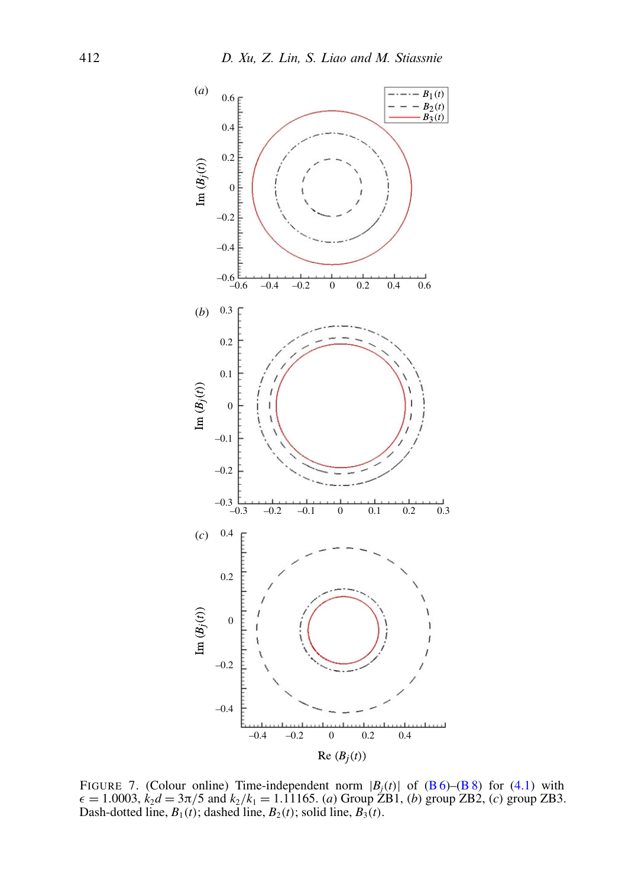FIGURE 7. (Colour online) Time-independent norm $|B_j(t)|$ of (B 6)–(B 8) for (4.1) with $\epsilon = 1.0003$, $k_2 d = 3\pi/5$ and $k_2/k_1 = 1.11165$. (*a*) Group ZB1, (*b*) group ZB2, (*c*) group ZB3. Dash-dotted line, $B_1(t)$; dashed line, $B_2(t)$; solid line, $B_3(t)$.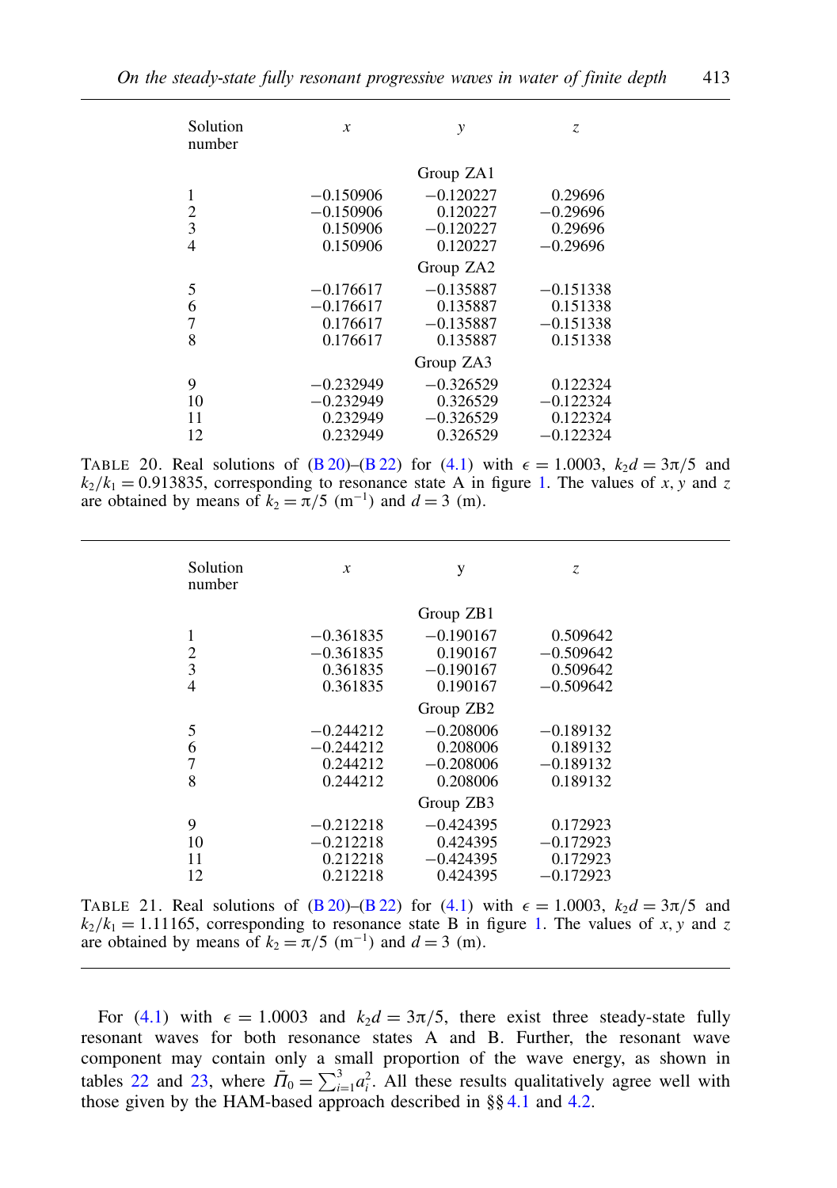| Solution number | $x$ | $y$ | $z$ |
|---|---|---|---|
| | | Group ZA1 | |
| 1 | −0.150906 | −0.120227 | 0.29696 |
| 2 | −0.150906 | 0.120227 | −0.29696 |
| 3 | 0.150906 | −0.120227 | 0.29696 |
| 4 | 0.150906 | 0.120227 | −0.29696 |
| | | Group ZA2 | |
| 5 | −0.176617 | −0.135887 | −0.151338 |
| 6 | −0.176617 | 0.135887 | 0.151338 |
| 7 | 0.176617 | −0.135887 | −0.151338 |
| 8 | 0.176617 | 0.135887 | 0.151338 |
| | | Group ZA3 | |
| 9 | −0.232949 | −0.326529 | 0.122324 |
| 10 | −0.232949 | 0.326529 | −0.122324 |
| 11 | 0.232949 | −0.326529 | 0.122324 |
| 12 | 0.232949 | 0.326529 | −0.122324 |

TABLE 20. Real solutions of (B 20)–(B 22) for (4.1) with $\epsilon = 1.0003$, $k_2 d = 3\pi/5$ and $k_2/k_1 = 0.913835$, corresponding to resonance state A in figure 1. The values of $x, y$ and $z$ are obtained by means of $k_2 = \pi/5$ (m$^{-1}$) and $d = 3$ (m).

| Solution number | $x$ | $y$ | $z$ |
|---|---|---|---|
| | | Group ZB1 | |
| 1 | −0.361835 | −0.190167 | 0.509642 |
| 2 | −0.361835 | 0.190167 | −0.509642 |
| 3 | 0.361835 | −0.190167 | 0.509642 |
| 4 | 0.361835 | 0.190167 | −0.509642 |
| | | Group ZB2 | |
| 5 | −0.244212 | −0.208006 | −0.189132 |
| 6 | −0.244212 | 0.208006 | 0.189132 |
| 7 | 0.244212 | −0.208006 | −0.189132 |
| 8 | 0.244212 | 0.208006 | 0.189132 |
| | | Group ZB3 | |
| 9 | −0.212218 | −0.424395 | 0.172923 |
| 10 | −0.212218 | 0.424395 | −0.172923 |
| 11 | 0.212218 | −0.424395 | 0.172923 |
| 12 | 0.212218 | 0.424395 | −0.172923 |

TABLE 21. Real solutions of (B 20)–(B 22) for (4.1) with $\epsilon = 1.0003$, $k_2 d = 3\pi/5$ and $k_2/k_1 = 1.11165$, corresponding to resonance state B in figure 1. The values of $x, y$ and $z$ are obtained by means of $k_2 = \pi/5$ (m$^{-1}$) and $d = 3$ (m).

For (4.1) with $\epsilon = 1.0003$ and $k_2 d = 3\pi/5$, there exist three steady-state fully resonant waves for both resonance states A and B. Further, the resonant wave component may contain only a small proportion of the wave energy, as shown in tables 22 and 23, where $\bar{\Pi}_0 = \sum_{i=1}^{3} a_i^2$. All these results qualitatively agree well with those given by the HAM-based approach described in §§ 4.1 and 4.2.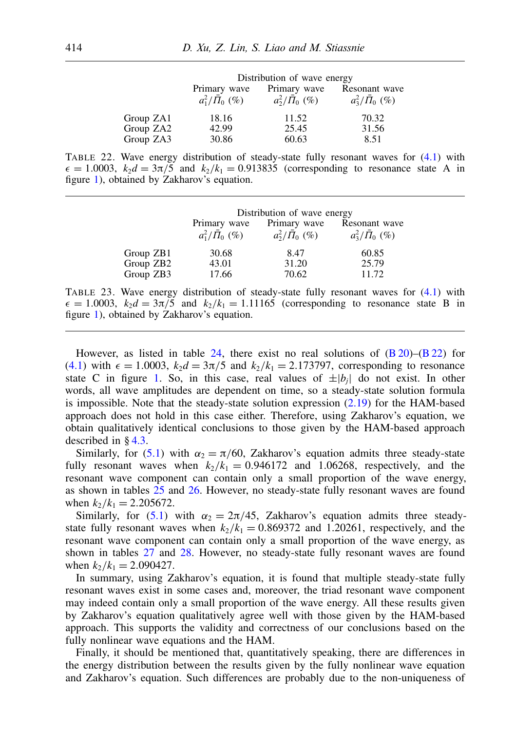| | Distribution of wave energy | | |
|---|---|---|---|
| | Primary wave $a_1^2/\bar{\Pi}_0$ (%) | Primary wave $a_2^2/\bar{\Pi}_0$ (%) | Resonant wave $a_3^2/\bar{\Pi}_0$ (%) |
| Group ZA1 | 18.16 | 11.52 | 70.32 |
| Group ZA2 | 42.99 | 25.45 | 31.56 |
| Group ZA3 | 30.86 | 60.63 | 8.51 |

TABLE 22. Wave energy distribution of steady-state fully resonant waves for (4.1) with $\epsilon = 1.0003$, $k_2 d = 3\pi/5$ and $k_2/k_1 = 0.913835$ (corresponding to resonance state A in figure 1), obtained by Zakharov's equation.

| | Distribution of wave energy | | |
|---|---|---|---|
| | Primary wave $a_1^2/\bar{\Pi}_0$ (%) | Primary wave $a_2^2/\bar{\Pi}_0$ (%) | Resonant wave $a_3^2/\bar{\Pi}_0$ (%) |
| Group ZB1 | 30.68 | 8.47 | 60.85 |
| Group ZB2 | 43.01 | 31.20 | 25.79 |
| Group ZB3 | 17.66 | 70.62 | 11.72 |

TABLE 23. Wave energy distribution of steady-state fully resonant waves for (4.1) with $\epsilon = 1.0003$, $k_2 d = 3\pi/5$ and $k_2/k_1 = 1.11165$ (corresponding to resonance state B in figure 1), obtained by Zakharov's equation.

However, as listed in table 24, there exist no real solutions of (B 20)–(B 22) for (4.1) with $\epsilon = 1.0003$, $k_2 d = 3\pi/5$ and $k_2/k_1 = 2.173797$, corresponding to resonance state C in figure 1. So, in this case, real values of $\pm|b_j|$ do not exist. In other words, all wave amplitudes are dependent on time, so a steady-state solution formula is impossible. Note that the steady-state solution expression (2.19) for the HAM-based approach does not hold in this case either. Therefore, using Zakharov's equation, we obtain qualitatively identical conclusions to those given by the HAM-based approach described in § 4.3.

Similarly, for (5.1) with $\alpha_2 = \pi/60$, Zakharov's equation admits three steady-state fully resonant waves when $k_2/k_1 = 0.946172$ and $1.06268$, respectively, and the resonant wave component can contain only a small proportion of the wave energy, as shown in tables 25 and 26. However, no steady-state fully resonant waves are found when $k_2/k_1 = 2.205672$.

Similarly, for (5.1) with $\alpha_2 = 2\pi/45$, Zakharov's equation admits three steady-state fully resonant waves when $k_2/k_1 = 0.869372$ and $1.20261$, respectively, and the resonant wave component can contain only a small proportion of the wave energy, as shown in tables 27 and 28. However, no steady-state fully resonant waves are found when $k_2/k_1 = 2.090427$.

In summary, using Zakharov's equation, it is found that multiple steady-state fully resonant waves exist in some cases and, moreover, the triad resonant wave component may indeed contain only a small proportion of the wave energy. All these results given by Zakharov's equation qualitatively agree well with those given by the HAM-based approach. This supports the validity and correctness of our conclusions based on the fully nonlinear wave equations and the HAM.

Finally, it should be mentioned that, quantitatively speaking, there are differences in the energy distribution between the results given by the fully nonlinear wave equation and Zakharov's equation. Such differences are probably due to the non-uniqueness of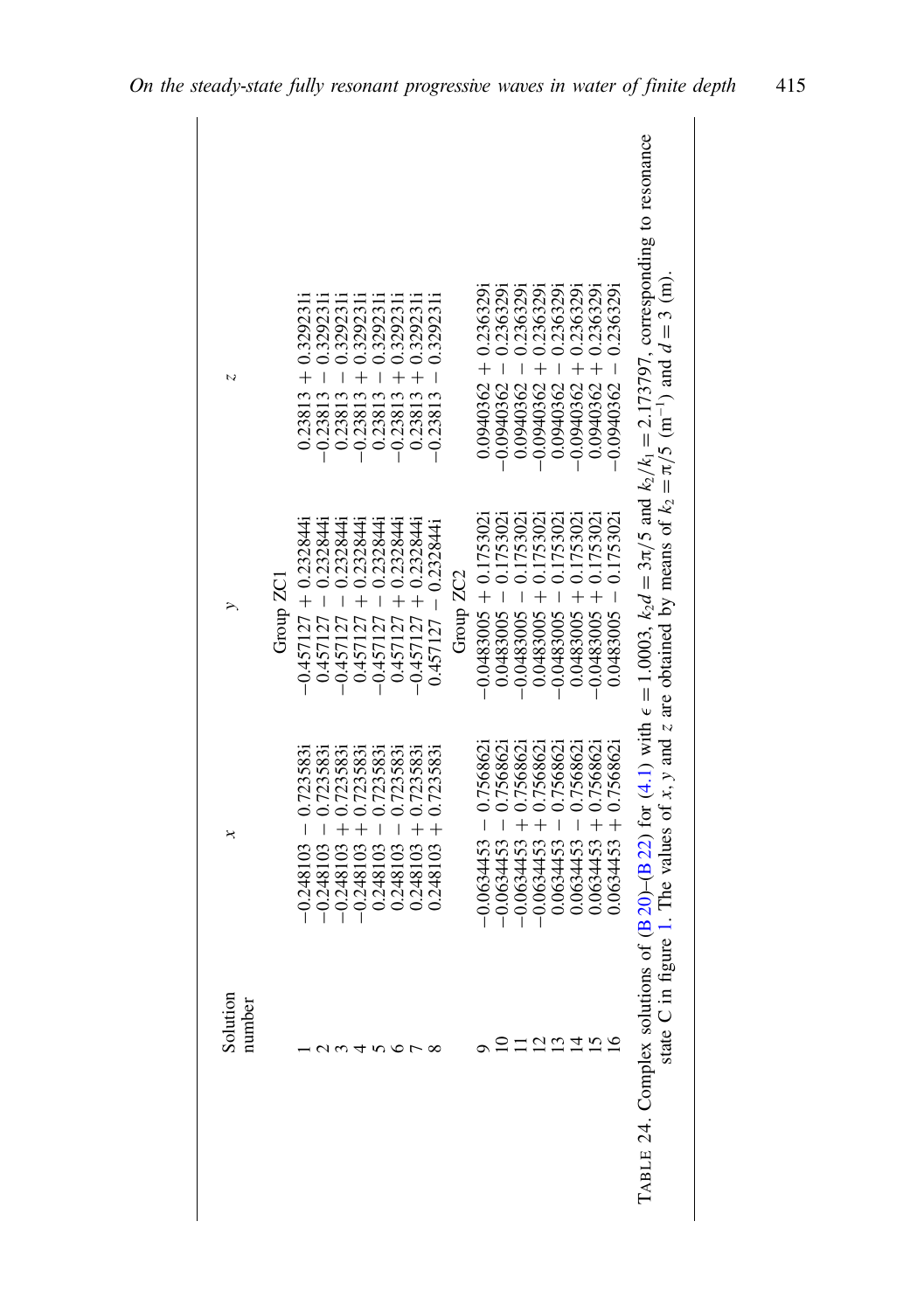| Solution number | $x$ | $y$ | $z$ |
|---|---|---|---|
| | | Group ZC1 | |
| 1 | $-0.248103 - 0.723583\mathrm{i}$ | $-0.457127 + 0.232844\mathrm{i}$ | $0.23813 + 0.329231\mathrm{i}$ |
| 2 | $-0.248103 - 0.723583\mathrm{i}$ | $0.457127 - 0.232844\mathrm{i}$ | $-0.23813 - 0.329231\mathrm{i}$ |
| 3 | $-0.248103 + 0.723583\mathrm{i}$ | $-0.457127 - 0.232844\mathrm{i}$ | $0.23813 - 0.329231\mathrm{i}$ |
| 4 | $-0.248103 + 0.723583\mathrm{i}$ | $0.457127 + 0.232844\mathrm{i}$ | $-0.23813 + 0.329231\mathrm{i}$ |
| 5 | $0.248103 - 0.723583\mathrm{i}$ | $-0.457127 - 0.232844\mathrm{i}$ | $0.23813 - 0.329231\mathrm{i}$ |
| 6 | $0.248103 - 0.723583\mathrm{i}$ | $0.457127 + 0.232844\mathrm{i}$ | $-0.23813 + 0.329231\mathrm{i}$ |
| 7 | $0.248103 + 0.723583\mathrm{i}$ | $-0.457127 + 0.232844\mathrm{i}$ | $0.23813 + 0.329231\mathrm{i}$ |
| 8 | $0.248103 + 0.723583\mathrm{i}$ | $0.457127 - 0.232844\mathrm{i}$ | $-0.23813 - 0.329231\mathrm{i}$ |
| | | Group ZC2 | |
| 9 | $-0.0634453 - 0.756862\mathrm{i}$ | $-0.0483005 + 0.175302\mathrm{i}$ | $0.0940362 + 0.236329\mathrm{i}$ |
| 10 | $-0.0634453 - 0.756862\mathrm{i}$ | $0.0483005 - 0.175302\mathrm{i}$ | $-0.0940362 - 0.236329\mathrm{i}$ |
| 11 | $-0.0634453 + 0.756862\mathrm{i}$ | $-0.0483005 - 0.175302\mathrm{i}$ | $0.0940362 - 0.236329\mathrm{i}$ |
| 12 | $-0.0634453 + 0.756862\mathrm{i}$ | $0.0483005 + 0.175302\mathrm{i}$ | $-0.0940362 + 0.236329\mathrm{i}$ |
| 13 | $0.0634453 - 0.756862\mathrm{i}$ | $-0.0483005 - 0.175302\mathrm{i}$ | $0.0940362 - 0.236329\mathrm{i}$ |
| 14 | $0.0634453 - 0.756862\mathrm{i}$ | $0.0483005 + 0.175302\mathrm{i}$ | $-0.0940362 + 0.236329\mathrm{i}$ |
| 15 | $0.0634453 + 0.756862\mathrm{i}$ | $-0.0483005 + 0.175302\mathrm{i}$ | $0.0940362 + 0.236329\mathrm{i}$ |
| 16 | $0.0634453 + 0.756862\mathrm{i}$ | $0.0483005 - 0.175302\mathrm{i}$ | $-0.0940362 - 0.236329\mathrm{i}$ |

TABLE 24. Complex solutions of (B 20)–(B 22) for (4.1) with $\epsilon = 1.0003$, $k_2 d = 3\pi/5$ and $k_2/k_1 = 2.173797$, corresponding to resonance state C in figure 1. The values of $x$, $y$ and $z$ are obtained by means of $k_2 = \pi/5$ (m$^{-1}$) and $d = 3$ (m).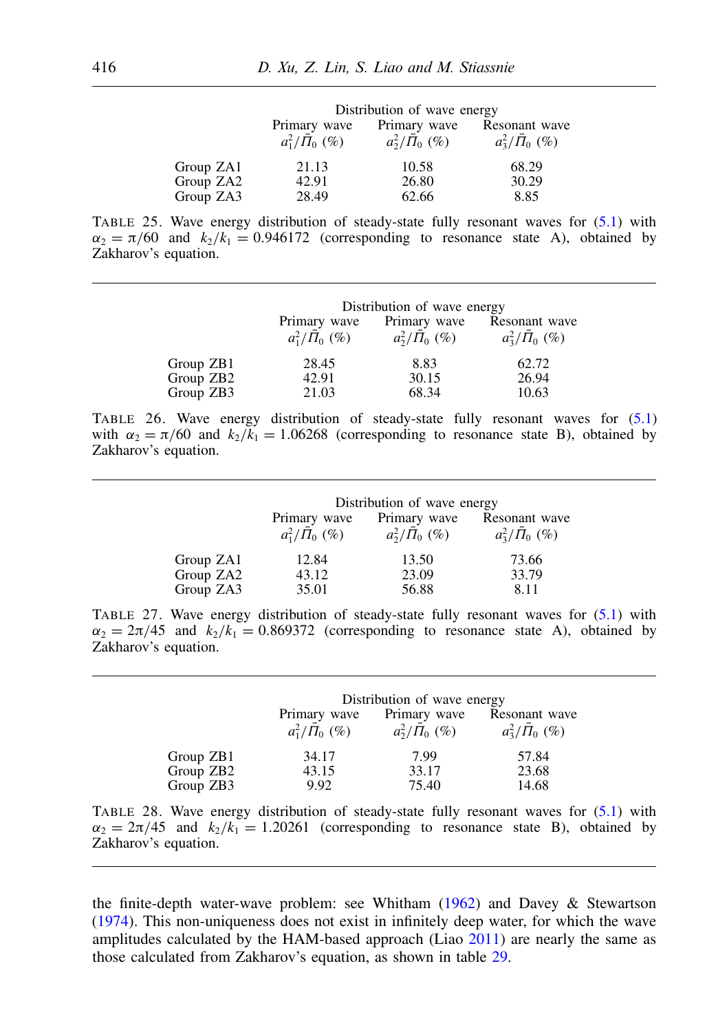| | Distribution of wave energy | | |
|---|---|---|---|
| | Primary wave $a_1^2/\bar{\Pi}_0$ (%) | Primary wave $a_2^2/\bar{\Pi}_0$ (%) | Resonant wave $a_3^2/\bar{\Pi}_0$ (%) |
| Group ZA1 | 21.13 | 10.58 | 68.29 |
| Group ZA2 | 42.91 | 26.80 | 30.29 |
| Group ZA3 | 28.49 | 62.66 | 8.85 |

TABLE 25. Wave energy distribution of steady-state fully resonant waves for (5.1) with $\alpha_2 = \pi/60$ and $k_2/k_1 = 0.946172$ (corresponding to resonance state A), obtained by Zakharov's equation.

| | Distribution of wave energy | | |
|---|---|---|---|
| | Primary wave $a_1^2/\bar{\Pi}_0$ (%) | Primary wave $a_2^2/\bar{\Pi}_0$ (%) | Resonant wave $a_3^2/\bar{\Pi}_0$ (%) |
| Group ZB1 | 28.45 | 8.83 | 62.72 |
| Group ZB2 | 42.91 | 30.15 | 26.94 |
| Group ZB3 | 21.03 | 68.34 | 10.63 |

TABLE 26. Wave energy distribution of steady-state fully resonant waves for (5.1) with $\alpha_2 = \pi/60$ and $k_2/k_1 = 1.06268$ (corresponding to resonance state B), obtained by Zakharov's equation.

| | Distribution of wave energy | | |
|---|---|---|---|
| | Primary wave $a_1^2/\bar{\Pi}_0$ (%) | Primary wave $a_2^2/\bar{\Pi}_0$ (%) | Resonant wave $a_3^2/\bar{\Pi}_0$ (%) |
| Group ZA1 | 12.84 | 13.50 | 73.66 |
| Group ZA2 | 43.12 | 23.09 | 33.79 |
| Group ZA3 | 35.01 | 56.88 | 8.11 |

TABLE 27. Wave energy distribution of steady-state fully resonant waves for (5.1) with $\alpha_2 = 2\pi/45$ and $k_2/k_1 = 0.869372$ (corresponding to resonance state A), obtained by Zakharov's equation.

| | Distribution of wave energy | | |
|---|---|---|---|
| | Primary wave $a_1^2/\bar{\Pi}_0$ (%) | Primary wave $a_2^2/\bar{\Pi}_0$ (%) | Resonant wave $a_3^2/\bar{\Pi}_0$ (%) |
| Group ZB1 | 34.17 | 7.99 | 57.84 |
| Group ZB2 | 43.15 | 33.17 | 23.68 |
| Group ZB3 | 9.92 | 75.40 | 14.68 |

TABLE 28. Wave energy distribution of steady-state fully resonant waves for (5.1) with $\alpha_2 = 2\pi/45$ and $k_2/k_1 = 1.20261$ (corresponding to resonance state B), obtained by Zakharov's equation.

the finite-depth water-wave problem: see Whitham (1962) and Davey & Stewartson (1974). This non-uniqueness does not exist in infinitely deep water, for which the wave amplitudes calculated by the HAM-based approach (Liao 2011) are nearly the same as those calculated from Zakharov's equation, as shown in table 29.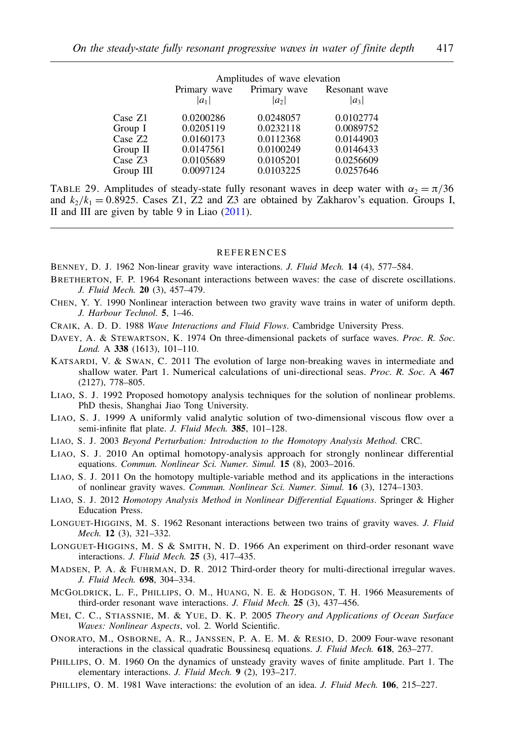| | Amplitudes of wave elevation | | |
|---|---|---|---|
| | Primary wave $\lvert a_1 \rvert$ | Primary wave $\lvert a_2 \rvert$ | Resonant wave $\lvert a_3 \rvert$ |
| Case Z1 | 0.0200286 | 0.0248057 | 0.0102774 |
| Group I | 0.0205119 | 0.0232118 | 0.0089752 |
| Case Z2 | 0.0160173 | 0.0112368 | 0.0144903 |
| Group II | 0.0147561 | 0.0100249 | 0.0146433 |
| Case Z3 | 0.0105689 | 0.0105201 | 0.0256609 |
| Group III | 0.0097124 | 0.0103225 | 0.0257646 |

TABLE 29. Amplitudes of steady-state fully resonant waves in deep water with $\alpha_2 = \pi/36$ and $k_2/k_1 = 0.8925$. Cases Z1, Z2 and Z3 are obtained by Zakharov's equation. Groups I, II and III are given by table 9 in Liao (2011).

## REFERENCES

BENNEY, D. J. 1962 Non-linear gravity wave interactions. *J. Fluid Mech.* **14** (4), 577–584.

BRETHERTON, F. P. 1964 Resonant interactions between waves: the case of discrete oscillations. *J. Fluid Mech.* **20** (3), 457–479.

CHEN, Y. Y. 1990 Nonlinear interaction between two gravity wave trains in water of uniform depth. *J. Harbour Technol.* **5**, 1–46.

CRAIK, A. D. D. 1988 *Wave Interactions and Fluid Flows*. Cambridge University Press.

DAVEY, A. & STEWARTSON, K. 1974 On three-dimensional packets of surface waves. *Proc. R. Soc. Lond.* A **338** (1613), 101–110.

KATSARDI, V. & SWAN, C. 2011 The evolution of large non-breaking waves in intermediate and shallow water. Part 1. Numerical calculations of uni-directional seas. *Proc. R. Soc.* A **467** (2127), 778–805.

LIAO, S. J. 1992 Proposed homotopy analysis techniques for the solution of nonlinear problems. PhD thesis, Shanghai Jiao Tong University.

LIAO, S. J. 1999 A uniformly valid analytic solution of two-dimensional viscous flow over a semi-infinite flat plate. *J. Fluid Mech.* **385**, 101–128.

LIAO, S. J. 2003 *Beyond Perturbation: Introduction to the Homotopy Analysis Method*. CRC.

LIAO, S. J. 2010 An optimal homotopy-analysis approach for strongly nonlinear differential equations. *Commun. Nonlinear Sci. Numer. Simul.* **15** (8), 2003–2016.

LIAO, S. J. 2011 On the homotopy multiple-variable method and its applications in the interactions of nonlinear gravity waves. *Commun. Nonlinear Sci. Numer. Simul.* **16** (3), 1274–1303.

LIAO, S. J. 2012 *Homotopy Analysis Method in Nonlinear Differential Equations*. Springer & Higher Education Press.

LONGUET-HIGGINS, M. S. 1962 Resonant interactions between two trains of gravity waves. *J. Fluid Mech.* **12** (3), 321–332.

LONGUET-HIGGINS, M. S & SMITH, N. D. 1966 An experiment on third-order resonant wave interactions. *J. Fluid Mech.* **25** (3), 417–435.

MADSEN, P. A. & FUHRMAN, D. R. 2012 Third-order theory for multi-directional irregular waves. *J. Fluid Mech.* **698**, 304–334.

MCGOLDRICK, L. F., PHILLIPS, O. M., HUANG, N. E. & HODGSON, T. H. 1966 Measurements of third-order resonant wave interactions. *J. Fluid Mech.* **25** (3), 437–456.

MEI, C. C., STIASSNIE, M. & YUE, D. K. P. 2005 *Theory and Applications of Ocean Surface Waves: Nonlinear Aspects*, vol. 2. World Scientific.

ONORATO, M., OSBORNE, A. R., JANSSEN, P. A. E. M. & RESIO, D. 2009 Four-wave resonant interactions in the classical quadratic Boussinesq equations. *J. Fluid Mech.* **618**, 263–277.

PHILLIPS, O. M. 1960 On the dynamics of unsteady gravity waves of finite amplitude. Part 1. The elementary interactions. *J. Fluid Mech.* **9** (2), 193–217.

PHILLIPS, O. M. 1981 Wave interactions: the evolution of an idea. *J. Fluid Mech.* **106**, 215–227.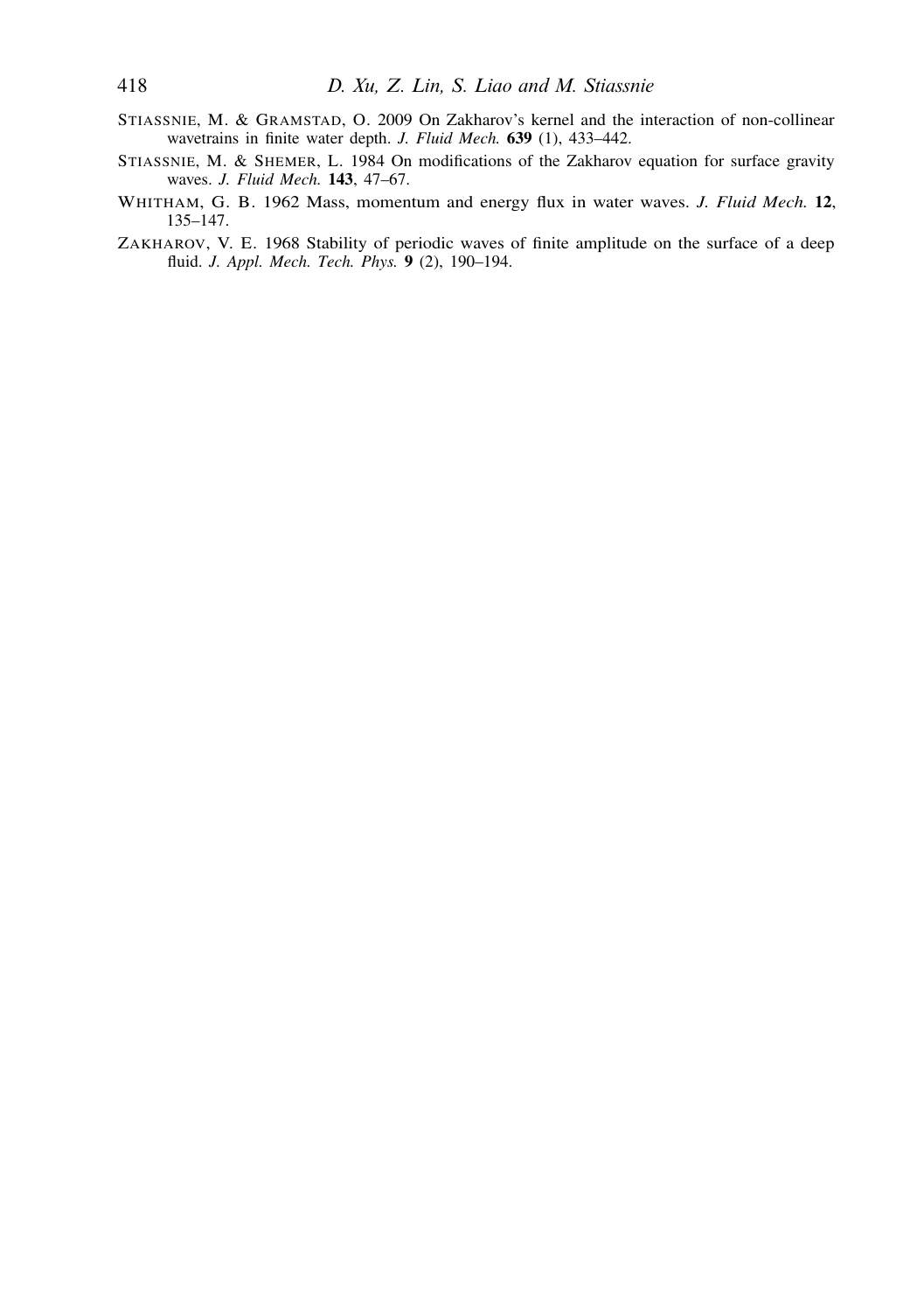STIASSNIE, M. & GRAMSTAD, O. 2009 On Zakharov's kernel and the interaction of non-collinear wavetrains in finite water depth. *J. Fluid Mech.* **639** (1), 433–442.

STIASSNIE, M. & SHEMER, L. 1984 On modifications of the Zakharov equation for surface gravity waves. *J. Fluid Mech.* **143**, 47–67.

WHITHAM, G. B. 1962 Mass, momentum and energy flux in water waves. *J. Fluid Mech.* **12**, 135–147.

ZAKHAROV, V. E. 1968 Stability of periodic waves of finite amplitude on the surface of a deep fluid. *J. Appl. Mech. Tech. Phys.* **9** (2), 190–194.